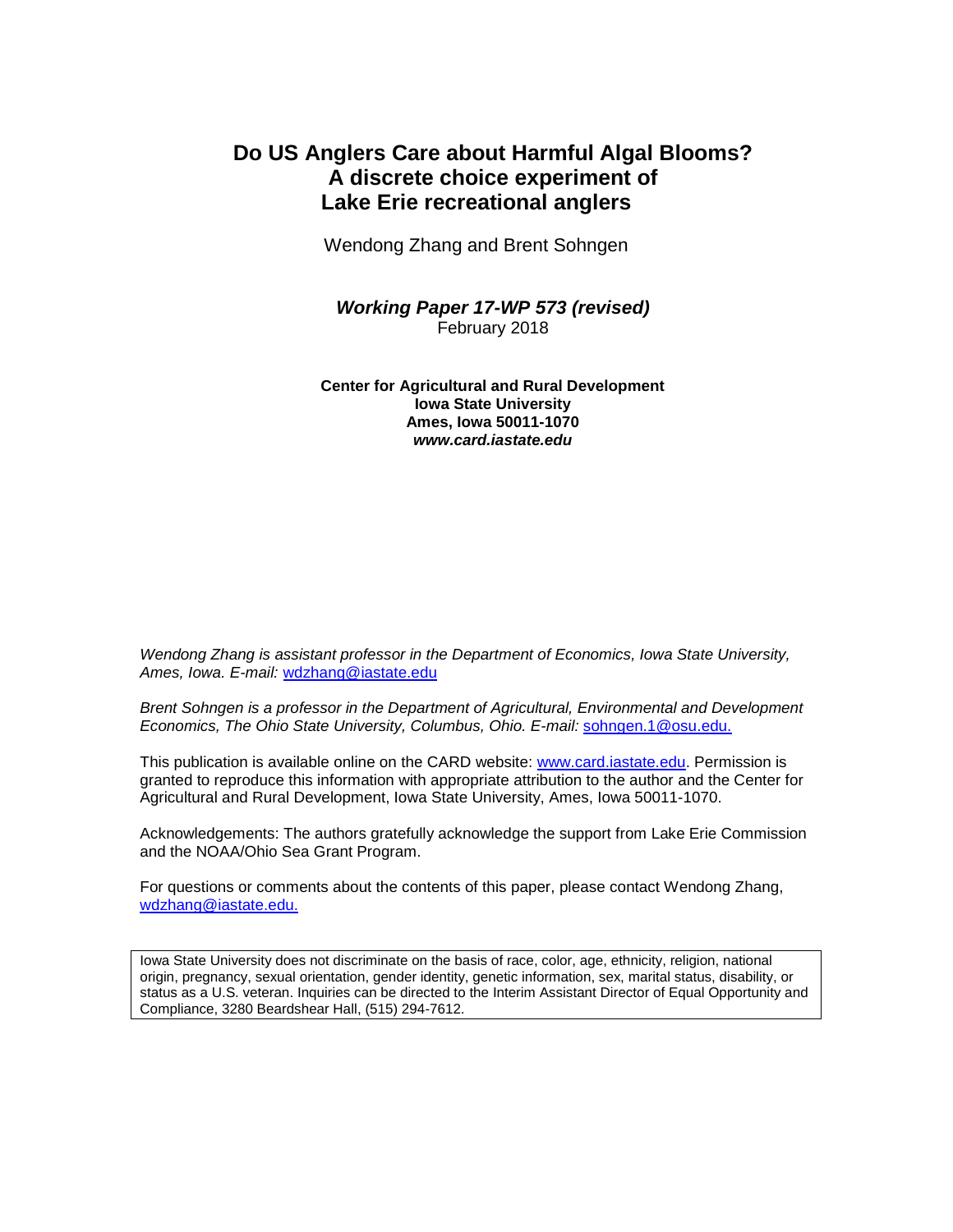# Do US Anglers Care about Harmful Algal Blooms? A discrete choice experiment of Lake Erie recreational anglers

Wendong Zhang and Brent Sohngen

***Working Paper 17-WP 573 (revised)***
February 2018

**Center for Agricultural and Rural Development**
**Iowa State University**
**Ames, Iowa 50011-1070**
***www.card.iastate.edu***

*Wendong Zhang is assistant professor in the Department of Economics, Iowa State University, Ames, Iowa. E-mail:* wdzhang@iastate.edu

*Brent Sohngen is a professor in the Department of Agricultural, Environmental and Development Economics, The Ohio State University, Columbus, Ohio. E-mail:* sohngen.1@osu.edu.

This publication is available online on the CARD website: www.card.iastate.edu. Permission is granted to reproduce this information with appropriate attribution to the author and the Center for Agricultural and Rural Development, Iowa State University, Ames, Iowa 50011-1070.

Acknowledgements: The authors gratefully acknowledge the support from Lake Erie Commission and the NOAA/Ohio Sea Grant Program.

For questions or comments about the contents of this paper, please contact Wendong Zhang, wdzhang@iastate.edu.

Iowa State University does not discriminate on the basis of race, color, age, ethnicity, religion, national origin, pregnancy, sexual orientation, gender identity, genetic information, sex, marital status, disability, or status as a U.S. veteran. Inquiries can be directed to the Interim Assistant Director of Equal Opportunity and Compliance, 3280 Beardshear Hall, (515) 294-7612.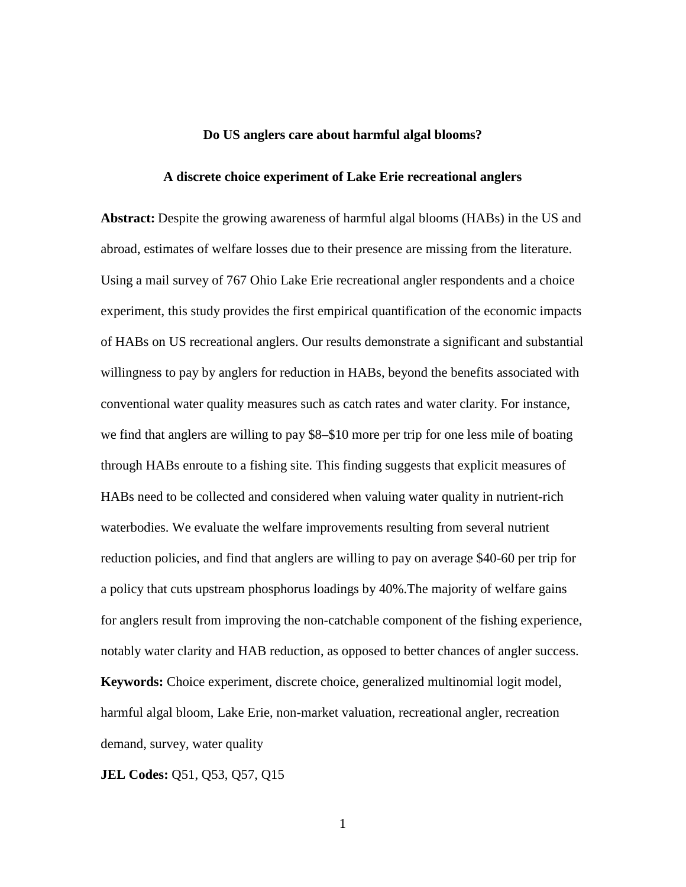**Do US anglers care about harmful algal blooms?**

**A discrete choice experiment of Lake Erie recreational anglers**

**Abstract:** Despite the growing awareness of harmful algal blooms (HABs) in the US and abroad, estimates of welfare losses due to their presence are missing from the literature. Using a mail survey of 767 Ohio Lake Erie recreational angler respondents and a choice experiment, this study provides the first empirical quantification of the economic impacts of HABs on US recreational anglers. Our results demonstrate a significant and substantial willingness to pay by anglers for reduction in HABs, beyond the benefits associated with conventional water quality measures such as catch rates and water clarity. For instance, we find that anglers are willing to pay \$8–\$10 more per trip for one less mile of boating through HABs enroute to a fishing site. This finding suggests that explicit measures of HABs need to be collected and considered when valuing water quality in nutrient-rich waterbodies. We evaluate the welfare improvements resulting from several nutrient reduction policies, and find that anglers are willing to pay on average \$40-60 per trip for a policy that cuts upstream phosphorus loadings by 40%.The majority of welfare gains for anglers result from improving the non-catchable component of the fishing experience, notably water clarity and HAB reduction, as opposed to better chances of angler success.

**Keywords:** Choice experiment, discrete choice, generalized multinomial logit model, harmful algal bloom, Lake Erie, non-market valuation, recreational angler, recreation demand, survey, water quality

**JEL Codes:** Q51, Q53, Q57, Q15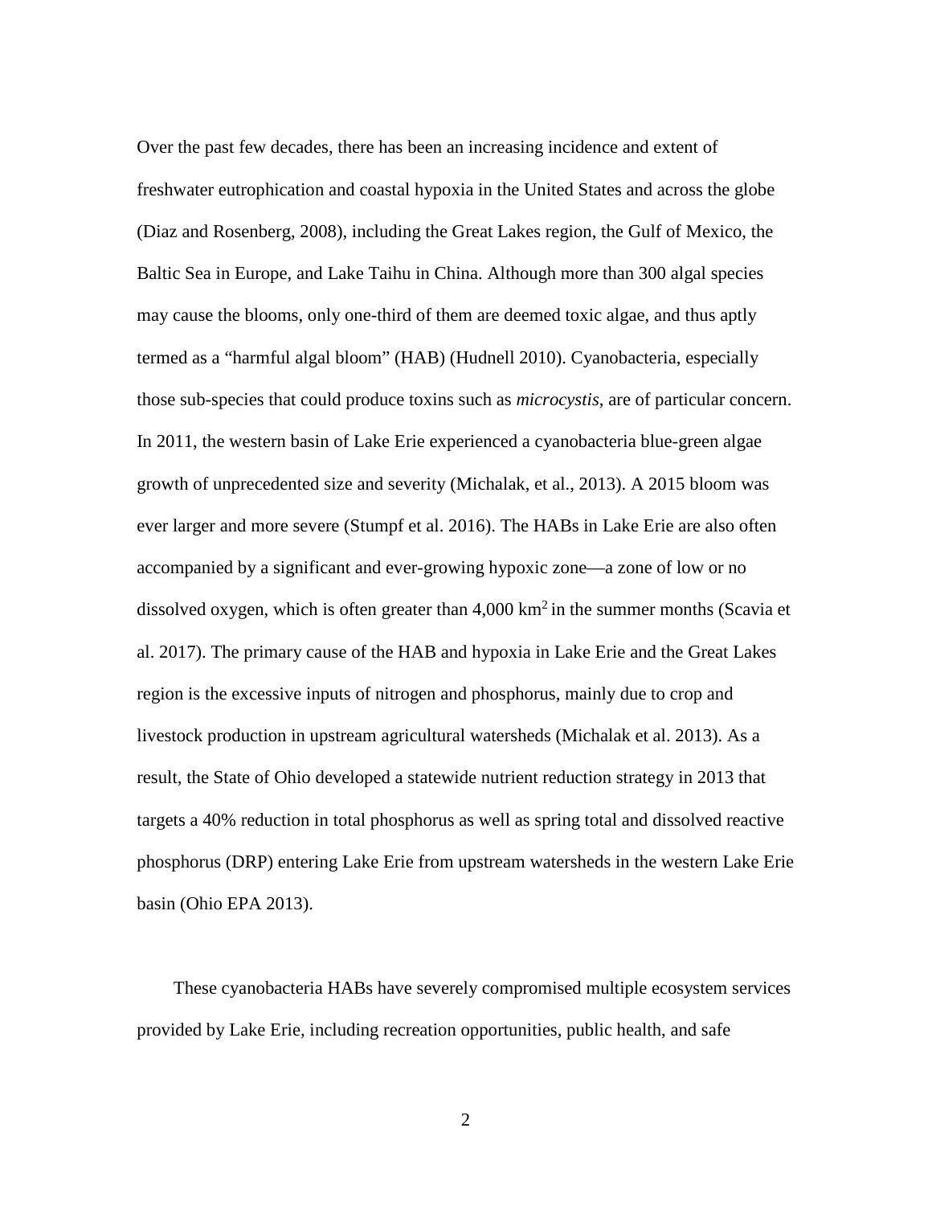Over the past few decades, there has been an increasing incidence and extent of freshwater eutrophication and coastal hypoxia in the United States and across the globe (Diaz and Rosenberg, 2008), including the Great Lakes region, the Gulf of Mexico, the Baltic Sea in Europe, and Lake Taihu in China. Although more than 300 algal species may cause the blooms, only one-third of them are deemed toxic algae, and thus aptly termed as a "harmful algal bloom" (HAB) (Hudnell 2010). Cyanobacteria, especially those sub-species that could produce toxins such as *microcystis*, are of particular concern. In 2011, the western basin of Lake Erie experienced a cyanobacteria blue-green algae growth of unprecedented size and severity (Michalak, et al., 2013). A 2015 bloom was ever larger and more severe (Stumpf et al. 2016). The HABs in Lake Erie are also often accompanied by a significant and ever-growing hypoxic zone—a zone of low or no dissolved oxygen, which is often greater than 4,000 $km^2$ in the summer months (Scavia et al. 2017). The primary cause of the HAB and hypoxia in Lake Erie and the Great Lakes region is the excessive inputs of nitrogen and phosphorus, mainly due to crop and livestock production in upstream agricultural watersheds (Michalak et al. 2013). As a result, the State of Ohio developed a statewide nutrient reduction strategy in 2013 that targets a 40% reduction in total phosphorus as well as spring total and dissolved reactive phosphorus (DRP) entering Lake Erie from upstream watersheds in the western Lake Erie basin (Ohio EPA 2013).

These cyanobacteria HABs have severely compromised multiple ecosystem services provided by Lake Erie, including recreation opportunities, public health, and safe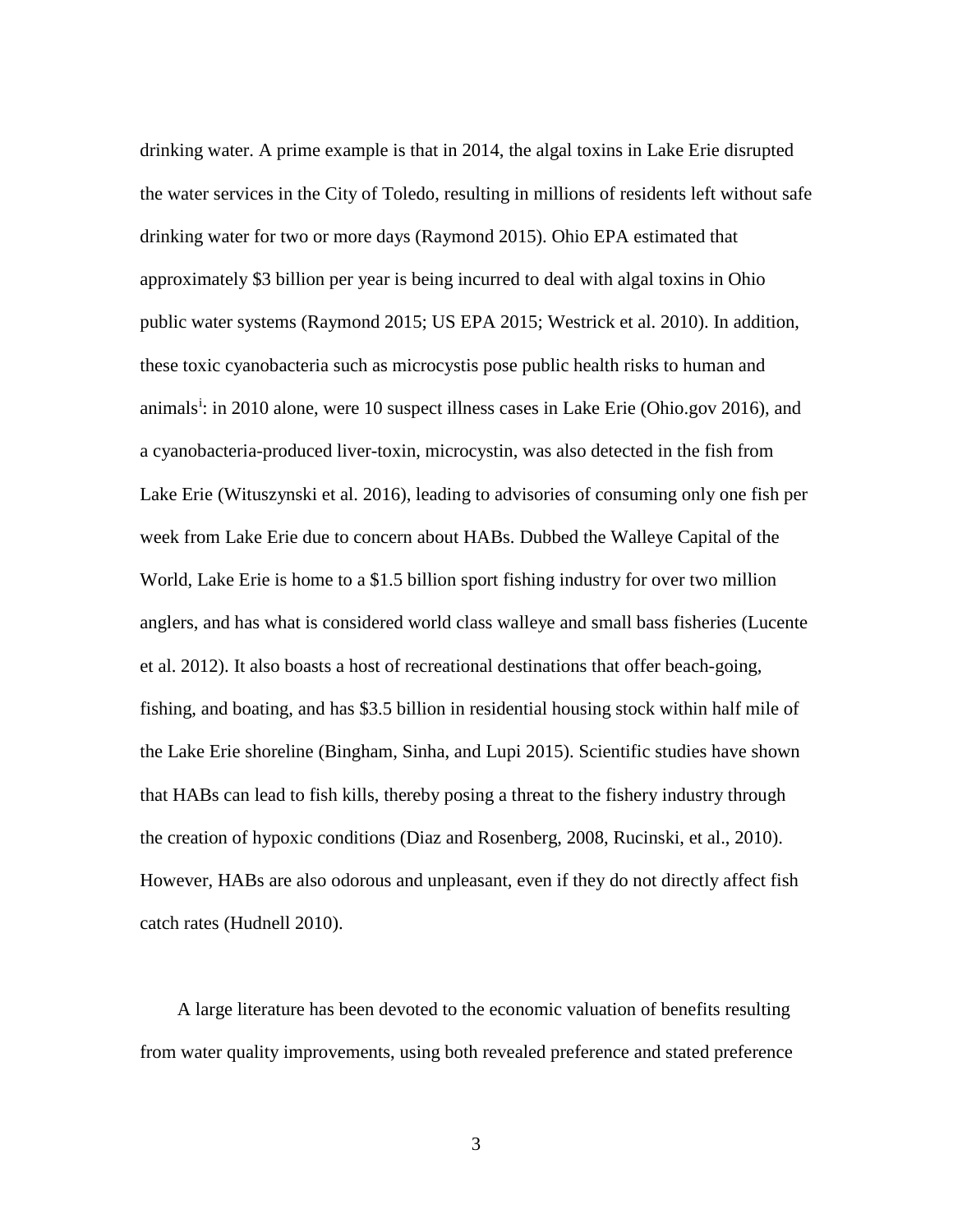drinking water. A prime example is that in 2014, the algal toxins in Lake Erie disrupted the water services in the City of Toledo, resulting in millions of residents left without safe drinking water for two or more days (Raymond 2015). Ohio EPA estimated that approximately $3 billion per year is being incurred to deal with algal toxins in Ohio public water systems (Raymond 2015; US EPA 2015; Westrick et al. 2010). In addition, these toxic cyanobacteria such as microcystis pose public health risks to human and animals[i]: in 2010 alone, were 10 suspect illness cases in Lake Erie (Ohio.gov 2016), and a cyanobacteria-produced liver-toxin, microcystin, was also detected in the fish from Lake Erie (Wituszynski et al. 2016), leading to advisories of consuming only one fish per week from Lake Erie due to concern about HABs. Dubbed the Walleye Capital of the World, Lake Erie is home to a $1.5 billion sport fishing industry for over two million anglers, and has what is considered world class walleye and small bass fisheries (Lucente et al. 2012). It also boasts a host of recreational destinations that offer beach-going, fishing, and boating, and has $3.5 billion in residential housing stock within half mile of the Lake Erie shoreline (Bingham, Sinha, and Lupi 2015). Scientific studies have shown that HABs can lead to fish kills, thereby posing a threat to the fishery industry through the creation of hypoxic conditions (Diaz and Rosenberg, 2008, Rucinski, et al., 2010). However, HABs are also odorous and unpleasant, even if they do not directly affect fish catch rates (Hudnell 2010).

A large literature has been devoted to the economic valuation of benefits resulting from water quality improvements, using both revealed preference and stated preference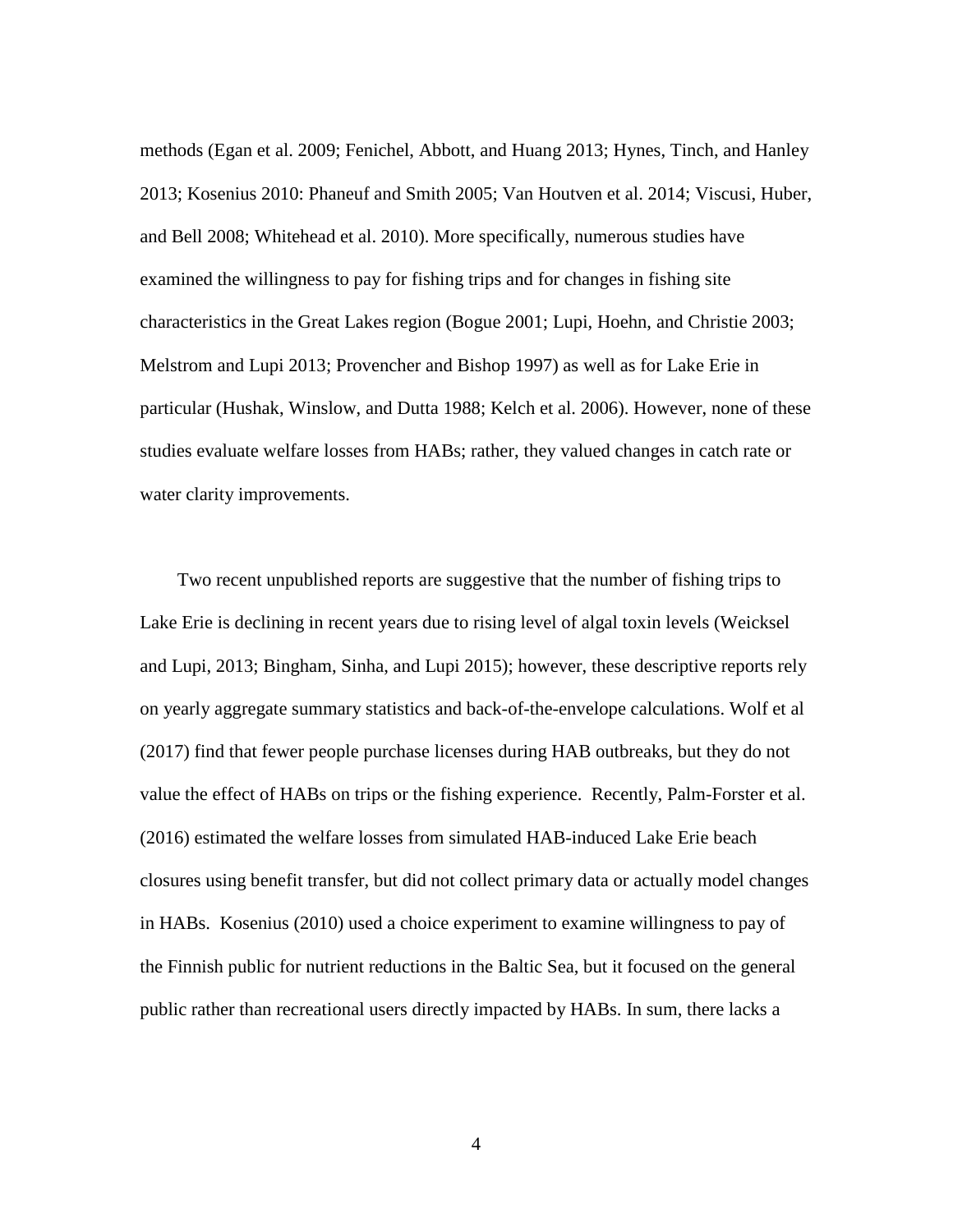methods (Egan et al. 2009; Fenichel, Abbott, and Huang 2013; Hynes, Tinch, and Hanley 2013; Kosenius 2010: Phaneuf and Smith 2005; Van Houtven et al. 2014; Viscusi, Huber, and Bell 2008; Whitehead et al. 2010). More specifically, numerous studies have examined the willingness to pay for fishing trips and for changes in fishing site characteristics in the Great Lakes region (Bogue 2001; Lupi, Hoehn, and Christie 2003; Melstrom and Lupi 2013; Provencher and Bishop 1997) as well as for Lake Erie in particular (Hushak, Winslow, and Dutta 1988; Kelch et al. 2006). However, none of these studies evaluate welfare losses from HABs; rather, they valued changes in catch rate or water clarity improvements.

Two recent unpublished reports are suggestive that the number of fishing trips to Lake Erie is declining in recent years due to rising level of algal toxin levels (Weicksel and Lupi, 2013; Bingham, Sinha, and Lupi 2015); however, these descriptive reports rely on yearly aggregate summary statistics and back-of-the-envelope calculations. Wolf et al (2017) find that fewer people purchase licenses during HAB outbreaks, but they do not value the effect of HABs on trips or the fishing experience. Recently, Palm-Forster et al. (2016) estimated the welfare losses from simulated HAB-induced Lake Erie beach closures using benefit transfer, but did not collect primary data or actually model changes in HABs. Kosenius (2010) used a choice experiment to examine willingness to pay of the Finnish public for nutrient reductions in the Baltic Sea, but it focused on the general public rather than recreational users directly impacted by HABs. In sum, there lacks a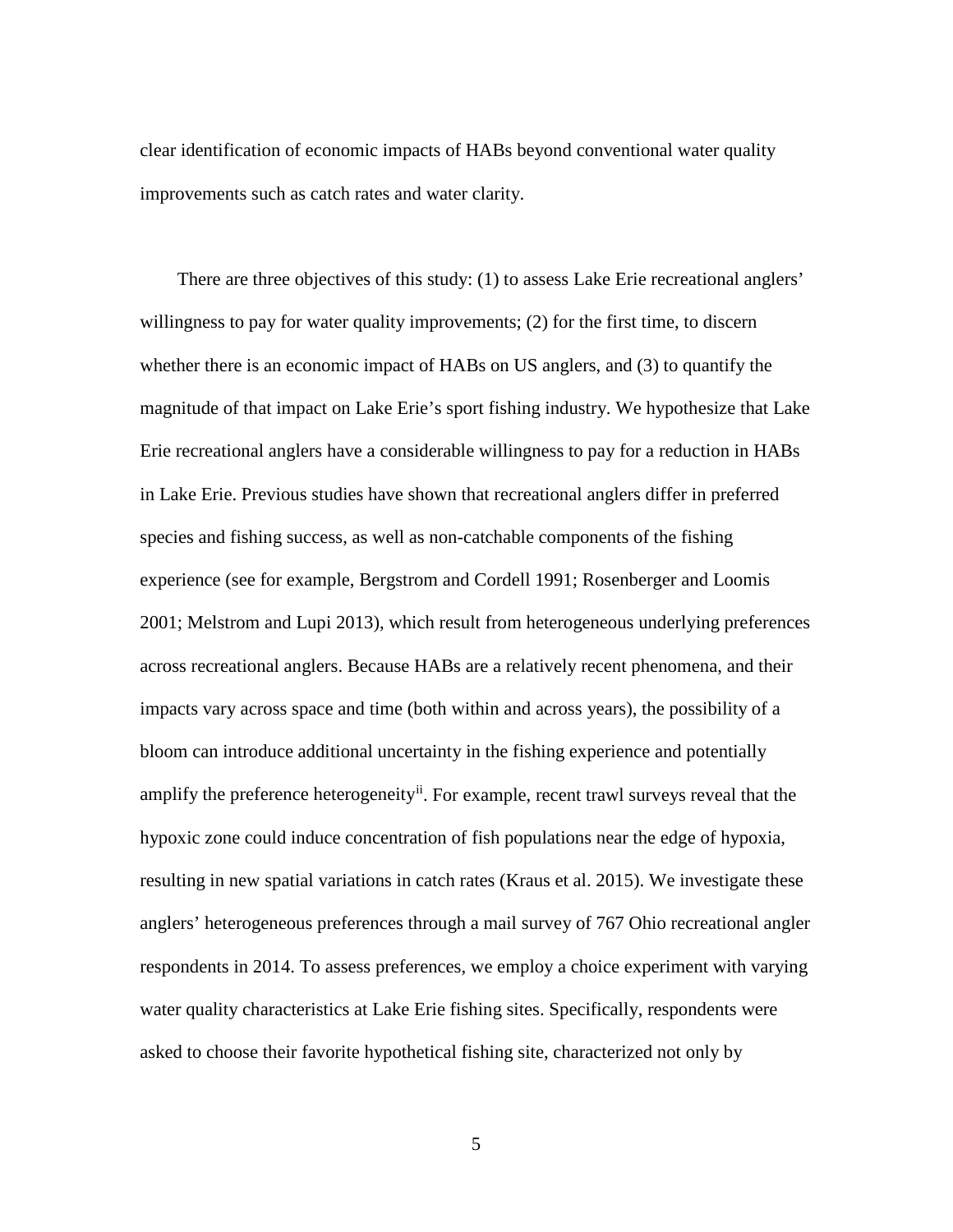clear identification of economic impacts of HABs beyond conventional water quality improvements such as catch rates and water clarity.

There are three objectives of this study: (1) to assess Lake Erie recreational anglers' willingness to pay for water quality improvements; (2) for the first time, to discern whether there is an economic impact of HABs on US anglers, and (3) to quantify the magnitude of that impact on Lake Erie's sport fishing industry. We hypothesize that Lake Erie recreational anglers have a considerable willingness to pay for a reduction in HABs in Lake Erie. Previous studies have shown that recreational anglers differ in preferred species and fishing success, as well as non-catchable components of the fishing experience (see for example, Bergstrom and Cordell 1991; Rosenberger and Loomis 2001; Melstrom and Lupi 2013), which result from heterogeneous underlying preferences across recreational anglers. Because HABs are a relatively recent phenomena, and their impacts vary across space and time (both within and across years), the possibility of a bloom can introduce additional uncertainty in the fishing experience and potentially amplify the preference heterogeneity[ii]. For example, recent trawl surveys reveal that the hypoxic zone could induce concentration of fish populations near the edge of hypoxia, resulting in new spatial variations in catch rates (Kraus et al. 2015). We investigate these anglers' heterogeneous preferences through a mail survey of 767 Ohio recreational angler respondents in 2014. To assess preferences, we employ a choice experiment with varying water quality characteristics at Lake Erie fishing sites. Specifically, respondents were asked to choose their favorite hypothetical fishing site, characterized not only by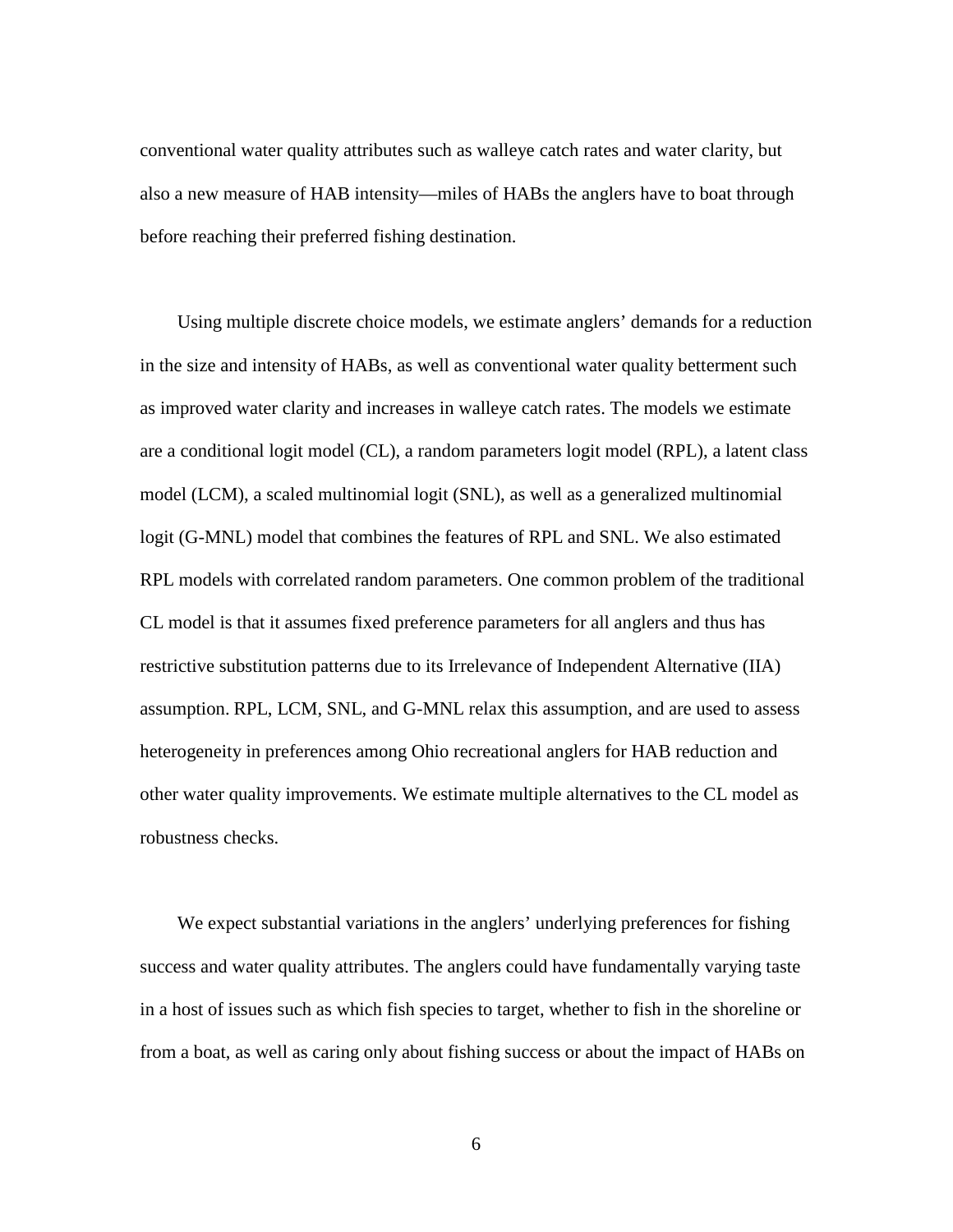conventional water quality attributes such as walleye catch rates and water clarity, but also a new measure of HAB intensity—miles of HABs the anglers have to boat through before reaching their preferred fishing destination.

Using multiple discrete choice models, we estimate anglers' demands for a reduction in the size and intensity of HABs, as well as conventional water quality betterment such as improved water clarity and increases in walleye catch rates. The models we estimate are a conditional logit model (CL), a random parameters logit model (RPL), a latent class model (LCM), a scaled multinomial logit (SNL), as well as a generalized multinomial logit (G-MNL) model that combines the features of RPL and SNL. We also estimated RPL models with correlated random parameters. One common problem of the traditional CL model is that it assumes fixed preference parameters for all anglers and thus has restrictive substitution patterns due to its Irrelevance of Independent Alternative (IIA) assumption. RPL, LCM, SNL, and G-MNL relax this assumption, and are used to assess heterogeneity in preferences among Ohio recreational anglers for HAB reduction and other water quality improvements. We estimate multiple alternatives to the CL model as robustness checks.

We expect substantial variations in the anglers' underlying preferences for fishing success and water quality attributes. The anglers could have fundamentally varying taste in a host of issues such as which fish species to target, whether to fish in the shoreline or from a boat, as well as caring only about fishing success or about the impact of HABs on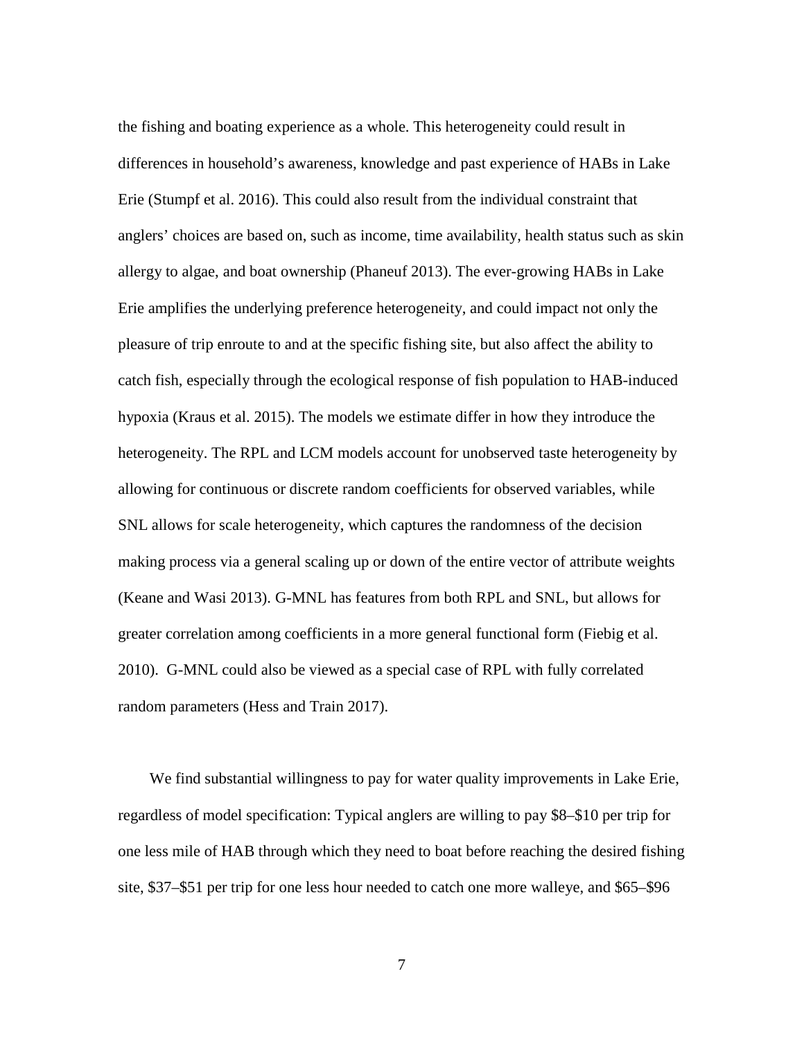the fishing and boating experience as a whole. This heterogeneity could result in differences in household's awareness, knowledge and past experience of HABs in Lake Erie (Stumpf et al. 2016). This could also result from the individual constraint that anglers' choices are based on, such as income, time availability, health status such as skin allergy to algae, and boat ownership (Phaneuf 2013). The ever-growing HABs in Lake Erie amplifies the underlying preference heterogeneity, and could impact not only the pleasure of trip enroute to and at the specific fishing site, but also affect the ability to catch fish, especially through the ecological response of fish population to HAB-induced hypoxia (Kraus et al. 2015). The models we estimate differ in how they introduce the heterogeneity. The RPL and LCM models account for unobserved taste heterogeneity by allowing for continuous or discrete random coefficients for observed variables, while SNL allows for scale heterogeneity, which captures the randomness of the decision making process via a general scaling up or down of the entire vector of attribute weights (Keane and Wasi 2013). G-MNL has features from both RPL and SNL, but allows for greater correlation among coefficients in a more general functional form (Fiebig et al. 2010). G-MNL could also be viewed as a special case of RPL with fully correlated random parameters (Hess and Train 2017).

We find substantial willingness to pay for water quality improvements in Lake Erie, regardless of model specification: Typical anglers are willing to pay \$8–\$10 per trip for one less mile of HAB through which they need to boat before reaching the desired fishing site, \$37–\$51 per trip for one less hour needed to catch one more walleye, and \$65–\$96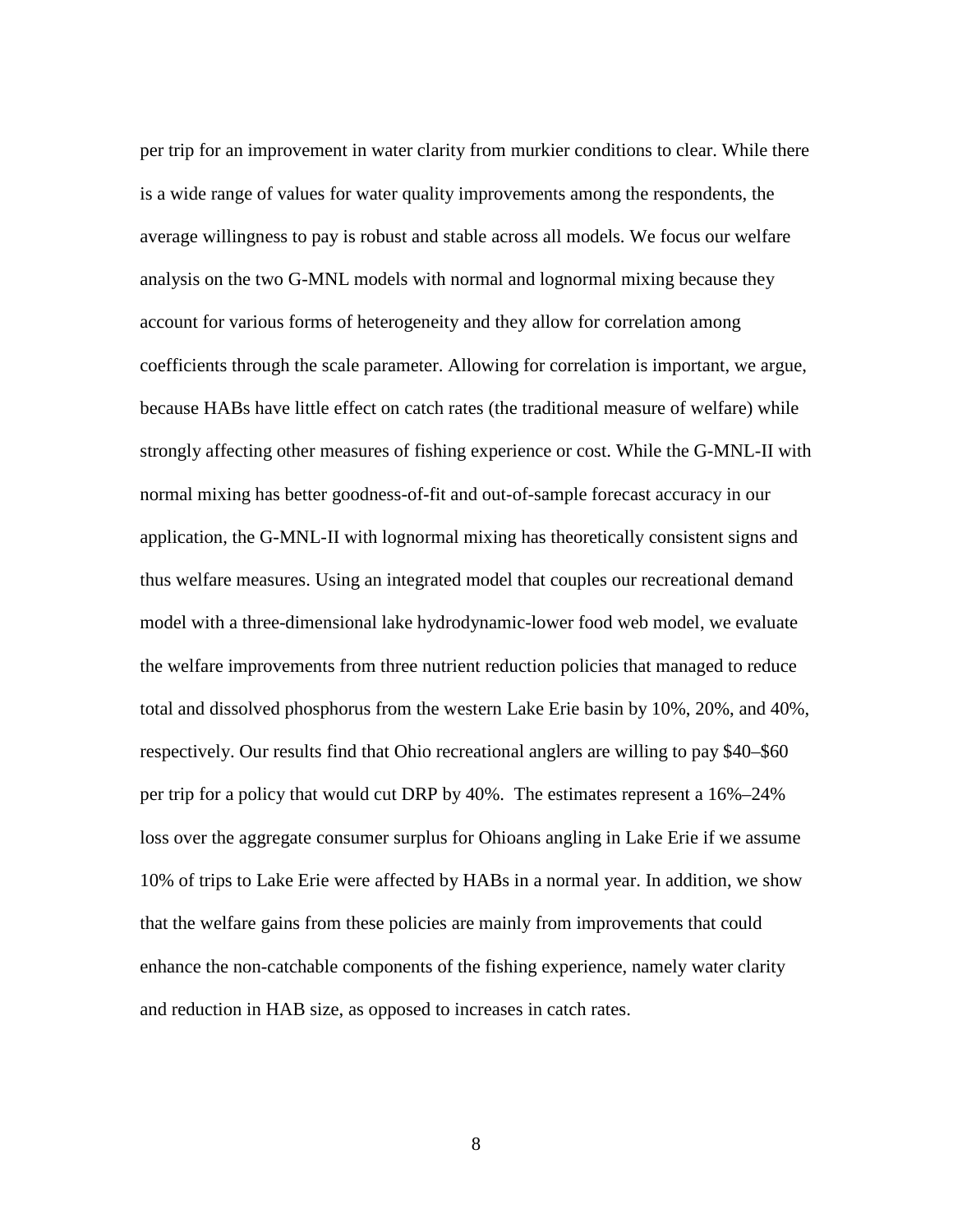per trip for an improvement in water clarity from murkier conditions to clear. While there is a wide range of values for water quality improvements among the respondents, the average willingness to pay is robust and stable across all models. We focus our welfare analysis on the two G-MNL models with normal and lognormal mixing because they account for various forms of heterogeneity and they allow for correlation among coefficients through the scale parameter. Allowing for correlation is important, we argue, because HABs have little effect on catch rates (the traditional measure of welfare) while strongly affecting other measures of fishing experience or cost. While the G-MNL-II with normal mixing has better goodness-of-fit and out-of-sample forecast accuracy in our application, the G-MNL-II with lognormal mixing has theoretically consistent signs and thus welfare measures. Using an integrated model that couples our recreational demand model with a three-dimensional lake hydrodynamic-lower food web model, we evaluate the welfare improvements from three nutrient reduction policies that managed to reduce total and dissolved phosphorus from the western Lake Erie basin by 10%, 20%, and 40%, respectively. Our results find that Ohio recreational anglers are willing to pay $40–$60 per trip for a policy that would cut DRP by 40%. The estimates represent a 16%–24% loss over the aggregate consumer surplus for Ohioans angling in Lake Erie if we assume 10% of trips to Lake Erie were affected by HABs in a normal year. In addition, we show that the welfare gains from these policies are mainly from improvements that could enhance the non-catchable components of the fishing experience, namely water clarity and reduction in HAB size, as opposed to increases in catch rates.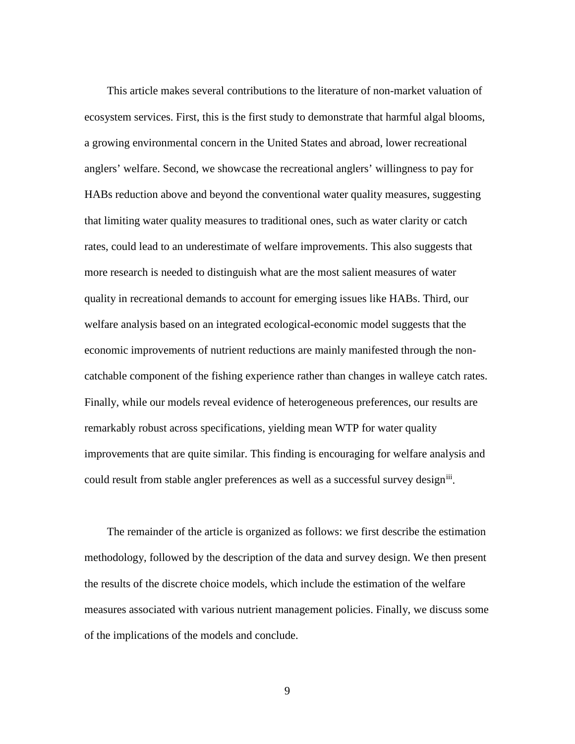This article makes several contributions to the literature of non-market valuation of ecosystem services. First, this is the first study to demonstrate that harmful algal blooms, a growing environmental concern in the United States and abroad, lower recreational anglers' welfare. Second, we showcase the recreational anglers' willingness to pay for HABs reduction above and beyond the conventional water quality measures, suggesting that limiting water quality measures to traditional ones, such as water clarity or catch rates, could lead to an underestimate of welfare improvements. This also suggests that more research is needed to distinguish what are the most salient measures of water quality in recreational demands to account for emerging issues like HABs. Third, our welfare analysis based on an integrated ecological-economic model suggests that the economic improvements of nutrient reductions are mainly manifested through the non-catchable component of the fishing experience rather than changes in walleye catch rates. Finally, while our models reveal evidence of heterogeneous preferences, our results are remarkably robust across specifications, yielding mean WTP for water quality improvements that are quite similar. This finding is encouraging for welfare analysis and could result from stable angler preferences as well as a successful survey design[iii].

The remainder of the article is organized as follows: we first describe the estimation methodology, followed by the description of the data and survey design. We then present the results of the discrete choice models, which include the estimation of the welfare measures associated with various nutrient management policies. Finally, we discuss some of the implications of the models and conclude.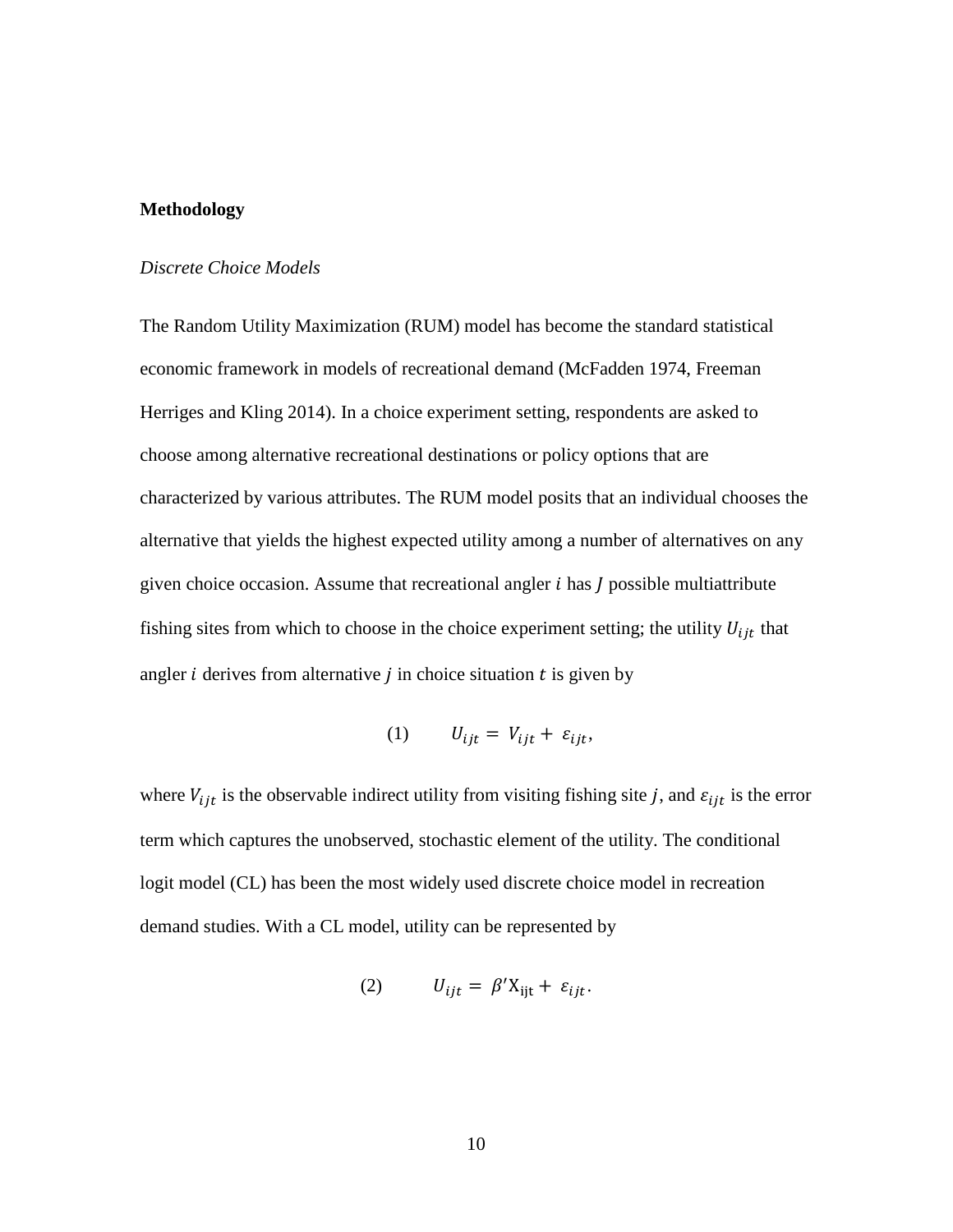**Methodology**

*Discrete Choice Models*

The Random Utility Maximization (RUM) model has become the standard statistical economic framework in models of recreational demand (McFadden 1974, Freeman Herriges and Kling 2014). In a choice experiment setting, respondents are asked to choose among alternative recreational destinations or policy options that are characterized by various attributes. The RUM model posits that an individual chooses the alternative that yields the highest expected utility among a number of alternatives on any given choice occasion. Assume that recreational angler $i$ has $J$ possible multiattribute fishing sites from which to choose in the choice experiment setting; the utility $U_{ijt}$ that angler $i$ derives from alternative $j$ in choice situation $t$ is given by

$$(1) \qquad U_{ijt} = V_{ijt} + \varepsilon_{ijt},$$

where $V_{ijt}$ is the observable indirect utility from visiting fishing site $j$, and $\varepsilon_{ijt}$ is the error term which captures the unobserved, stochastic element of the utility. The conditional logit model (CL) has been the most widely used discrete choice model in recreation demand studies. With a CL model, utility can be represented by

$$(2) \qquad U_{ijt} = \beta' \mathrm{X}_{\mathrm{ijt}} + \varepsilon_{ijt}.$$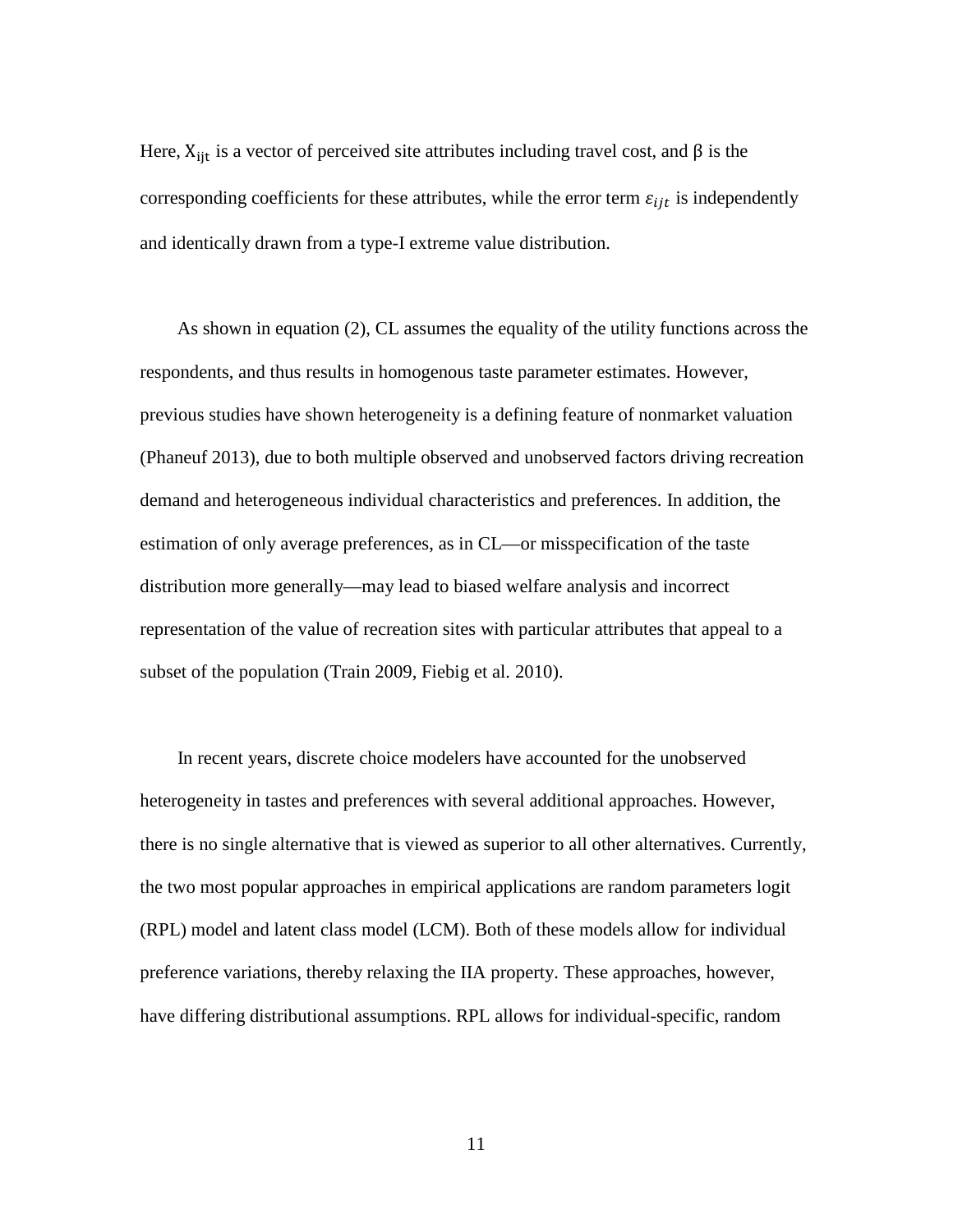Here, $X_{ijt}$ is a vector of perceived site attributes including travel cost, and $\beta$ is the corresponding coefficients for these attributes, while the error term $\varepsilon_{ijt}$ is independently and identically drawn from a type-I extreme value distribution.

As shown in equation (2), CL assumes the equality of the utility functions across the respondents, and thus results in homogenous taste parameter estimates. However, previous studies have shown heterogeneity is a defining feature of nonmarket valuation (Phaneuf 2013), due to both multiple observed and unobserved factors driving recreation demand and heterogeneous individual characteristics and preferences. In addition, the estimation of only average preferences, as in CL—or misspecification of the taste distribution more generally—may lead to biased welfare analysis and incorrect representation of the value of recreation sites with particular attributes that appeal to a subset of the population (Train 2009, Fiebig et al. 2010).

In recent years, discrete choice modelers have accounted for the unobserved heterogeneity in tastes and preferences with several additional approaches. However, there is no single alternative that is viewed as superior to all other alternatives. Currently, the two most popular approaches in empirical applications are random parameters logit (RPL) model and latent class model (LCM). Both of these models allow for individual preference variations, thereby relaxing the IIA property. These approaches, however, have differing distributional assumptions. RPL allows for individual-specific, random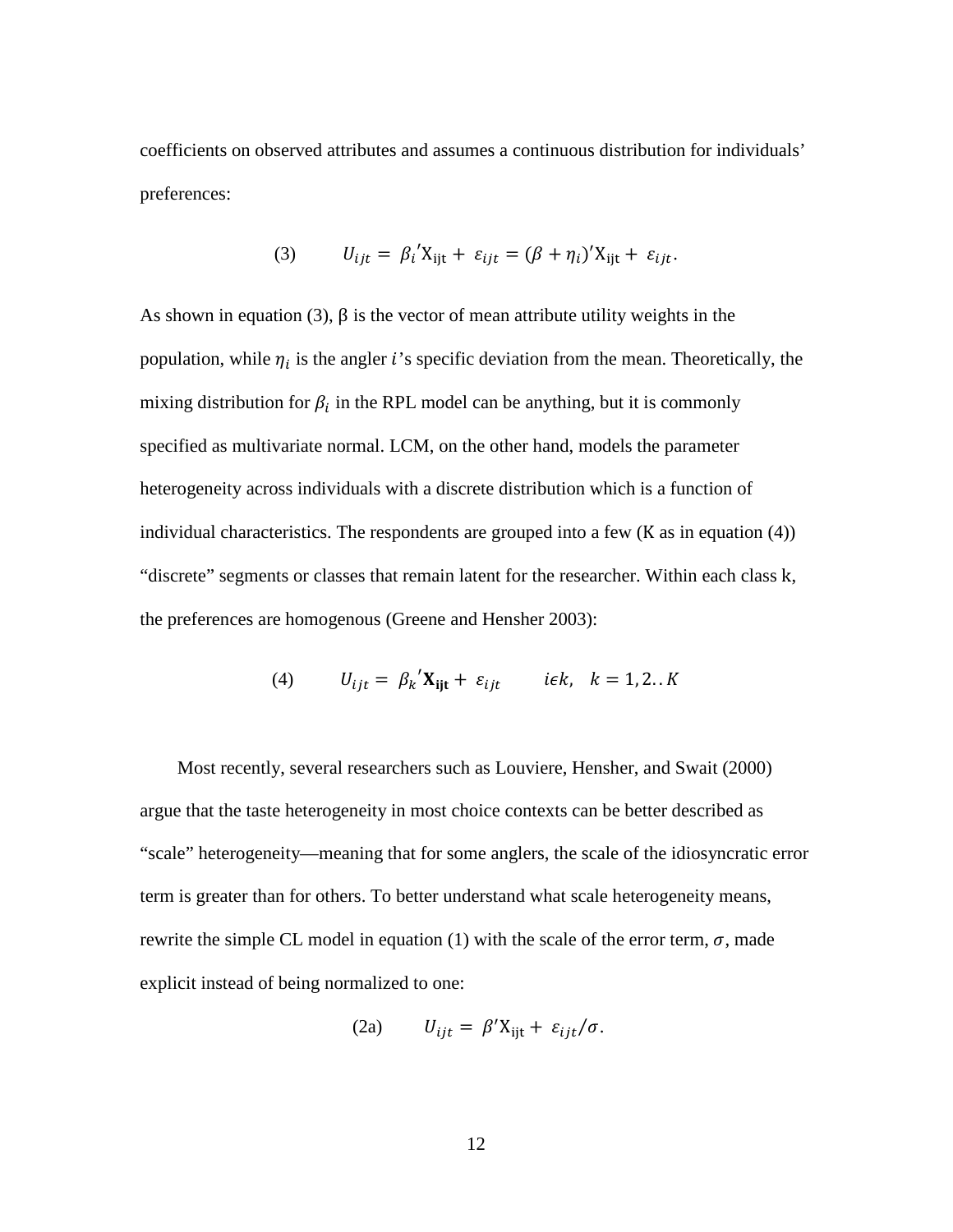coefficients on observed attributes and assumes a continuous distribution for individuals' preferences:

$$(3) \qquad U_{ijt} = \beta_i{}'\mathrm{X}_{\mathrm{ijt}} + \varepsilon_{ijt} = (\beta + \eta_i)'\mathrm{X}_{\mathrm{ijt}} + \varepsilon_{ijt}.$$

As shown in equation (3), β is the vector of mean attribute utility weights in the population, while $\eta_i$ is the angler $i$'s specific deviation from the mean. Theoretically, the mixing distribution for $\beta_i$ in the RPL model can be anything, but it is commonly specified as multivariate normal. LCM, on the other hand, models the parameter heterogeneity across individuals with a discrete distribution which is a function of individual characteristics. The respondents are grouped into a few (K as in equation (4)) "discrete" segments or classes that remain latent for the researcher. Within each class k, the preferences are homogenous (Greene and Hensher 2003):

$$(4) \qquad U_{ijt} = \beta_k{}'\mathbf{X_{ijt}} + \varepsilon_{ijt} \qquad i\epsilon k, \quad k = 1, 2..K$$

Most recently, several researchers such as Louviere, Hensher, and Swait (2000) argue that the taste heterogeneity in most choice contexts can be better described as "scale" heterogeneity—meaning that for some anglers, the scale of the idiosyncratic error term is greater than for others. To better understand what scale heterogeneity means, rewrite the simple CL model in equation (1) with the scale of the error term, $\sigma$, made explicit instead of being normalized to one:

$$(2a) \qquad U_{ijt} = \beta'\mathrm{X}_{\mathrm{ijt}} + \varepsilon_{ijt}/\sigma.$$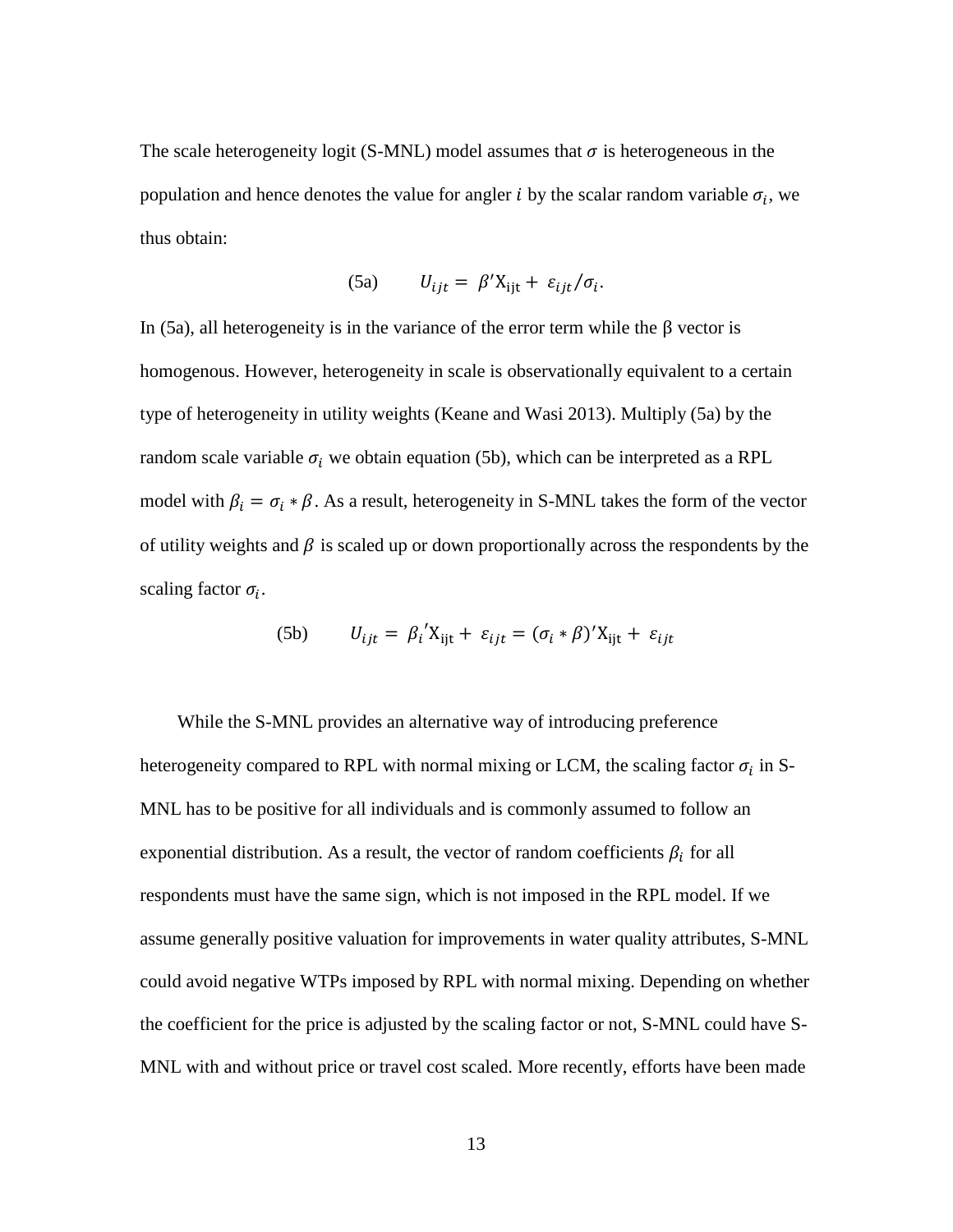The scale heterogeneity logit (S-MNL) model assumes that $\sigma$ is heterogeneous in the population and hence denotes the value for angler $i$ by the scalar random variable $\sigma_i$, we thus obtain:

$$\text{(5a)} \qquad U_{ijt} = \beta' \mathrm{X}_{\mathrm{ijt}} + \varepsilon_{ijt}/\sigma_i.$$

In (5a), all heterogeneity is in the variance of the error term while the β vector is homogenous. However, heterogeneity in scale is observationally equivalent to a certain type of heterogeneity in utility weights (Keane and Wasi 2013). Multiply (5a) by the random scale variable $\sigma_i$ we obtain equation (5b), which can be interpreted as a RPL model with $\beta_i = \sigma_i * \beta$. As a result, heterogeneity in S-MNL takes the form of the vector of utility weights and $\beta$ is scaled up or down proportionally across the respondents by the scaling factor $\sigma_i$.

$$\text{(5b)} \qquad U_{ijt} = \beta_i{}' \mathrm{X}_{\mathrm{ijt}} + \varepsilon_{ijt} = (\sigma_i * \beta)' \mathrm{X}_{\mathrm{ijt}} + \varepsilon_{ijt}$$

While the S-MNL provides an alternative way of introducing preference heterogeneity compared to RPL with normal mixing or LCM, the scaling factor $\sigma_i$ in S-MNL has to be positive for all individuals and is commonly assumed to follow an exponential distribution. As a result, the vector of random coefficients $\beta_i$ for all respondents must have the same sign, which is not imposed in the RPL model. If we assume generally positive valuation for improvements in water quality attributes, S-MNL could avoid negative WTPs imposed by RPL with normal mixing. Depending on whether the coefficient for the price is adjusted by the scaling factor or not, S-MNL could have S-MNL with and without price or travel cost scaled. More recently, efforts have been made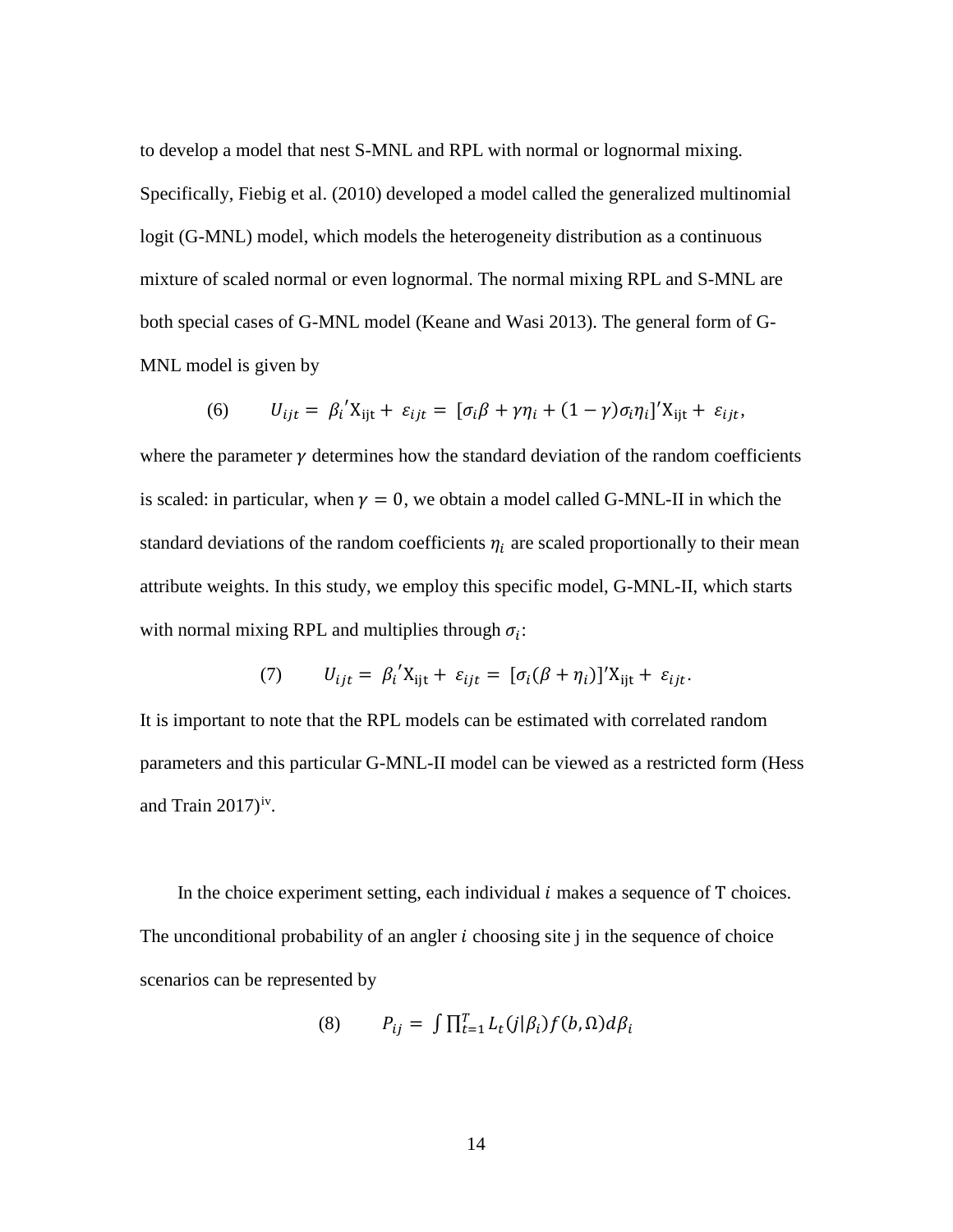to develop a model that nest S-MNL and RPL with normal or lognormal mixing. Specifically, Fiebig et al. (2010) developed a model called the generalized multinomial logit (G-MNL) model, which models the heterogeneity distribution as a continuous mixture of scaled normal or even lognormal. The normal mixing RPL and S-MNL are both special cases of G-MNL model (Keane and Wasi 2013). The general form of G-MNL model is given by

$$(6) \qquad U_{ijt} = \beta_i{}'\mathrm{X}_{\mathrm{ijt}} + \varepsilon_{ijt} = [\sigma_i\beta + \gamma\eta_i + (1-\gamma)\sigma_i\eta_i]'\mathrm{X}_{\mathrm{ijt}} + \varepsilon_{ijt},$$

where the parameter $\gamma$ determines how the standard deviation of the random coefficients is scaled: in particular, when $\gamma = 0$, we obtain a model called G-MNL-II in which the standard deviations of the random coefficients $\eta_i$ are scaled proportionally to their mean attribute weights. In this study, we employ this specific model, G-MNL-II, which starts with normal mixing RPL and multiplies through $\sigma_i$:

$$(7) \qquad U_{ijt} = \beta_i{}'\mathrm{X}_{\mathrm{ijt}} + \varepsilon_{ijt} = [\sigma_i(\beta + \eta_i)]'\mathrm{X}_{\mathrm{ijt}} + \varepsilon_{ijt}.$$

It is important to note that the RPL models can be estimated with correlated random parameters and this particular G-MNL-II model can be viewed as a restricted form (Hess and Train 2017)[iv].

In the choice experiment setting, each individual $i$ makes a sequence of T choices. The unconditional probability of an angler $i$ choosing site j in the sequence of choice scenarios can be represented by

$$(8) \qquad P_{ij} = \int \prod_{t=1}^{T} L_t(j|\beta_i) f(b, \Omega) d\beta_i$$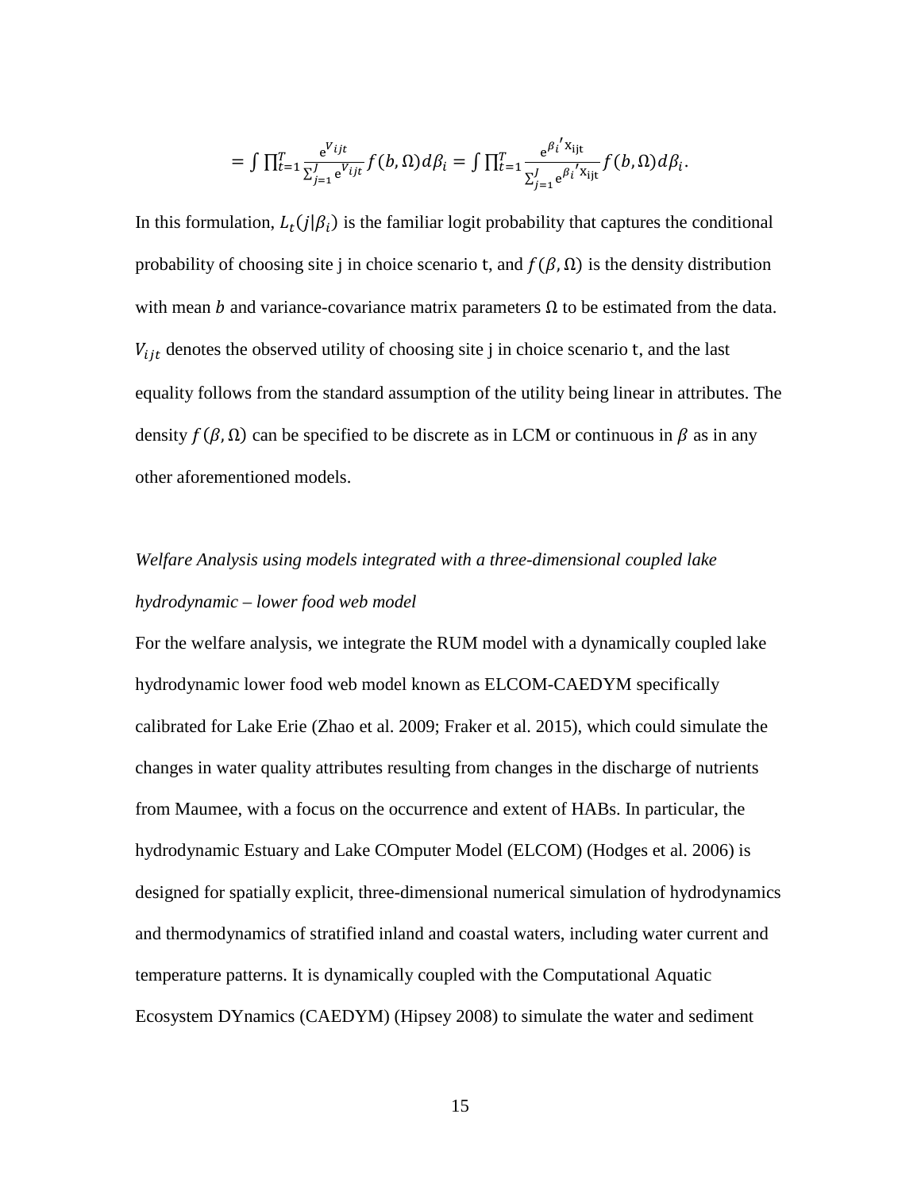$$= \int \prod_{t=1}^{T} \frac{e^{V_{ijt}}}{\sum_{j=1}^{J} e^{V_{ijt}}} f(b, \Omega) d\beta_i = \int \prod_{t=1}^{T} \frac{e^{\beta_i{}' x_{ijt}}}{\sum_{j=1}^{J} e^{\beta_i{}' x_{ijt}}} f(b, \Omega) d\beta_i.$$

In this formulation, $L_t(j|\beta_i)$ is the familiar logit probability that captures the conditional probability of choosing site j in choice scenario t, and $f(\beta, \Omega)$ is the density distribution with mean $b$ and variance-covariance matrix parameters $\Omega$ to be estimated from the data. $V_{ijt}$ denotes the observed utility of choosing site j in choice scenario t, and the last equality follows from the standard assumption of the utility being linear in attributes. The density $f(\beta, \Omega)$ can be specified to be discrete as in LCM or continuous in $\beta$ as in any other aforementioned models.

*Welfare Analysis using models integrated with a three-dimensional coupled lake hydrodynamic – lower food web model*

For the welfare analysis, we integrate the RUM model with a dynamically coupled lake hydrodynamic lower food web model known as ELCOM-CAEDYM specifically calibrated for Lake Erie (Zhao et al. 2009; Fraker et al. 2015), which could simulate the changes in water quality attributes resulting from changes in the discharge of nutrients from Maumee, with a focus on the occurrence and extent of HABs. In particular, the hydrodynamic Estuary and Lake COmputer Model (ELCOM) (Hodges et al. 2006) is designed for spatially explicit, three-dimensional numerical simulation of hydrodynamics and thermodynamics of stratified inland and coastal waters, including water current and temperature patterns. It is dynamically coupled with the Computational Aquatic Ecosystem DYnamics (CAEDYM) (Hipsey 2008) to simulate the water and sediment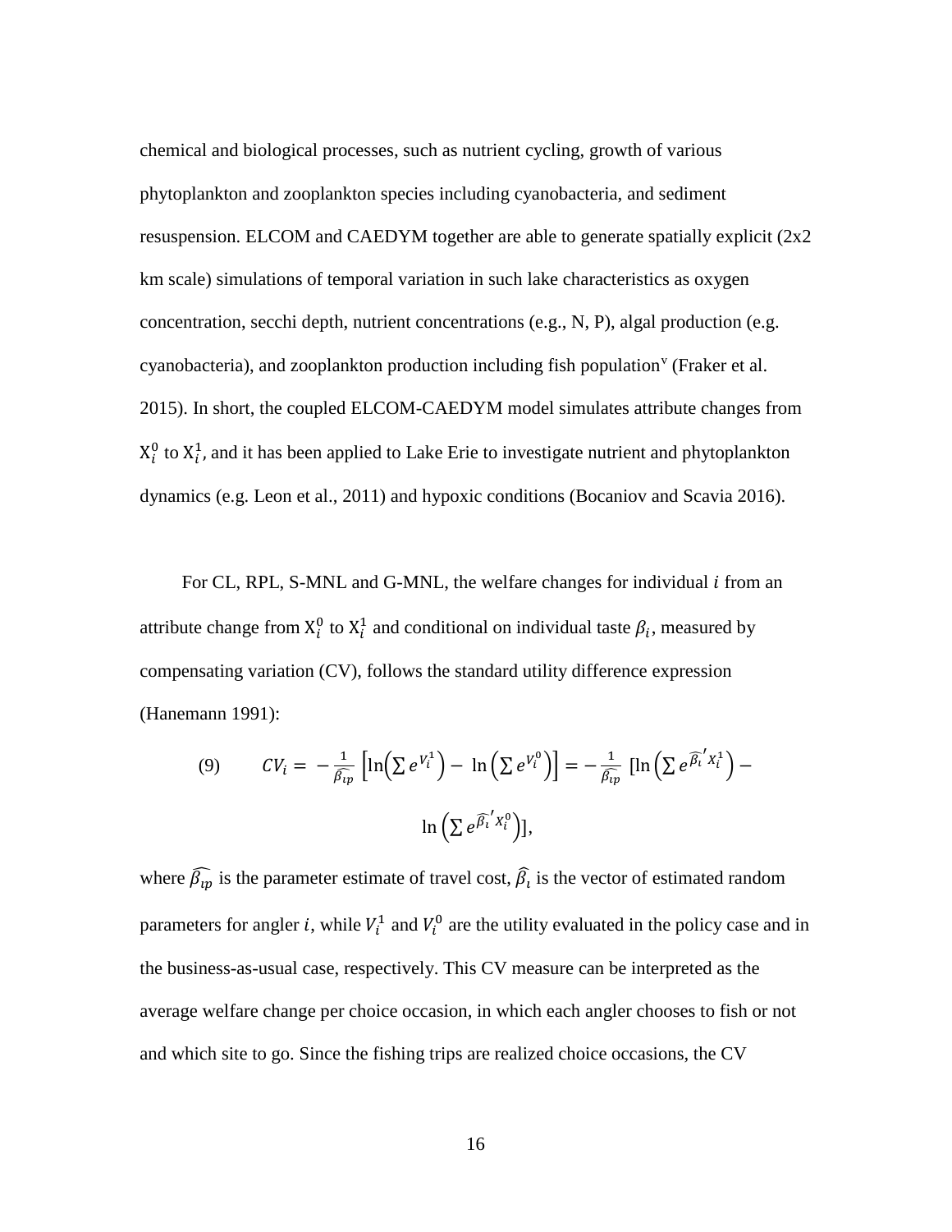chemical and biological processes, such as nutrient cycling, growth of various phytoplankton and zooplankton species including cyanobacteria, and sediment resuspension. ELCOM and CAEDYM together are able to generate spatially explicit (2x2 km scale) simulations of temporal variation in such lake characteristics as oxygen concentration, secchi depth, nutrient concentrations (e.g., N, P), algal production (e.g. cyanobacteria), and zooplankton production including fish population[v] (Fraker et al. 2015). In short, the coupled ELCOM-CAEDYM model simulates attribute changes from $X_i^0$ to $X_i^1$, and it has been applied to Lake Erie to investigate nutrient and phytoplankton dynamics (e.g. Leon et al., 2011) and hypoxic conditions (Bocaniov and Scavia 2016).

For CL, RPL, S-MNL and G-MNL, the welfare changes for individual $i$ from an attribute change from $X_i^0$ to $X_i^1$ and conditional on individual taste $\beta_i$, measured by compensating variation (CV), follows the standard utility difference expression (Hanemann 1991):

$$(9) \qquad CV_i = -\frac{1}{\widehat{\beta_{ip}}}\left[\ln\left(\sum e^{V_i^1}\right) - \ln\left(\sum e^{V_i^0}\right)\right] = -\frac{1}{\widehat{\beta_{ip}}}\left[\ln\left(\sum e^{\widehat{\beta_i}' X_i^1}\right) - \ln\left(\sum e^{\widehat{\beta_i}' X_i^0}\right)\right],$$

where $\widehat{\beta_{ip}}$ is the parameter estimate of travel cost, $\widehat{\beta_i}$ is the vector of estimated random parameters for angler $i$, while $V_i^1$ and $V_i^0$ are the utility evaluated in the policy case and in the business-as-usual case, respectively. This CV measure can be interpreted as the average welfare change per choice occasion, in which each angler chooses to fish or not and which site to go. Since the fishing trips are realized choice occasions, the CV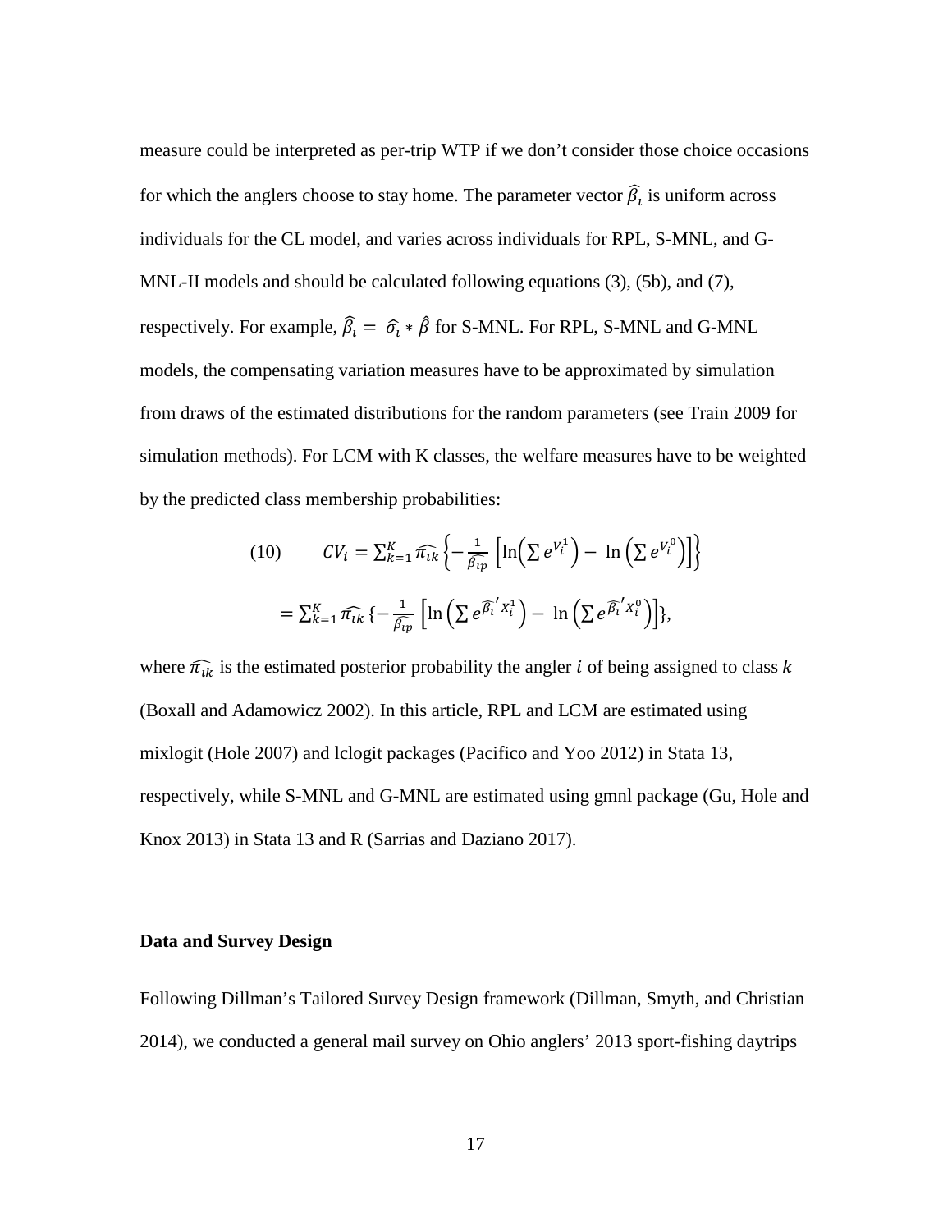measure could be interpreted as per-trip WTP if we don't consider those choice occasions for which the anglers choose to stay home. The parameter vector $\widehat{\beta_i}$ is uniform across individuals for the CL model, and varies across individuals for RPL, S-MNL, and G-MNL-II models and should be calculated following equations (3), (5b), and (7), respectively. For example, $\widehat{\beta_i} = \widehat{\sigma_i} * \hat{\beta}$ for S-MNL. For RPL, S-MNL and G-MNL models, the compensating variation measures have to be approximated by simulation from draws of the estimated distributions for the random parameters (see Train 2009 for simulation methods). For LCM with K classes, the welfare measures have to be weighted by the predicted class membership probabilities:

$$
\begin{aligned}
(10) \qquad CV_i &= \sum_{k=1}^{K} \widehat{\pi_{ik}} \left\{ -\frac{1}{\widehat{\beta_{ip}}} \left[ \ln\left( \sum e^{V_i^1} \right) - \ln\left( \sum e^{V_i^0} \right) \right] \right\} \\
&= \sum_{k=1}^{K} \widehat{\pi_{ik}} \left\{ -\frac{1}{\widehat{\beta_{ip}}} \left[ \ln\left( \sum e^{\widehat{\beta_i}' X_i^1} \right) - \ln\left( \sum e^{\widehat{\beta_i}' X_i^0} \right) \right] \right\},
\end{aligned}
$$

where $\widehat{\pi_{ik}}$ is the estimated posterior probability the angler $i$ of being assigned to class $k$ (Boxall and Adamowicz 2002). In this article, RPL and LCM are estimated using mixlogit (Hole 2007) and lclogit packages (Pacifico and Yoo 2012) in Stata 13, respectively, while S-MNL and G-MNL are estimated using gmnl package (Gu, Hole and Knox 2013) in Stata 13 and R (Sarrias and Daziano 2017).

## Data and Survey Design

Following Dillman's Tailored Survey Design framework (Dillman, Smyth, and Christian 2014), we conducted a general mail survey on Ohio anglers' 2013 sport-fishing daytrips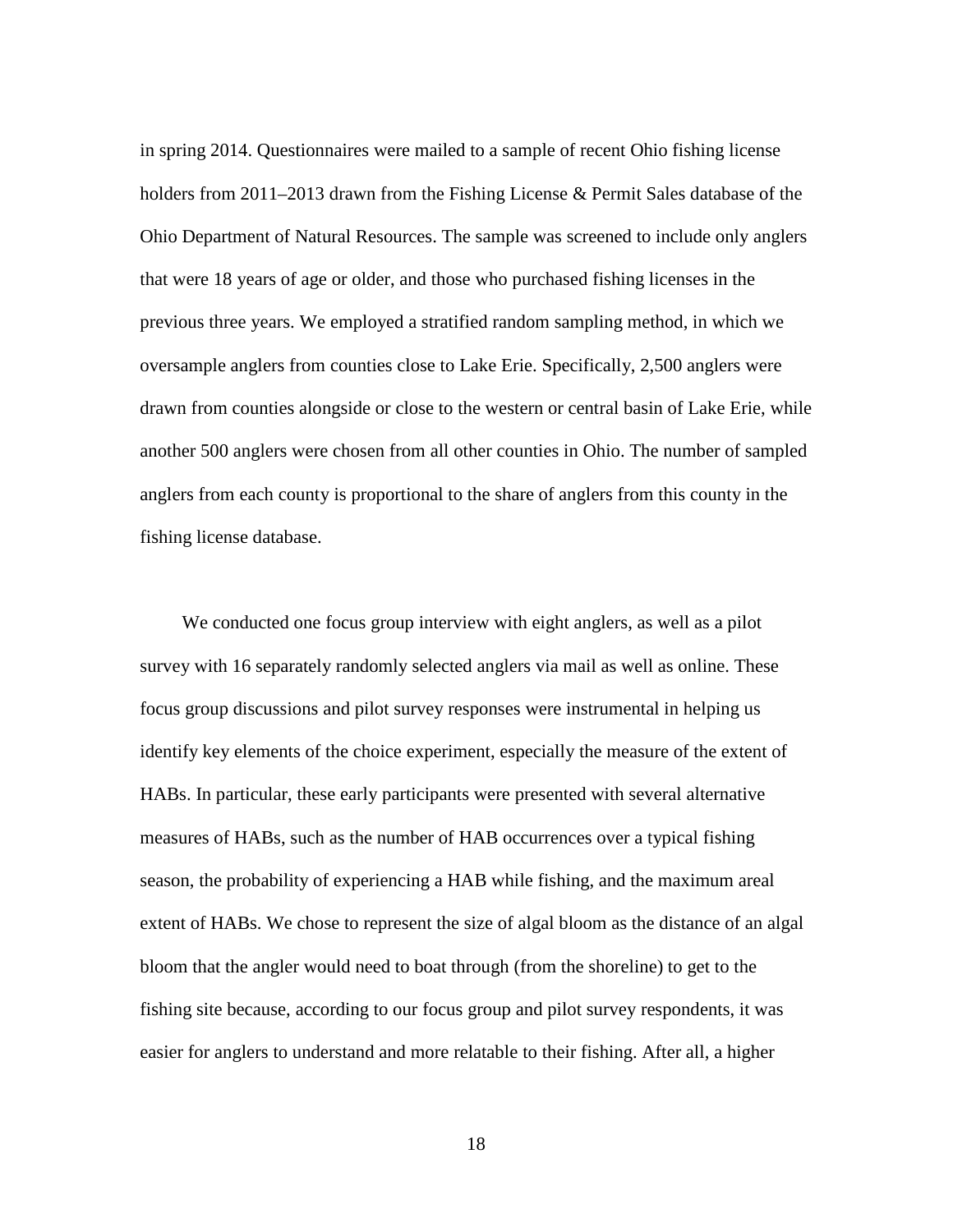in spring 2014. Questionnaires were mailed to a sample of recent Ohio fishing license holders from 2011–2013 drawn from the Fishing License & Permit Sales database of the Ohio Department of Natural Resources. The sample was screened to include only anglers that were 18 years of age or older, and those who purchased fishing licenses in the previous three years. We employed a stratified random sampling method, in which we oversample anglers from counties close to Lake Erie. Specifically, 2,500 anglers were drawn from counties alongside or close to the western or central basin of Lake Erie, while another 500 anglers were chosen from all other counties in Ohio. The number of sampled anglers from each county is proportional to the share of anglers from this county in the fishing license database.

We conducted one focus group interview with eight anglers, as well as a pilot survey with 16 separately randomly selected anglers via mail as well as online. These focus group discussions and pilot survey responses were instrumental in helping us identify key elements of the choice experiment, especially the measure of the extent of HABs. In particular, these early participants were presented with several alternative measures of HABs, such as the number of HAB occurrences over a typical fishing season, the probability of experiencing a HAB while fishing, and the maximum areal extent of HABs. We chose to represent the size of algal bloom as the distance of an algal bloom that the angler would need to boat through (from the shoreline) to get to the fishing site because, according to our focus group and pilot survey respondents, it was easier for anglers to understand and more relatable to their fishing. After all, a higher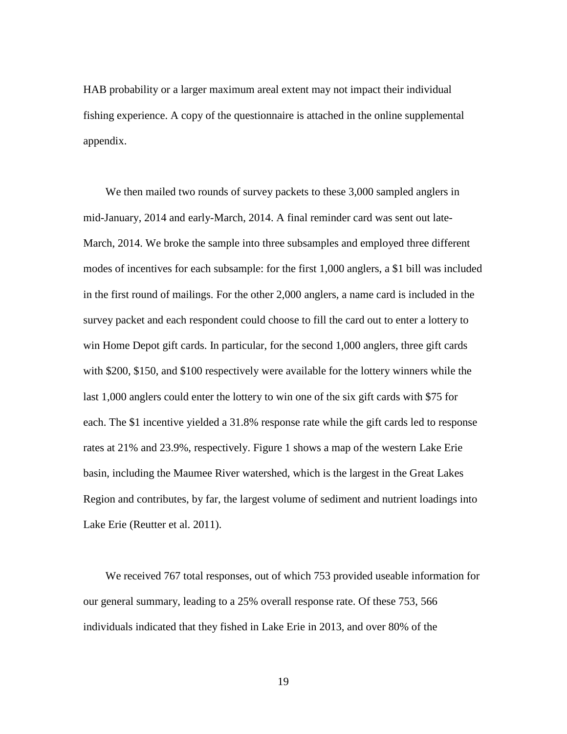HAB probability or a larger maximum areal extent may not impact their individual fishing experience. A copy of the questionnaire is attached in the online supplemental appendix.

We then mailed two rounds of survey packets to these 3,000 sampled anglers in mid-January, 2014 and early-March, 2014. A final reminder card was sent out late-March, 2014. We broke the sample into three subsamples and employed three different modes of incentives for each subsample: for the first 1,000 anglers, a $1 bill was included in the first round of mailings. For the other 2,000 anglers, a name card is included in the survey packet and each respondent could choose to fill the card out to enter a lottery to win Home Depot gift cards. In particular, for the second 1,000 anglers, three gift cards with $200, $150, and $100 respectively were available for the lottery winners while the last 1,000 anglers could enter the lottery to win one of the six gift cards with $75 for each. The $1 incentive yielded a 31.8% response rate while the gift cards led to response rates at 21% and 23.9%, respectively. Figure 1 shows a map of the western Lake Erie basin, including the Maumee River watershed, which is the largest in the Great Lakes Region and contributes, by far, the largest volume of sediment and nutrient loadings into Lake Erie (Reutter et al. 2011).

We received 767 total responses, out of which 753 provided useable information for our general summary, leading to a 25% overall response rate. Of these 753, 566 individuals indicated that they fished in Lake Erie in 2013, and over 80% of the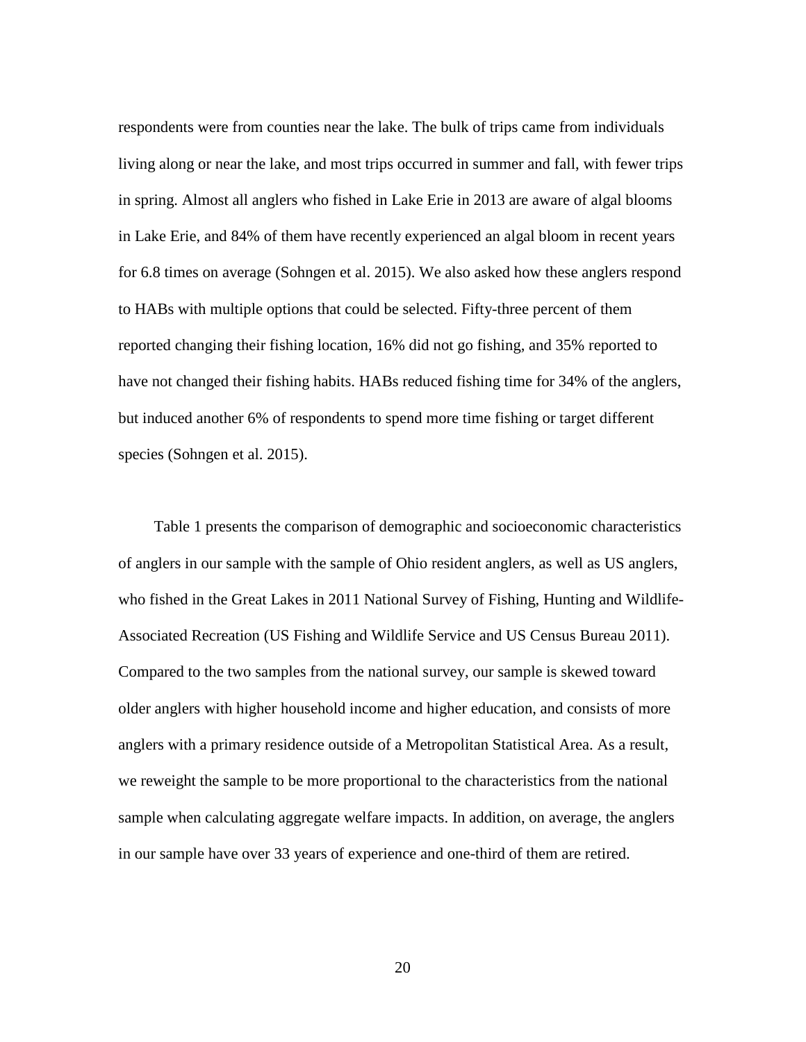respondents were from counties near the lake. The bulk of trips came from individuals living along or near the lake, and most trips occurred in summer and fall, with fewer trips in spring. Almost all anglers who fished in Lake Erie in 2013 are aware of algal blooms in Lake Erie, and 84% of them have recently experienced an algal bloom in recent years for 6.8 times on average (Sohngen et al. 2015). We also asked how these anglers respond to HABs with multiple options that could be selected. Fifty-three percent of them reported changing their fishing location, 16% did not go fishing, and 35% reported to have not changed their fishing habits. HABs reduced fishing time for 34% of the anglers, but induced another 6% of respondents to spend more time fishing or target different species (Sohngen et al. 2015).

Table 1 presents the comparison of demographic and socioeconomic characteristics of anglers in our sample with the sample of Ohio resident anglers, as well as US anglers, who fished in the Great Lakes in 2011 National Survey of Fishing, Hunting and Wildlife-Associated Recreation (US Fishing and Wildlife Service and US Census Bureau 2011). Compared to the two samples from the national survey, our sample is skewed toward older anglers with higher household income and higher education, and consists of more anglers with a primary residence outside of a Metropolitan Statistical Area. As a result, we reweight the sample to be more proportional to the characteristics from the national sample when calculating aggregate welfare impacts. In addition, on average, the anglers in our sample have over 33 years of experience and one-third of them are retired.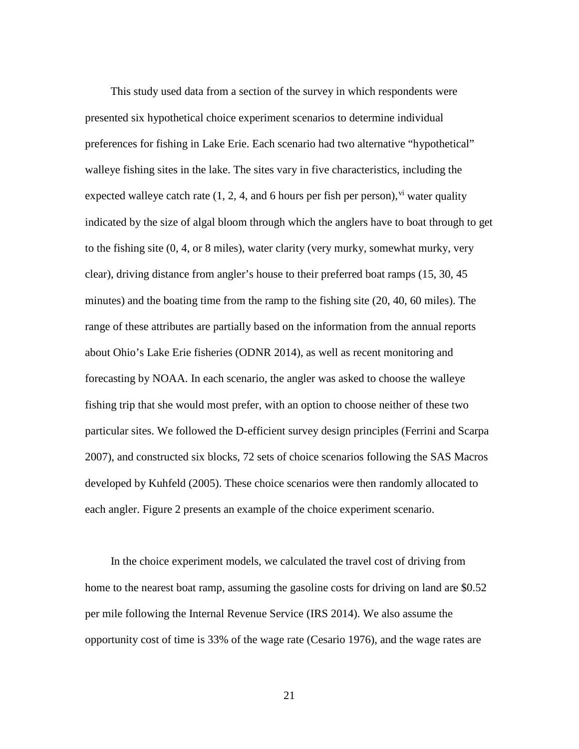This study used data from a section of the survey in which respondents were presented six hypothetical choice experiment scenarios to determine individual preferences for fishing in Lake Erie. Each scenario had two alternative "hypothetical" walleye fishing sites in the lake. The sites vary in five characteristics, including the expected walleye catch rate (1, 2, 4, and 6 hours per fish per person),[vi] water quality indicated by the size of algal bloom through which the anglers have to boat through to get to the fishing site (0, 4, or 8 miles), water clarity (very murky, somewhat murky, very clear), driving distance from angler's house to their preferred boat ramps (15, 30, 45 minutes) and the boating time from the ramp to the fishing site (20, 40, 60 miles). The range of these attributes are partially based on the information from the annual reports about Ohio's Lake Erie fisheries (ODNR 2014), as well as recent monitoring and forecasting by NOAA. In each scenario, the angler was asked to choose the walleye fishing trip that she would most prefer, with an option to choose neither of these two particular sites. We followed the D-efficient survey design principles (Ferrini and Scarpa 2007), and constructed six blocks, 72 sets of choice scenarios following the SAS Macros developed by Kuhfeld (2005). These choice scenarios were then randomly allocated to each angler. Figure 2 presents an example of the choice experiment scenario.

In the choice experiment models, we calculated the travel cost of driving from home to the nearest boat ramp, assuming the gasoline costs for driving on land are \$0.52 per mile following the Internal Revenue Service (IRS 2014). We also assume the opportunity cost of time is 33% of the wage rate (Cesario 1976), and the wage rates are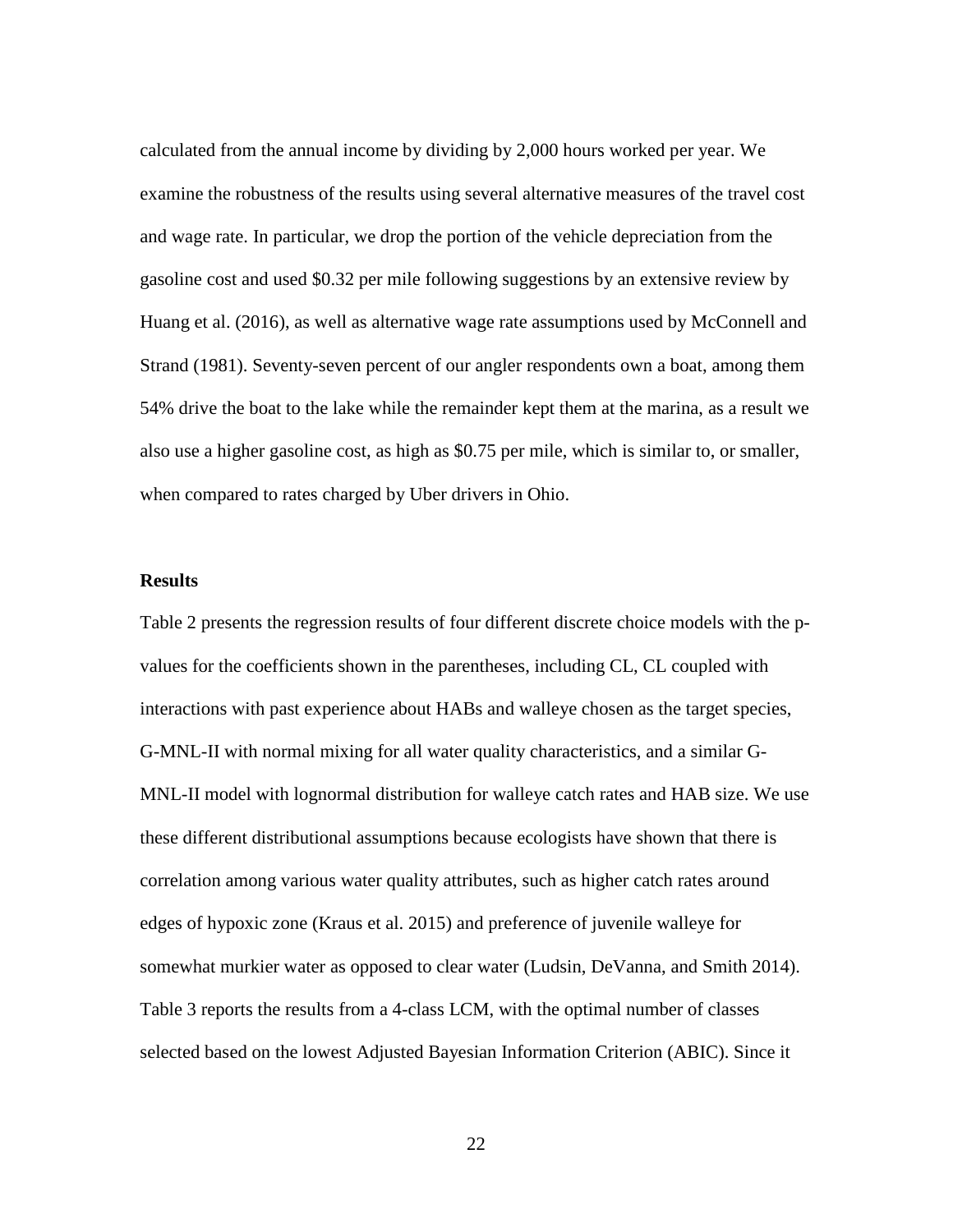calculated from the annual income by dividing by 2,000 hours worked per year. We examine the robustness of the results using several alternative measures of the travel cost and wage rate. In particular, we drop the portion of the vehicle depreciation from the gasoline cost and used $0.32 per mile following suggestions by an extensive review by Huang et al. (2016), as well as alternative wage rate assumptions used by McConnell and Strand (1981). Seventy-seven percent of our angler respondents own a boat, among them 54% drive the boat to the lake while the remainder kept them at the marina, as a result we also use a higher gasoline cost, as high as $0.75 per mile, which is similar to, or smaller, when compared to rates charged by Uber drivers in Ohio.

**Results**

Table 2 presents the regression results of four different discrete choice models with the p-values for the coefficients shown in the parentheses, including CL, CL coupled with interactions with past experience about HABs and walleye chosen as the target species, G-MNL-II with normal mixing for all water quality characteristics, and a similar G-MNL-II model with lognormal distribution for walleye catch rates and HAB size. We use these different distributional assumptions because ecologists have shown that there is correlation among various water quality attributes, such as higher catch rates around edges of hypoxic zone (Kraus et al. 2015) and preference of juvenile walleye for somewhat murkier water as opposed to clear water (Ludsin, DeVanna, and Smith 2014). Table 3 reports the results from a 4-class LCM, with the optimal number of classes selected based on the lowest Adjusted Bayesian Information Criterion (ABIC). Since it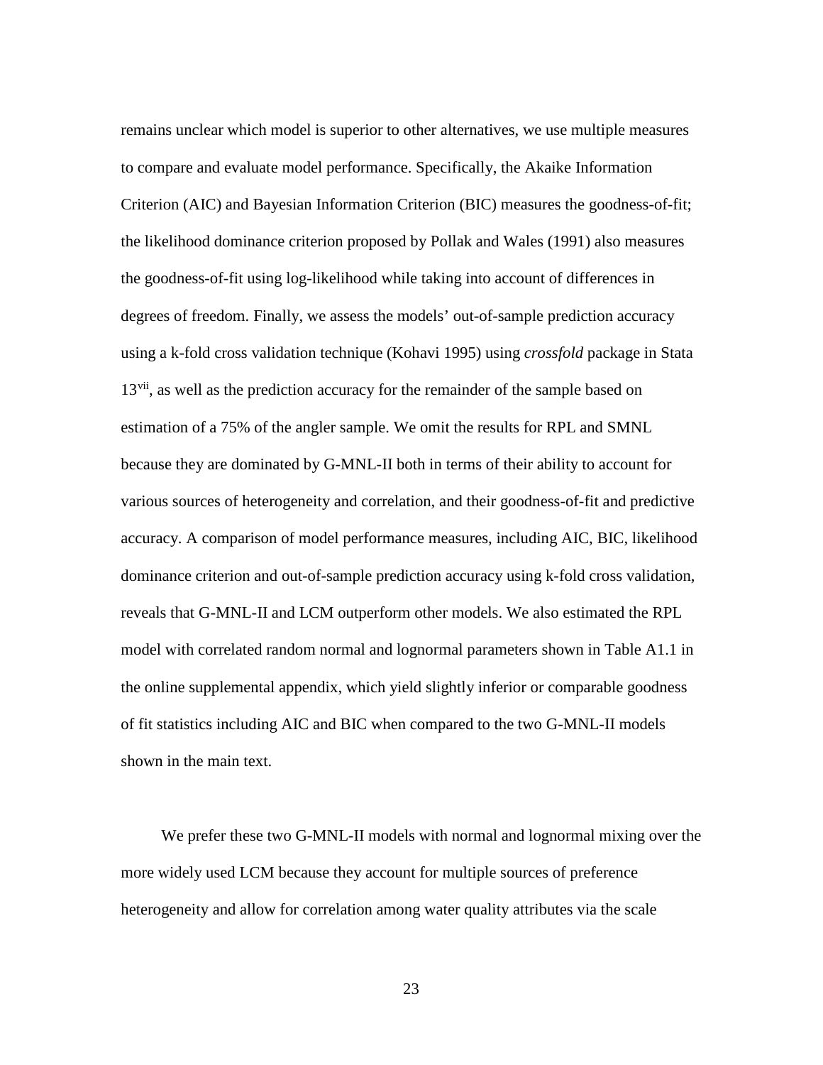remains unclear which model is superior to other alternatives, we use multiple measures to compare and evaluate model performance. Specifically, the Akaike Information Criterion (AIC) and Bayesian Information Criterion (BIC) measures the goodness-of-fit; the likelihood dominance criterion proposed by Pollak and Wales (1991) also measures the goodness-of-fit using log-likelihood while taking into account of differences in degrees of freedom. Finally, we assess the models' out-of-sample prediction accuracy using a k-fold cross validation technique (Kohavi 1995) using *crossfold* package in Stata 13[vii], as well as the prediction accuracy for the remainder of the sample based on estimation of a 75% of the angler sample. We omit the results for RPL and SMNL because they are dominated by G-MNL-II both in terms of their ability to account for various sources of heterogeneity and correlation, and their goodness-of-fit and predictive accuracy. A comparison of model performance measures, including AIC, BIC, likelihood dominance criterion and out-of-sample prediction accuracy using k-fold cross validation, reveals that G-MNL-II and LCM outperform other models. We also estimated the RPL model with correlated random normal and lognormal parameters shown in Table A1.1 in the online supplemental appendix, which yield slightly inferior or comparable goodness of fit statistics including AIC and BIC when compared to the two G-MNL-II models shown in the main text.

We prefer these two G-MNL-II models with normal and lognormal mixing over the more widely used LCM because they account for multiple sources of preference heterogeneity and allow for correlation among water quality attributes via the scale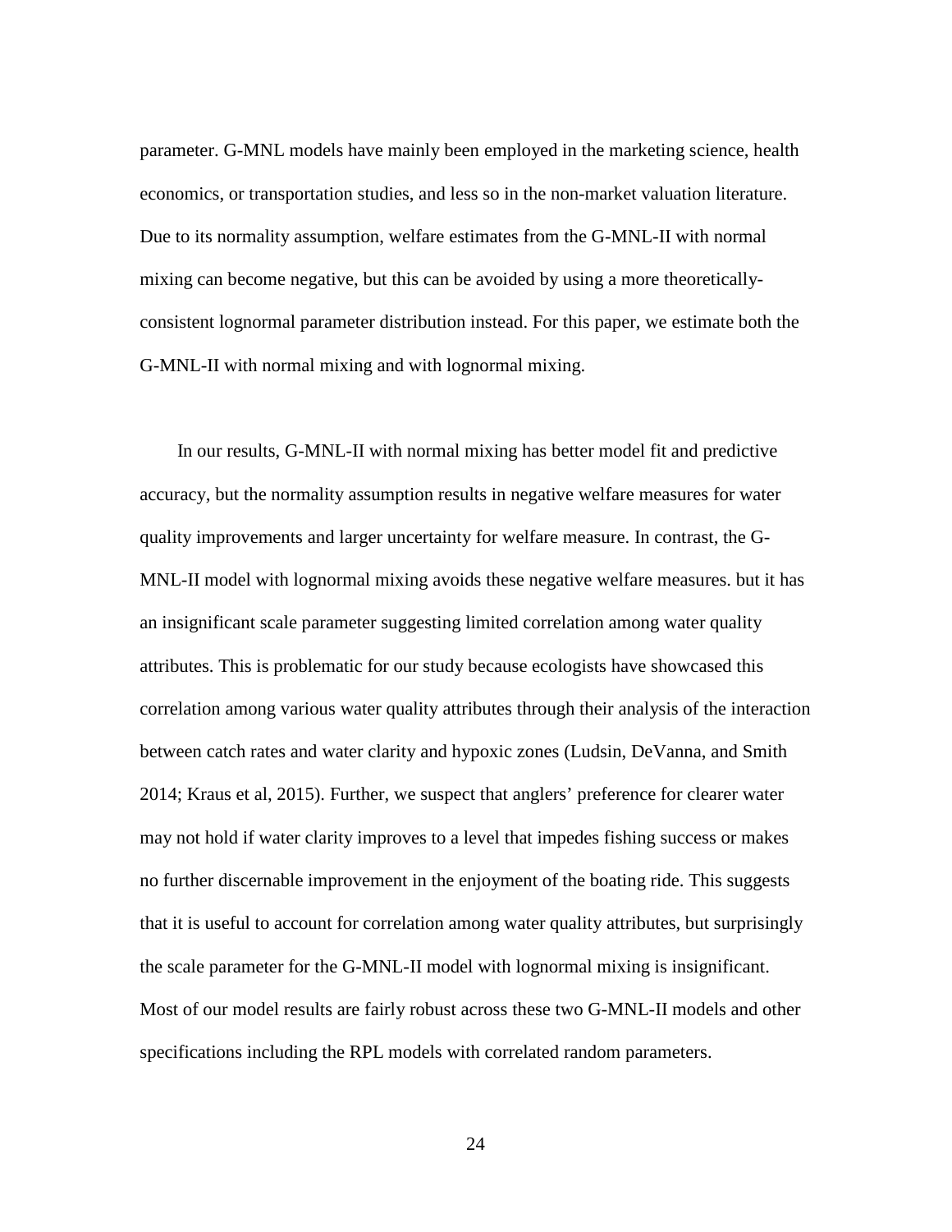parameter. G-MNL models have mainly been employed in the marketing science, health economics, or transportation studies, and less so in the non-market valuation literature. Due to its normality assumption, welfare estimates from the G-MNL-II with normal mixing can become negative, but this can be avoided by using a more theoretically-consistent lognormal parameter distribution instead. For this paper, we estimate both the G-MNL-II with normal mixing and with lognormal mixing.

In our results, G-MNL-II with normal mixing has better model fit and predictive accuracy, but the normality assumption results in negative welfare measures for water quality improvements and larger uncertainty for welfare measure. In contrast, the G-MNL-II model with lognormal mixing avoids these negative welfare measures. but it has an insignificant scale parameter suggesting limited correlation among water quality attributes. This is problematic for our study because ecologists have showcased this correlation among various water quality attributes through their analysis of the interaction between catch rates and water clarity and hypoxic zones (Ludsin, DeVanna, and Smith 2014; Kraus et al, 2015). Further, we suspect that anglers' preference for clearer water may not hold if water clarity improves to a level that impedes fishing success or makes no further discernable improvement in the enjoyment of the boating ride. This suggests that it is useful to account for correlation among water quality attributes, but surprisingly the scale parameter for the G-MNL-II model with lognormal mixing is insignificant. Most of our model results are fairly robust across these two G-MNL-II models and other specifications including the RPL models with correlated random parameters.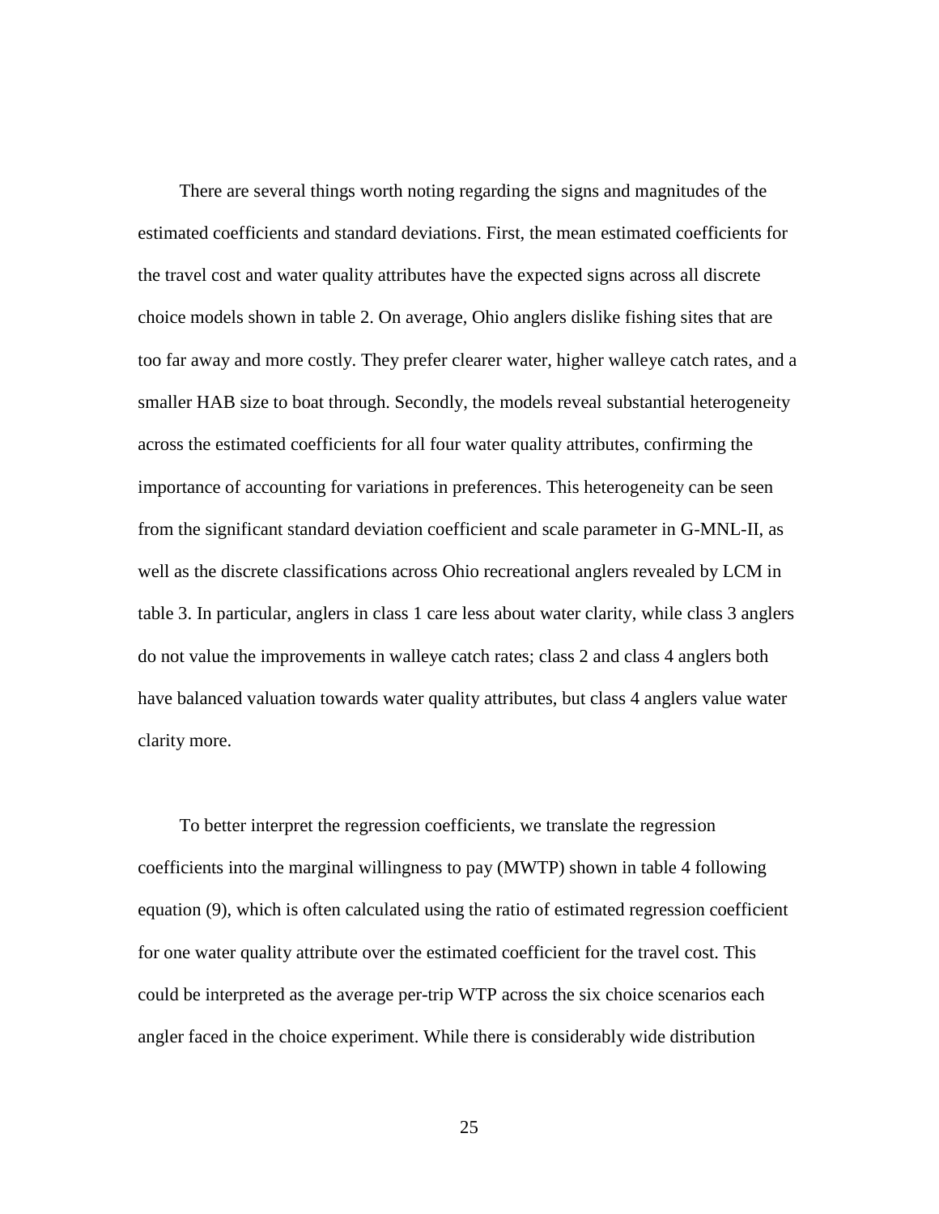There are several things worth noting regarding the signs and magnitudes of the estimated coefficients and standard deviations. First, the mean estimated coefficients for the travel cost and water quality attributes have the expected signs across all discrete choice models shown in table 2. On average, Ohio anglers dislike fishing sites that are too far away and more costly. They prefer clearer water, higher walleye catch rates, and a smaller HAB size to boat through. Secondly, the models reveal substantial heterogeneity across the estimated coefficients for all four water quality attributes, confirming the importance of accounting for variations in preferences. This heterogeneity can be seen from the significant standard deviation coefficient and scale parameter in G-MNL-II, as well as the discrete classifications across Ohio recreational anglers revealed by LCM in table 3. In particular, anglers in class 1 care less about water clarity, while class 3 anglers do not value the improvements in walleye catch rates; class 2 and class 4 anglers both have balanced valuation towards water quality attributes, but class 4 anglers value water clarity more.

To better interpret the regression coefficients, we translate the regression coefficients into the marginal willingness to pay (MWTP) shown in table 4 following equation (9), which is often calculated using the ratio of estimated regression coefficient for one water quality attribute over the estimated coefficient for the travel cost. This could be interpreted as the average per-trip WTP across the six choice scenarios each angler faced in the choice experiment. While there is considerably wide distribution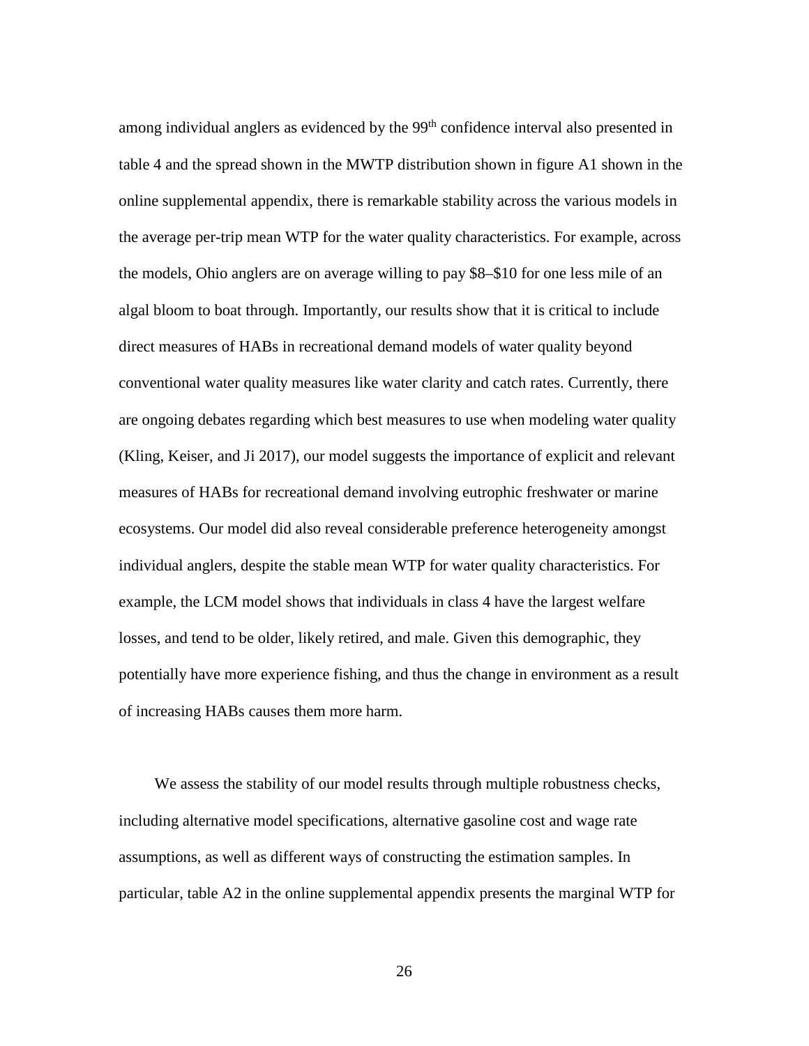among individual anglers as evidenced by the 99th confidence interval also presented in table 4 and the spread shown in the MWTP distribution shown in figure A1 shown in the online supplemental appendix, there is remarkable stability across the various models in the average per-trip mean WTP for the water quality characteristics. For example, across the models, Ohio anglers are on average willing to pay \$8–\$10 for one less mile of an algal bloom to boat through. Importantly, our results show that it is critical to include direct measures of HABs in recreational demand models of water quality beyond conventional water quality measures like water clarity and catch rates. Currently, there are ongoing debates regarding which best measures to use when modeling water quality (Kling, Keiser, and Ji 2017), our model suggests the importance of explicit and relevant measures of HABs for recreational demand involving eutrophic freshwater or marine ecosystems. Our model did also reveal considerable preference heterogeneity amongst individual anglers, despite the stable mean WTP for water quality characteristics. For example, the LCM model shows that individuals in class 4 have the largest welfare losses, and tend to be older, likely retired, and male. Given this demographic, they potentially have more experience fishing, and thus the change in environment as a result of increasing HABs causes them more harm.

We assess the stability of our model results through multiple robustness checks, including alternative model specifications, alternative gasoline cost and wage rate assumptions, as well as different ways of constructing the estimation samples. In particular, table A2 in the online supplemental appendix presents the marginal WTP for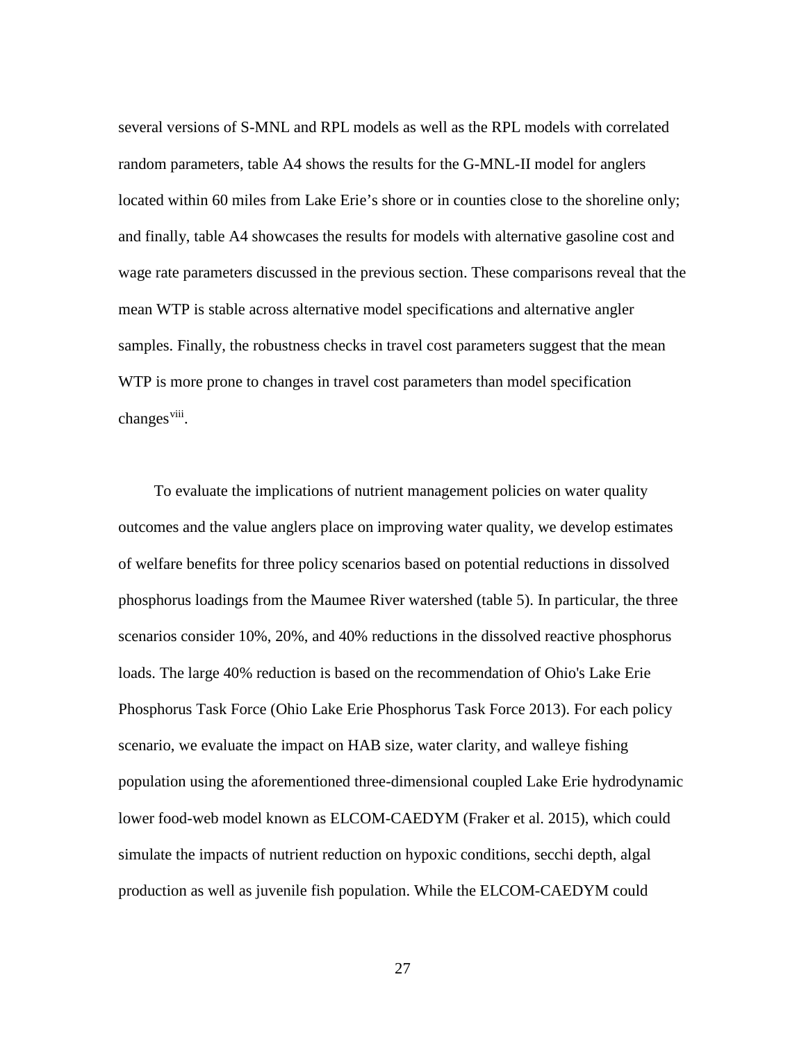several versions of S-MNL and RPL models as well as the RPL models with correlated random parameters, table A4 shows the results for the G-MNL-II model for anglers located within 60 miles from Lake Erie's shore or in counties close to the shoreline only; and finally, table A4 showcases the results for models with alternative gasoline cost and wage rate parameters discussed in the previous section. These comparisons reveal that the mean WTP is stable across alternative model specifications and alternative angler samples. Finally, the robustness checks in travel cost parameters suggest that the mean WTP is more prone to changes in travel cost parameters than model specification changes[viii].

To evaluate the implications of nutrient management policies on water quality outcomes and the value anglers place on improving water quality, we develop estimates of welfare benefits for three policy scenarios based on potential reductions in dissolved phosphorus loadings from the Maumee River watershed (table 5). In particular, the three scenarios consider 10%, 20%, and 40% reductions in the dissolved reactive phosphorus loads. The large 40% reduction is based on the recommendation of Ohio's Lake Erie Phosphorus Task Force (Ohio Lake Erie Phosphorus Task Force 2013). For each policy scenario, we evaluate the impact on HAB size, water clarity, and walleye fishing population using the aforementioned three-dimensional coupled Lake Erie hydrodynamic lower food-web model known as ELCOM-CAEDYM (Fraker et al. 2015), which could simulate the impacts of nutrient reduction on hypoxic conditions, secchi depth, algal production as well as juvenile fish population. While the ELCOM-CAEDYM could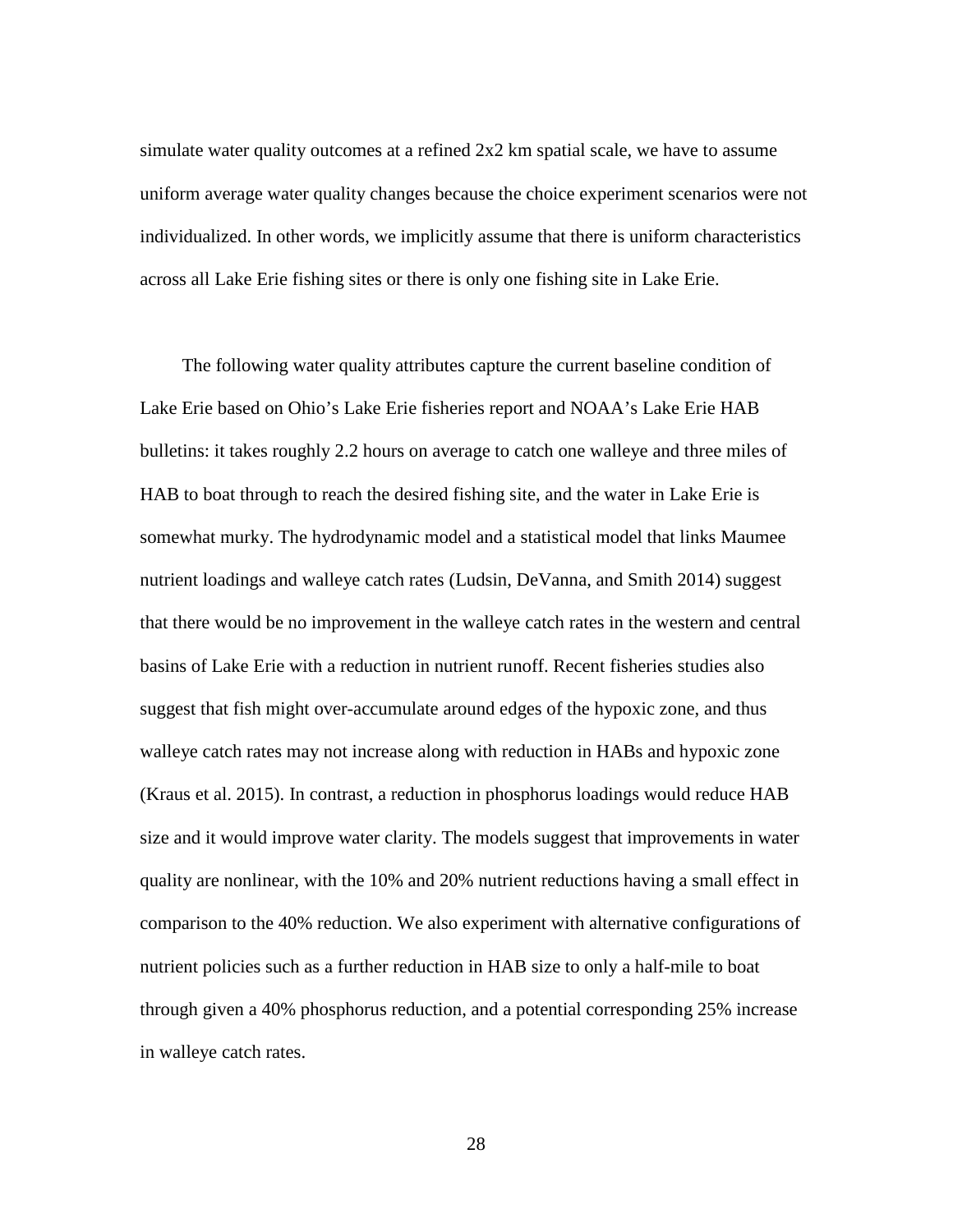simulate water quality outcomes at a refined 2x2 km spatial scale, we have to assume uniform average water quality changes because the choice experiment scenarios were not individualized. In other words, we implicitly assume that there is uniform characteristics across all Lake Erie fishing sites or there is only one fishing site in Lake Erie.

The following water quality attributes capture the current baseline condition of Lake Erie based on Ohio's Lake Erie fisheries report and NOAA's Lake Erie HAB bulletins: it takes roughly 2.2 hours on average to catch one walleye and three miles of HAB to boat through to reach the desired fishing site, and the water in Lake Erie is somewhat murky. The hydrodynamic model and a statistical model that links Maumee nutrient loadings and walleye catch rates (Ludsin, DeVanna, and Smith 2014) suggest that there would be no improvement in the walleye catch rates in the western and central basins of Lake Erie with a reduction in nutrient runoff. Recent fisheries studies also suggest that fish might over-accumulate around edges of the hypoxic zone, and thus walleye catch rates may not increase along with reduction in HABs and hypoxic zone (Kraus et al. 2015). In contrast, a reduction in phosphorus loadings would reduce HAB size and it would improve water clarity. The models suggest that improvements in water quality are nonlinear, with the 10% and 20% nutrient reductions having a small effect in comparison to the 40% reduction. We also experiment with alternative configurations of nutrient policies such as a further reduction in HAB size to only a half-mile to boat through given a 40% phosphorus reduction, and a potential corresponding 25% increase in walleye catch rates.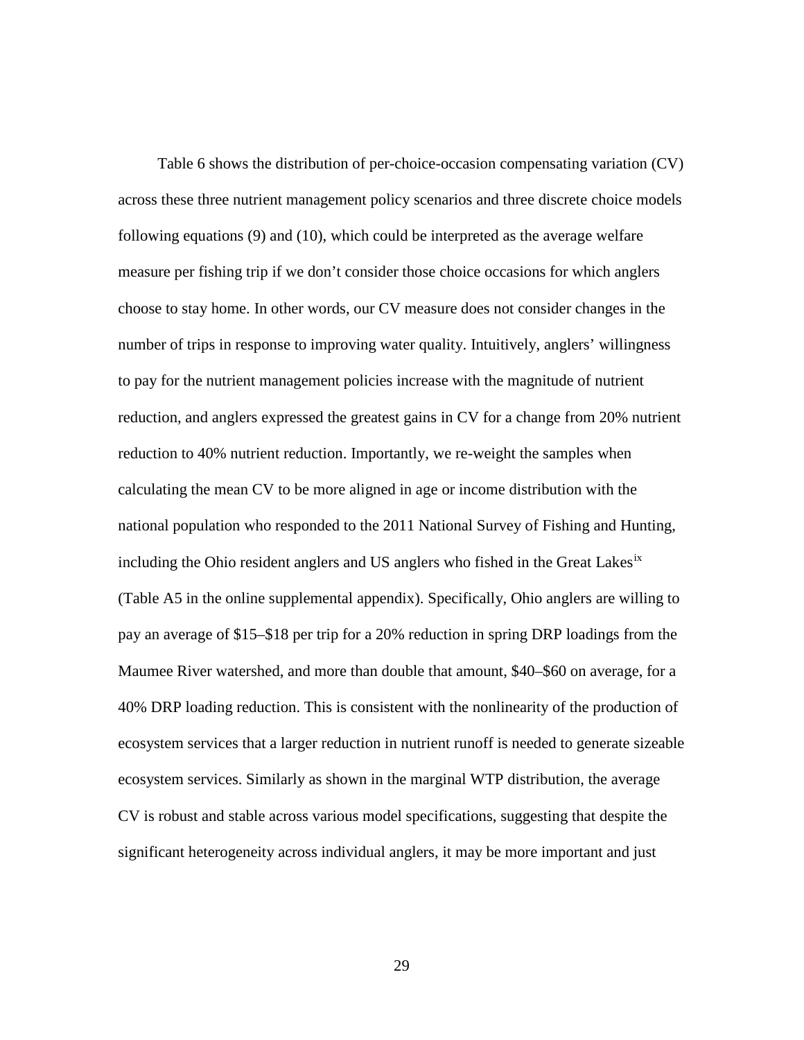Table 6 shows the distribution of per-choice-occasion compensating variation (CV) across these three nutrient management policy scenarios and three discrete choice models following equations (9) and (10), which could be interpreted as the average welfare measure per fishing trip if we don't consider those choice occasions for which anglers choose to stay home. In other words, our CV measure does not consider changes in the number of trips in response to improving water quality. Intuitively, anglers' willingness to pay for the nutrient management policies increase with the magnitude of nutrient reduction, and anglers expressed the greatest gains in CV for a change from 20% nutrient reduction to 40% nutrient reduction. Importantly, we re-weight the samples when calculating the mean CV to be more aligned in age or income distribution with the national population who responded to the 2011 National Survey of Fishing and Hunting, including the Ohio resident anglers and US anglers who fished in the Great Lakes[ix] (Table A5 in the online supplemental appendix). Specifically, Ohio anglers are willing to pay an average of $15–$18 per trip for a 20% reduction in spring DRP loadings from the Maumee River watershed, and more than double that amount, $40–$60 on average, for a 40% DRP loading reduction. This is consistent with the nonlinearity of the production of ecosystem services that a larger reduction in nutrient runoff is needed to generate sizeable ecosystem services. Similarly as shown in the marginal WTP distribution, the average CV is robust and stable across various model specifications, suggesting that despite the significant heterogeneity across individual anglers, it may be more important and just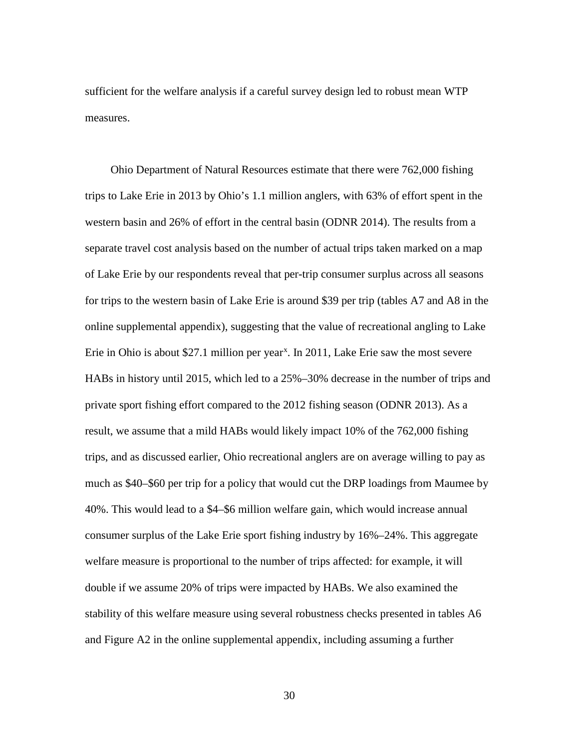sufficient for the welfare analysis if a careful survey design led to robust mean WTP measures.

Ohio Department of Natural Resources estimate that there were 762,000 fishing trips to Lake Erie in 2013 by Ohio's 1.1 million anglers, with 63% of effort spent in the western basin and 26% of effort in the central basin (ODNR 2014). The results from a separate travel cost analysis based on the number of actual trips taken marked on a map of Lake Erie by our respondents reveal that per-trip consumer surplus across all seasons for trips to the western basin of Lake Erie is around $39 per trip (tables A7 and A8 in the online supplemental appendix), suggesting that the value of recreational angling to Lake Erie in Ohio is about $27.1 million per year[x]. In 2011, Lake Erie saw the most severe HABs in history until 2015, which led to a 25%–30% decrease in the number of trips and private sport fishing effort compared to the 2012 fishing season (ODNR 2013). As a result, we assume that a mild HABs would likely impact 10% of the 762,000 fishing trips, and as discussed earlier, Ohio recreational anglers are on average willing to pay as much as $40–$60 per trip for a policy that would cut the DRP loadings from Maumee by 40%. This would lead to a $4–$6 million welfare gain, which would increase annual consumer surplus of the Lake Erie sport fishing industry by 16%–24%. This aggregate welfare measure is proportional to the number of trips affected: for example, it will double if we assume 20% of trips were impacted by HABs. We also examined the stability of this welfare measure using several robustness checks presented in tables A6 and Figure A2 in the online supplemental appendix, including assuming a further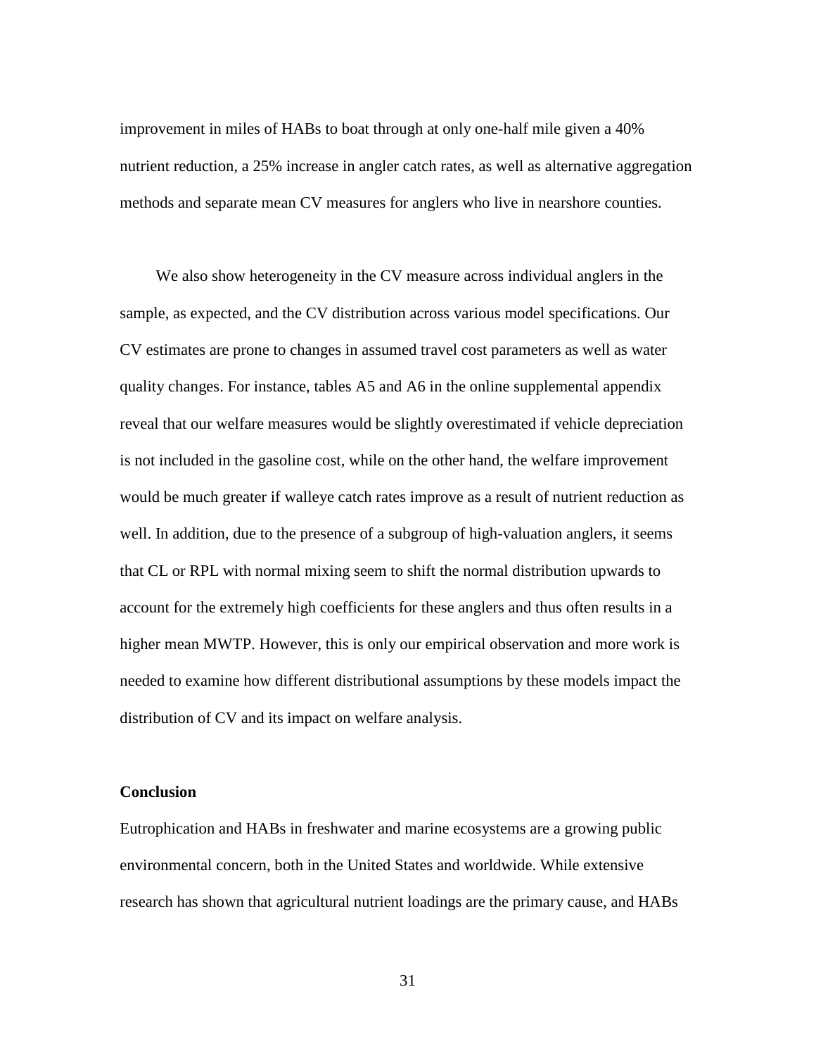improvement in miles of HABs to boat through at only one-half mile given a 40% nutrient reduction, a 25% increase in angler catch rates, as well as alternative aggregation methods and separate mean CV measures for anglers who live in nearshore counties.

We also show heterogeneity in the CV measure across individual anglers in the sample, as expected, and the CV distribution across various model specifications. Our CV estimates are prone to changes in assumed travel cost parameters as well as water quality changes. For instance, tables A5 and A6 in the online supplemental appendix reveal that our welfare measures would be slightly overestimated if vehicle depreciation is not included in the gasoline cost, while on the other hand, the welfare improvement would be much greater if walleye catch rates improve as a result of nutrient reduction as well. In addition, due to the presence of a subgroup of high-valuation anglers, it seems that CL or RPL with normal mixing seem to shift the normal distribution upwards to account for the extremely high coefficients for these anglers and thus often results in a higher mean MWTP. However, this is only our empirical observation and more work is needed to examine how different distributional assumptions by these models impact the distribution of CV and its impact on welfare analysis.

## Conclusion

Eutrophication and HABs in freshwater and marine ecosystems are a growing public environmental concern, both in the United States and worldwide. While extensive research has shown that agricultural nutrient loadings are the primary cause, and HABs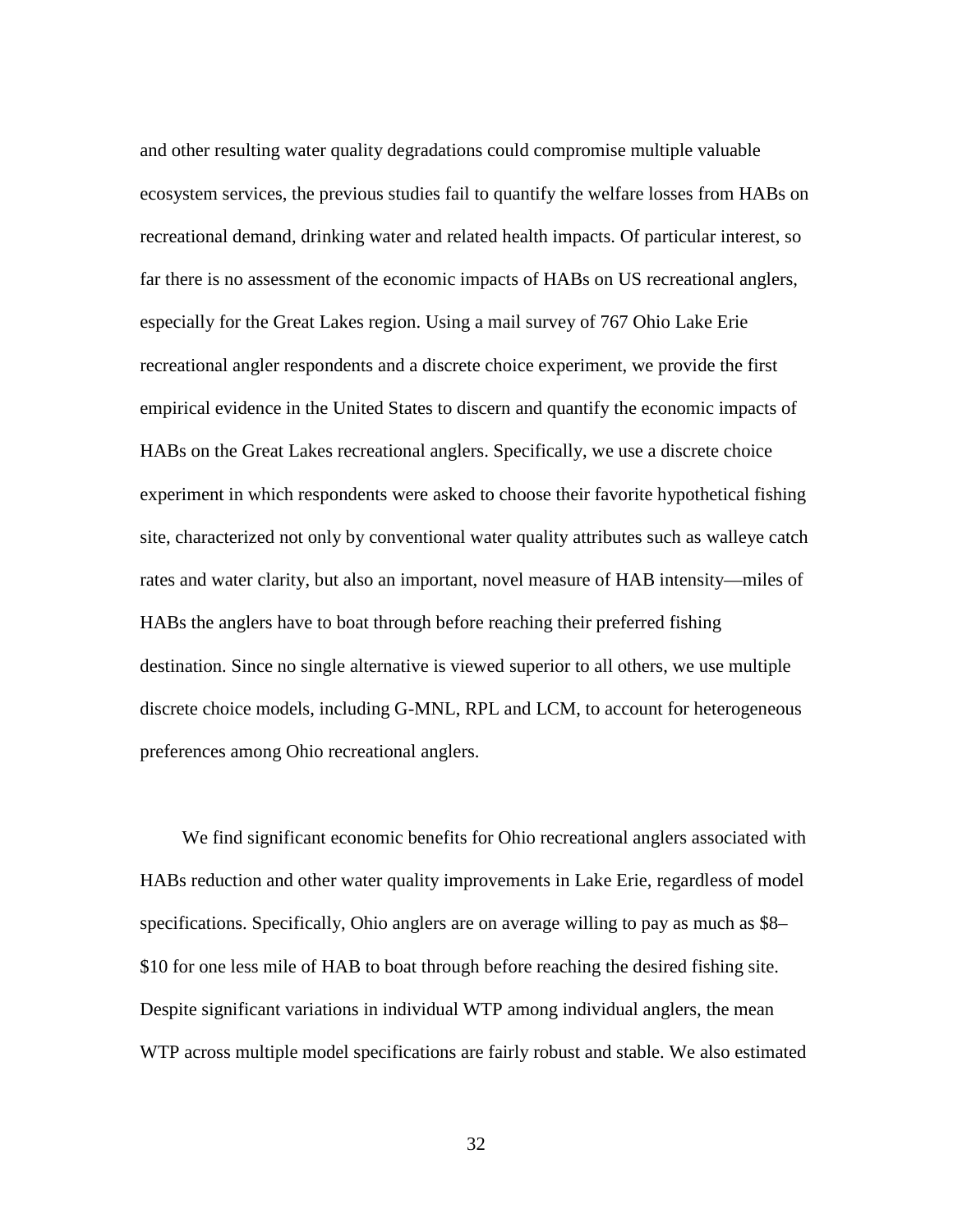and other resulting water quality degradations could compromise multiple valuable ecosystem services, the previous studies fail to quantify the welfare losses from HABs on recreational demand, drinking water and related health impacts. Of particular interest, so far there is no assessment of the economic impacts of HABs on US recreational anglers, especially for the Great Lakes region. Using a mail survey of 767 Ohio Lake Erie recreational angler respondents and a discrete choice experiment, we provide the first empirical evidence in the United States to discern and quantify the economic impacts of HABs on the Great Lakes recreational anglers. Specifically, we use a discrete choice experiment in which respondents were asked to choose their favorite hypothetical fishing site, characterized not only by conventional water quality attributes such as walleye catch rates and water clarity, but also an important, novel measure of HAB intensity—miles of HABs the anglers have to boat through before reaching their preferred fishing destination. Since no single alternative is viewed superior to all others, we use multiple discrete choice models, including G-MNL, RPL and LCM, to account for heterogeneous preferences among Ohio recreational anglers.

We find significant economic benefits for Ohio recreational anglers associated with HABs reduction and other water quality improvements in Lake Erie, regardless of model specifications. Specifically, Ohio anglers are on average willing to pay as much as \$8–\$10 for one less mile of HAB to boat through before reaching the desired fishing site. Despite significant variations in individual WTP among individual anglers, the mean WTP across multiple model specifications are fairly robust and stable. We also estimated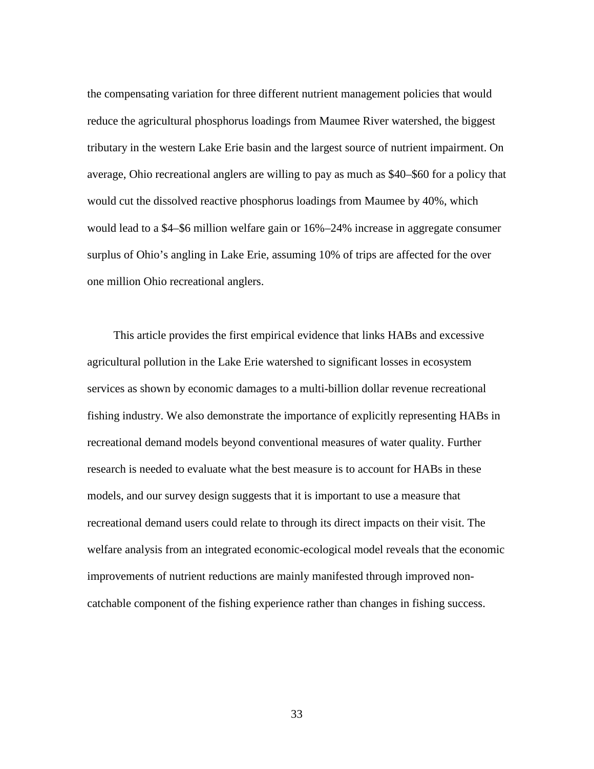the compensating variation for three different nutrient management policies that would reduce the agricultural phosphorus loadings from Maumee River watershed, the biggest tributary in the western Lake Erie basin and the largest source of nutrient impairment. On average, Ohio recreational anglers are willing to pay as much as $40–$60 for a policy that would cut the dissolved reactive phosphorus loadings from Maumee by 40%, which would lead to a $4–$6 million welfare gain or 16%–24% increase in aggregate consumer surplus of Ohio's angling in Lake Erie, assuming 10% of trips are affected for the over one million Ohio recreational anglers.

This article provides the first empirical evidence that links HABs and excessive agricultural pollution in the Lake Erie watershed to significant losses in ecosystem services as shown by economic damages to a multi-billion dollar revenue recreational fishing industry. We also demonstrate the importance of explicitly representing HABs in recreational demand models beyond conventional measures of water quality. Further research is needed to evaluate what the best measure is to account for HABs in these models, and our survey design suggests that it is important to use a measure that recreational demand users could relate to through its direct impacts on their visit. The welfare analysis from an integrated economic-ecological model reveals that the economic improvements of nutrient reductions are mainly manifested through improved non-catchable component of the fishing experience rather than changes in fishing success.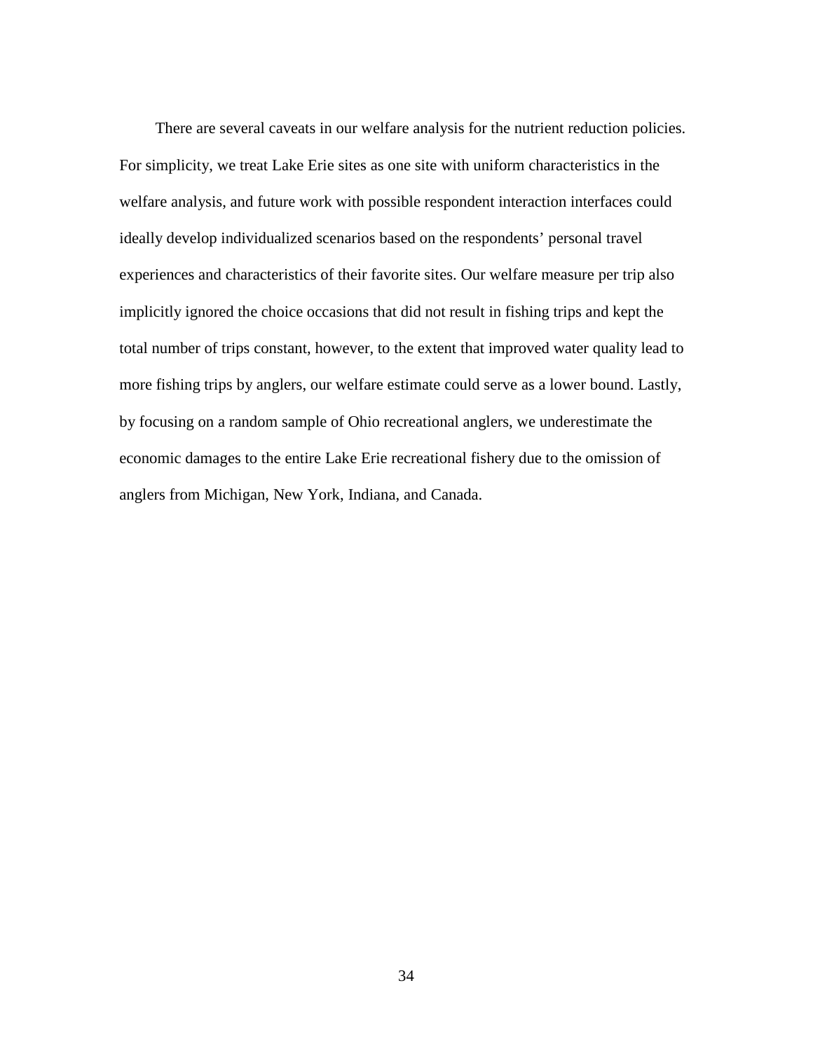There are several caveats in our welfare analysis for the nutrient reduction policies. For simplicity, we treat Lake Erie sites as one site with uniform characteristics in the welfare analysis, and future work with possible respondent interaction interfaces could ideally develop individualized scenarios based on the respondents' personal travel experiences and characteristics of their favorite sites. Our welfare measure per trip also implicitly ignored the choice occasions that did not result in fishing trips and kept the total number of trips constant, however, to the extent that improved water quality lead to more fishing trips by anglers, our welfare estimate could serve as a lower bound. Lastly, by focusing on a random sample of Ohio recreational anglers, we underestimate the economic damages to the entire Lake Erie recreational fishery due to the omission of anglers from Michigan, New York, Indiana, and Canada.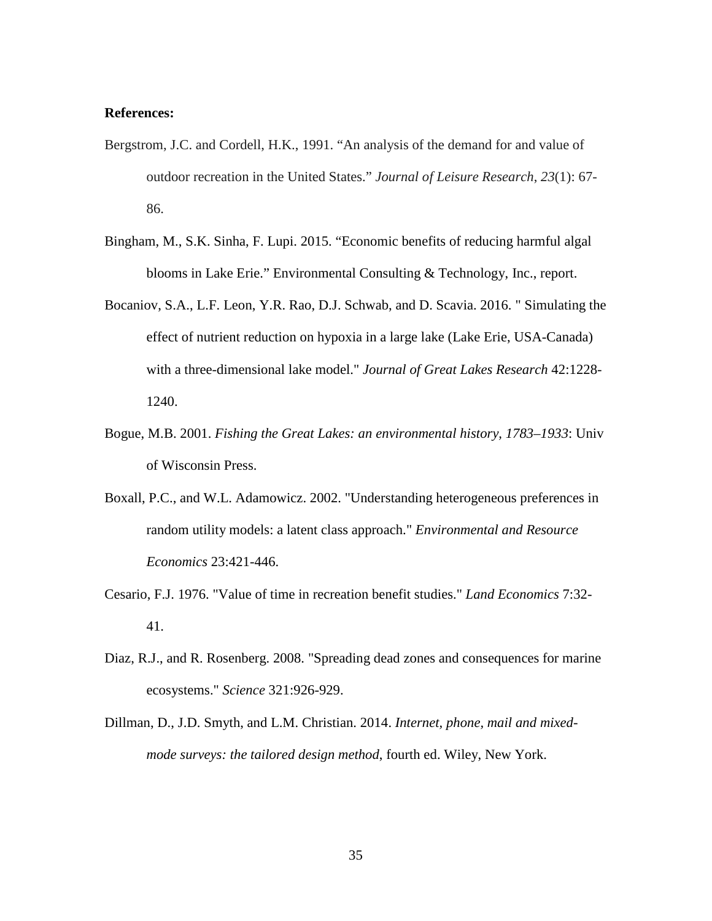**References:**

Bergstrom, J.C. and Cordell, H.K., 1991. “An analysis of the demand for and value of outdoor recreation in the United States.” *Journal of Leisure Research*, *23*(1): 67-86.

Bingham, M., S.K. Sinha, F. Lupi. 2015. “Economic benefits of reducing harmful algal blooms in Lake Erie.” Environmental Consulting & Technology, Inc., report.

Bocaniov, S.A., L.F. Leon, Y.R. Rao, D.J. Schwab, and D. Scavia. 2016. " Simulating the effect of nutrient reduction on hypoxia in a large lake (Lake Erie, USA-Canada) with a three-dimensional lake model." *Journal of Great Lakes Research* 42:1228-1240.

Bogue, M.B. 2001. *Fishing the Great Lakes: an environmental history, 1783–1933*: Univ of Wisconsin Press.

Boxall, P.C., and W.L. Adamowicz. 2002. "Understanding heterogeneous preferences in random utility models: a latent class approach." *Environmental and Resource Economics* 23:421-446.

Cesario, F.J. 1976. "Value of time in recreation benefit studies." *Land Economics* 7:32-41.

Diaz, R.J., and R. Rosenberg. 2008. "Spreading dead zones and consequences for marine ecosystems." *Science* 321:926-929.

Dillman, D., J.D. Smyth, and L.M. Christian. 2014. *Internet, phone, mail and mixed-mode surveys: the tailored design method*, fourth ed. Wiley, New York.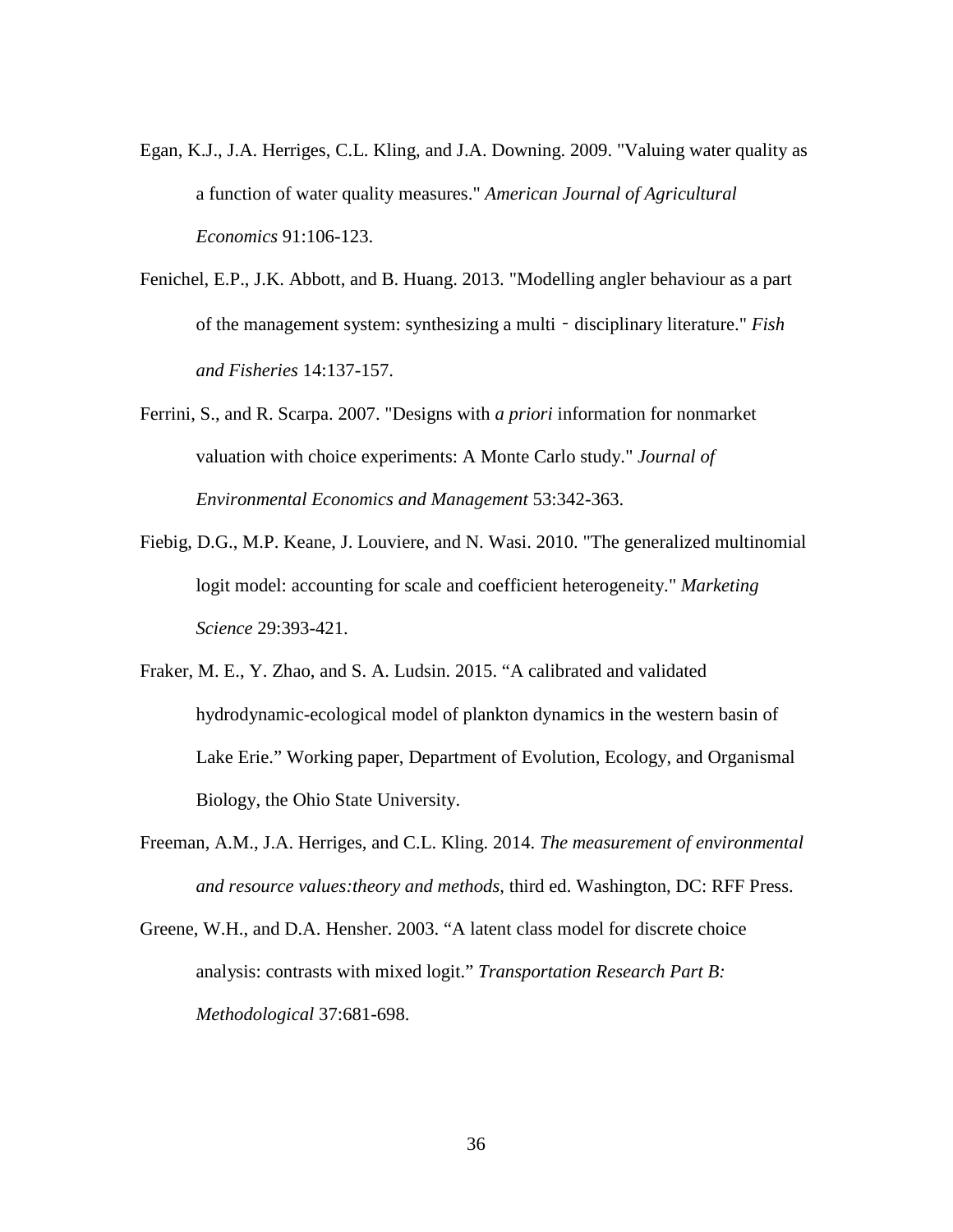Egan, K.J., J.A. Herriges, C.L. Kling, and J.A. Downing. 2009. "Valuing water quality as a function of water quality measures." *American Journal of Agricultural Economics* 91:106-123.

Fenichel, E.P., J.K. Abbott, and B. Huang. 2013. "Modelling angler behaviour as a part of the management system: synthesizing a multi‐disciplinary literature." *Fish and Fisheries* 14:137-157.

Ferrini, S., and R. Scarpa. 2007. "Designs with *a priori* information for nonmarket valuation with choice experiments: A Monte Carlo study." *Journal of Environmental Economics and Management* 53:342-363.

Fiebig, D.G., M.P. Keane, J. Louviere, and N. Wasi. 2010. "The generalized multinomial logit model: accounting for scale and coefficient heterogeneity." *Marketing Science* 29:393-421.

Fraker, M. E., Y. Zhao, and S. A. Ludsin. 2015. "A calibrated and validated hydrodynamic-ecological model of plankton dynamics in the western basin of Lake Erie." Working paper, Department of Evolution, Ecology, and Organismal Biology, the Ohio State University.

Freeman, A.M., J.A. Herriges, and C.L. Kling. 2014. *The measurement of environmental and resource values:theory and methods*, third ed. Washington, DC: RFF Press.

Greene, W.H., and D.A. Hensher. 2003. "A latent class model for discrete choice analysis: contrasts with mixed logit." *Transportation Research Part B: Methodological* 37:681-698.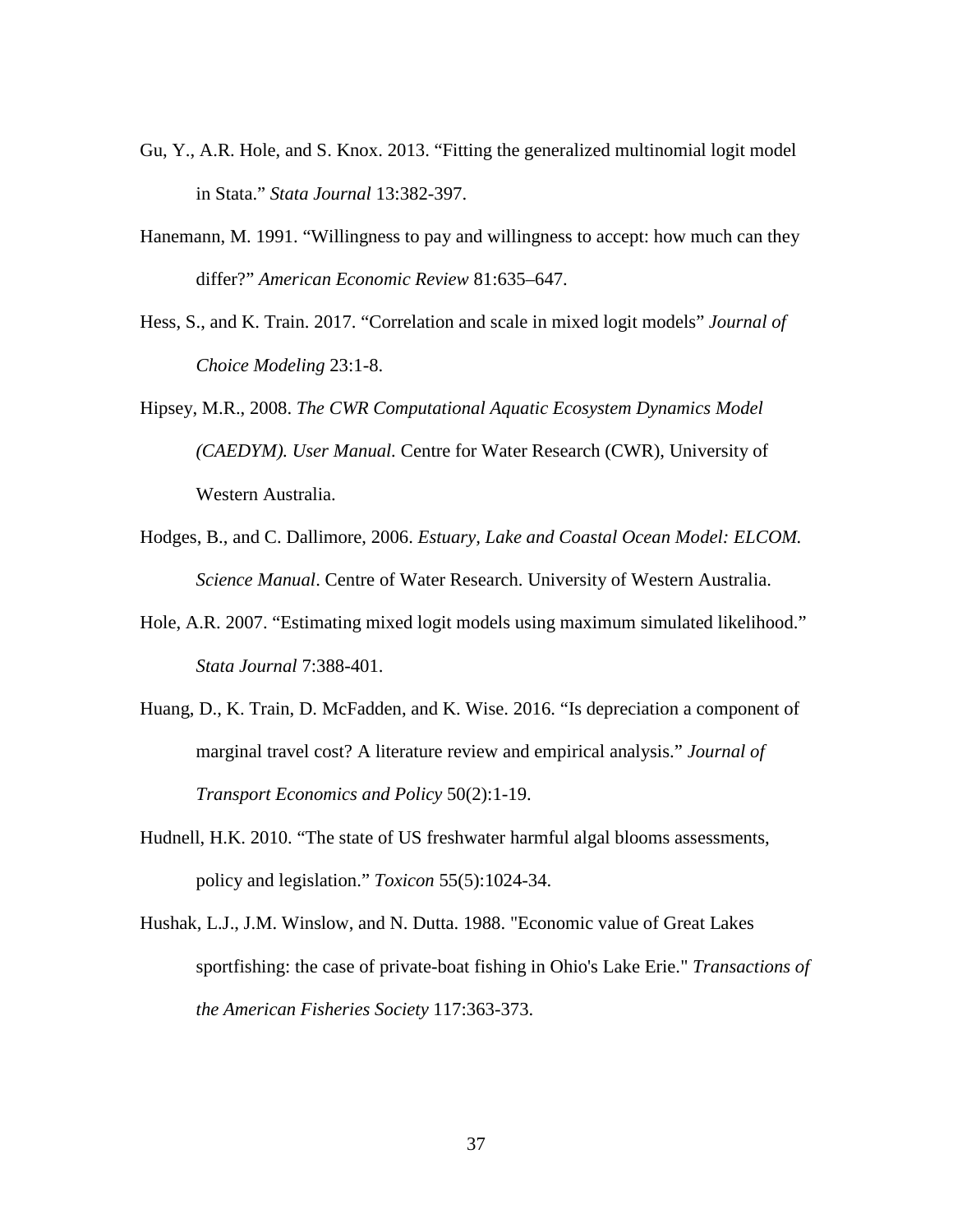Gu, Y., A.R. Hole, and S. Knox. 2013. "Fitting the generalized multinomial logit model in Stata." *Stata Journal* 13:382-397.

Hanemann, M. 1991. "Willingness to pay and willingness to accept: how much can they differ?" *American Economic Review* 81:635–647.

Hess, S., and K. Train. 2017. "Correlation and scale in mixed logit models" *Journal of Choice Modeling* 23:1-8.

Hipsey, M.R., 2008. *The CWR Computational Aquatic Ecosystem Dynamics Model (CAEDYM). User Manual.* Centre for Water Research (CWR), University of Western Australia.

Hodges, B., and C. Dallimore, 2006. *Estuary, Lake and Coastal Ocean Model: ELCOM. Science Manual*. Centre of Water Research. University of Western Australia.

Hole, A.R. 2007. "Estimating mixed logit models using maximum simulated likelihood." *Stata Journal* 7:388-401.

Huang, D., K. Train, D. McFadden, and K. Wise. 2016. "Is depreciation a component of marginal travel cost? A literature review and empirical analysis." *Journal of Transport Economics and Policy* 50(2):1-19.

Hudnell, H.K. 2010. "The state of US freshwater harmful algal blooms assessments, policy and legislation." *Toxicon* 55(5):1024-34.

Hushak, L.J., J.M. Winslow, and N. Dutta. 1988. "Economic value of Great Lakes sportfishing: the case of private-boat fishing in Ohio's Lake Erie." *Transactions of the American Fisheries Society* 117:363-373.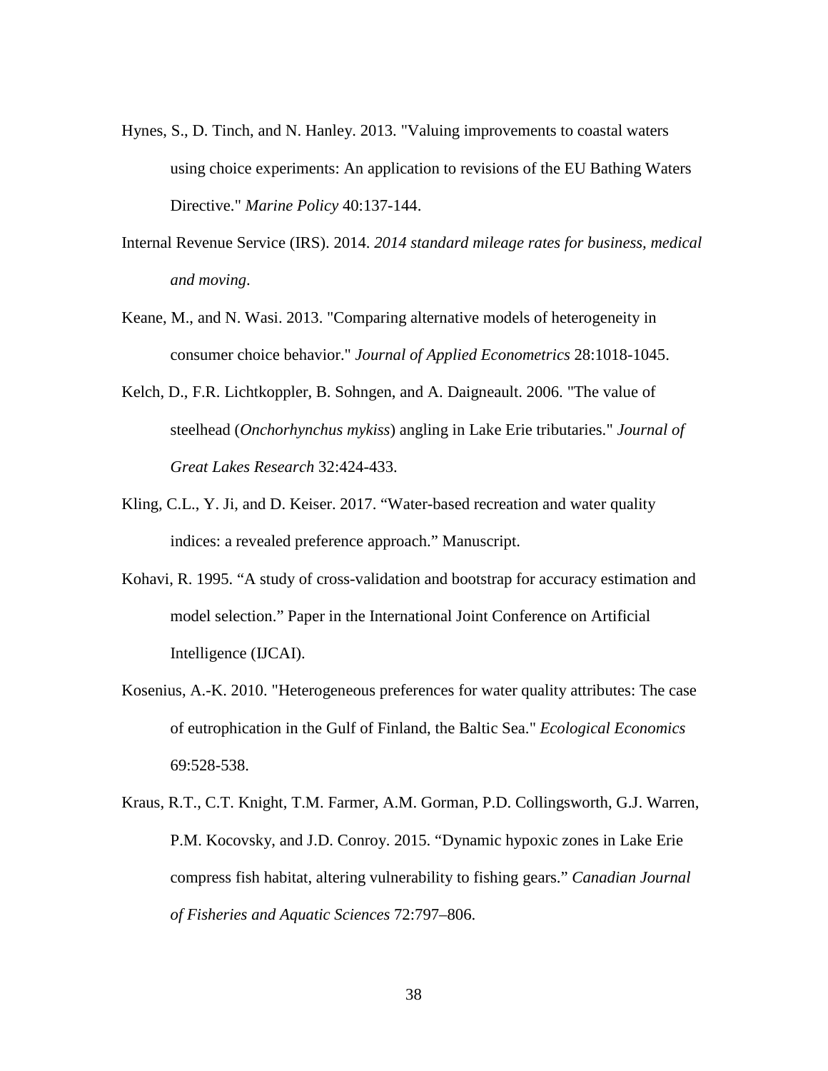Hynes, S., D. Tinch, and N. Hanley. 2013. "Valuing improvements to coastal waters using choice experiments: An application to revisions of the EU Bathing Waters Directive." *Marine Policy* 40:137-144.

Internal Revenue Service (IRS). 2014. *2014 standard mileage rates for business, medical and moving*.

Keane, M., and N. Wasi. 2013. "Comparing alternative models of heterogeneity in consumer choice behavior." *Journal of Applied Econometrics* 28:1018-1045.

Kelch, D., F.R. Lichtkoppler, B. Sohngen, and A. Daigneault. 2006. "The value of steelhead (*Onchorhynchus mykiss*) angling in Lake Erie tributaries." *Journal of Great Lakes Research* 32:424-433.

Kling, C.L., Y. Ji, and D. Keiser. 2017. "Water-based recreation and water quality indices: a revealed preference approach." Manuscript.

Kohavi, R. 1995. "A study of cross-validation and bootstrap for accuracy estimation and model selection." Paper in the International Joint Conference on Artificial Intelligence (IJCAI).

Kosenius, A.-K. 2010. "Heterogeneous preferences for water quality attributes: The case of eutrophication in the Gulf of Finland, the Baltic Sea." *Ecological Economics* 69:528-538.

Kraus, R.T., C.T. Knight, T.M. Farmer, A.M. Gorman, P.D. Collingsworth, G.J. Warren, P.M. Kocovsky, and J.D. Conroy. 2015. "Dynamic hypoxic zones in Lake Erie compress fish habitat, altering vulnerability to fishing gears." *Canadian Journal of Fisheries and Aquatic Sciences* 72:797–806.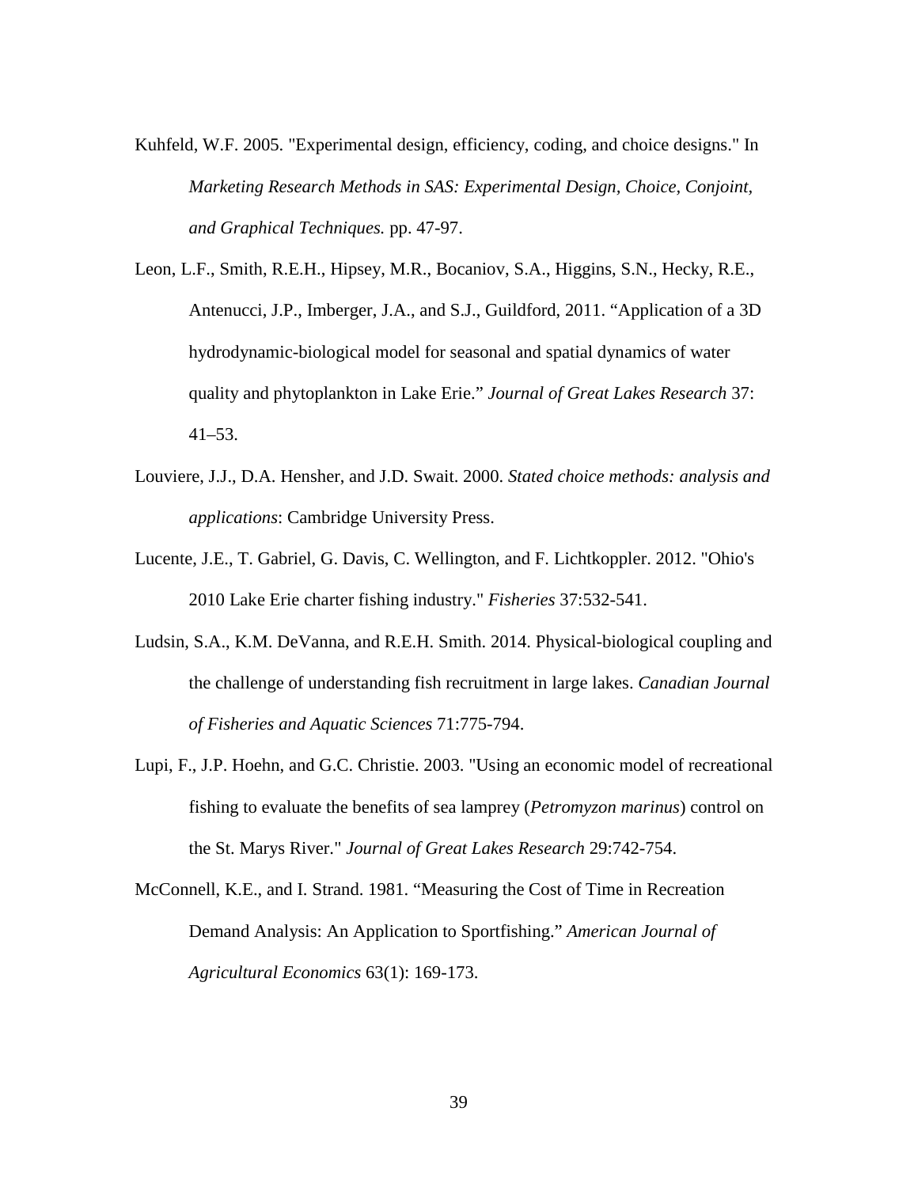Kuhfeld, W.F. 2005. "Experimental design, efficiency, coding, and choice designs." In *Marketing Research Methods in SAS: Experimental Design, Choice, Conjoint, and Graphical Techniques.* pp. 47-97.

Leon, L.F., Smith, R.E.H., Hipsey, M.R., Bocaniov, S.A., Higgins, S.N., Hecky, R.E., Antenucci, J.P., Imberger, J.A., and S.J., Guildford, 2011. "Application of a 3D hydrodynamic-biological model for seasonal and spatial dynamics of water quality and phytoplankton in Lake Erie." *Journal of Great Lakes Research* 37: 41–53.

Louviere, J.J., D.A. Hensher, and J.D. Swait. 2000. *Stated choice methods: analysis and applications*: Cambridge University Press.

Lucente, J.E., T. Gabriel, G. Davis, C. Wellington, and F. Lichtkoppler. 2012. "Ohio's 2010 Lake Erie charter fishing industry." *Fisheries* 37:532-541.

Ludsin, S.A., K.M. DeVanna, and R.E.H. Smith. 2014. Physical-biological coupling and the challenge of understanding fish recruitment in large lakes. *Canadian Journal of Fisheries and Aquatic Sciences* 71:775-794.

Lupi, F., J.P. Hoehn, and G.C. Christie. 2003. "Using an economic model of recreational fishing to evaluate the benefits of sea lamprey (*Petromyzon marinus*) control on the St. Marys River." *Journal of Great Lakes Research* 29:742-754.

McConnell, K.E., and I. Strand. 1981. "Measuring the Cost of Time in Recreation Demand Analysis: An Application to Sportfishing." *American Journal of Agricultural Economics* 63(1): 169-173.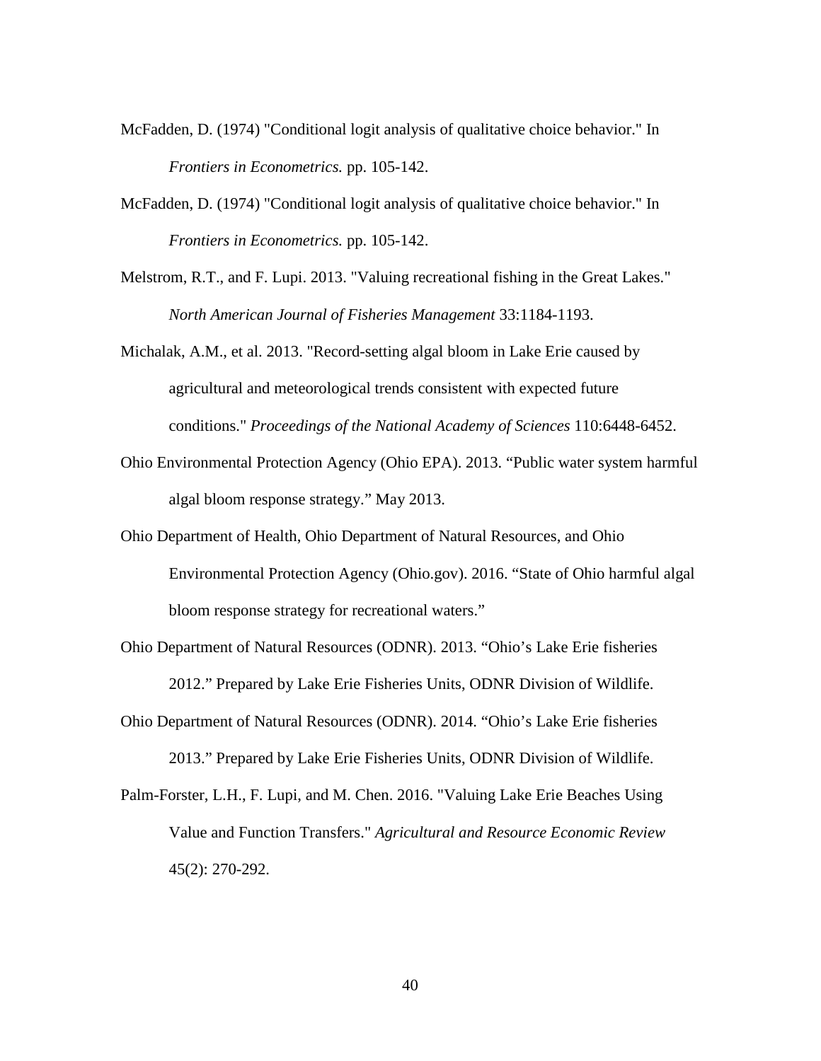McFadden, D. (1974) "Conditional logit analysis of qualitative choice behavior." In *Frontiers in Econometrics.* pp. 105-142.

McFadden, D. (1974) "Conditional logit analysis of qualitative choice behavior." In *Frontiers in Econometrics.* pp. 105-142.

Melstrom, R.T., and F. Lupi. 2013. "Valuing recreational fishing in the Great Lakes." *North American Journal of Fisheries Management* 33:1184-1193.

Michalak, A.M., et al. 2013. "Record-setting algal bloom in Lake Erie caused by agricultural and meteorological trends consistent with expected future conditions." *Proceedings of the National Academy of Sciences* 110:6448-6452.

Ohio Environmental Protection Agency (Ohio EPA). 2013. "Public water system harmful algal bloom response strategy." May 2013.

Ohio Department of Health, Ohio Department of Natural Resources, and Ohio Environmental Protection Agency (Ohio.gov). 2016. "State of Ohio harmful algal bloom response strategy for recreational waters."

Ohio Department of Natural Resources (ODNR). 2013. "Ohio's Lake Erie fisheries 2012." Prepared by Lake Erie Fisheries Units, ODNR Division of Wildlife.

Ohio Department of Natural Resources (ODNR). 2014. "Ohio's Lake Erie fisheries 2013." Prepared by Lake Erie Fisheries Units, ODNR Division of Wildlife.

Palm-Forster, L.H., F. Lupi, and M. Chen. 2016. "Valuing Lake Erie Beaches Using Value and Function Transfers." *Agricultural and Resource Economic Review* 45(2): 270-292.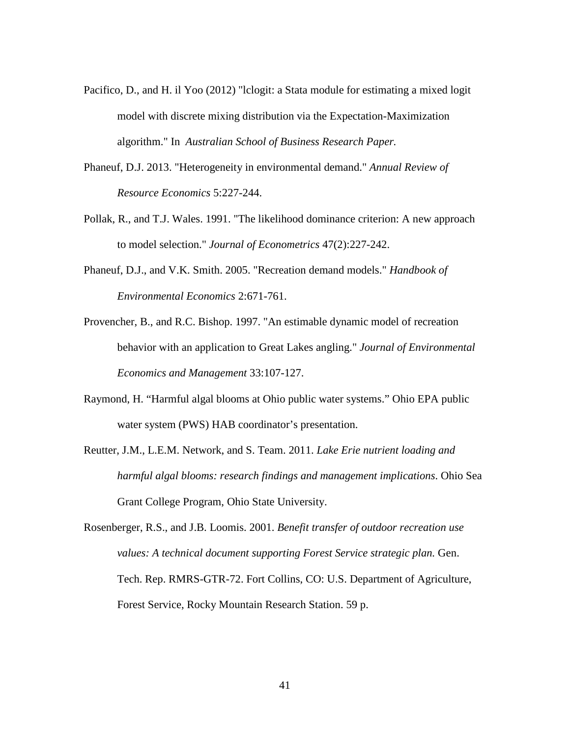Pacifico, D., and H. il Yoo (2012) "lclogit: a Stata module for estimating a mixed logit model with discrete mixing distribution via the Expectation-Maximization algorithm." In *Australian School of Business Research Paper.*

Phaneuf, D.J. 2013. "Heterogeneity in environmental demand." *Annual Review of Resource Economics* 5:227-244.

Pollak, R., and T.J. Wales. 1991. "The likelihood dominance criterion: A new approach to model selection." *Journal of Econometrics* 47(2):227-242.

Phaneuf, D.J., and V.K. Smith. 2005. "Recreation demand models." *Handbook of Environmental Economics* 2:671-761.

Provencher, B., and R.C. Bishop. 1997. "An estimable dynamic model of recreation behavior with an application to Great Lakes angling." *Journal of Environmental Economics and Management* 33:107-127.

Raymond, H. "Harmful algal blooms at Ohio public water systems." Ohio EPA public water system (PWS) HAB coordinator's presentation.

Reutter, J.M., L.E.M. Network, and S. Team. 2011. *Lake Erie nutrient loading and harmful algal blooms: research findings and management implications.* Ohio Sea Grant College Program, Ohio State University.

Rosenberger, R.S., and J.B. Loomis. 2001. *Benefit transfer of outdoor recreation use values: A technical document supporting Forest Service strategic plan.* Gen. Tech. Rep. RMRS-GTR-72. Fort Collins, CO: U.S. Department of Agriculture, Forest Service, Rocky Mountain Research Station. 59 p.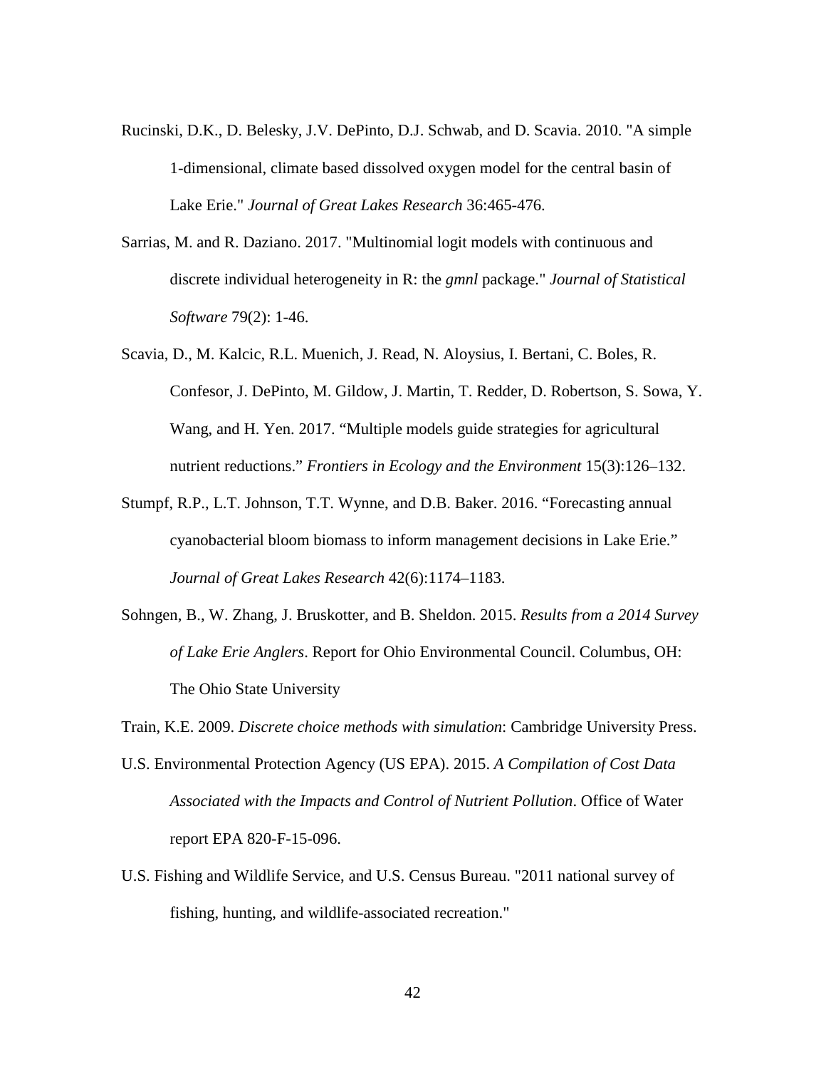Rucinski, D.K., D. Belesky, J.V. DePinto, D.J. Schwab, and D. Scavia. 2010. "A simple 1-dimensional, climate based dissolved oxygen model for the central basin of Lake Erie." *Journal of Great Lakes Research* 36:465-476.

Sarrias, M. and R. Daziano. 2017. "Multinomial logit models with continuous and discrete individual heterogeneity in R: the *gmnl* package." *Journal of Statistical Software* 79(2): 1-46.

Scavia, D., M. Kalcic, R.L. Muenich, J. Read, N. Aloysius, I. Bertani, C. Boles, R. Confesor, J. DePinto, M. Gildow, J. Martin, T. Redder, D. Robertson, S. Sowa, Y. Wang, and H. Yen. 2017. "Multiple models guide strategies for agricultural nutrient reductions." *Frontiers in Ecology and the Environment* 15(3):126–132.

Stumpf, R.P., L.T. Johnson, T.T. Wynne, and D.B. Baker. 2016. "Forecasting annual cyanobacterial bloom biomass to inform management decisions in Lake Erie." *Journal of Great Lakes Research* 42(6):1174–1183.

Sohngen, B., W. Zhang, J. Bruskotter, and B. Sheldon. 2015. *Results from a 2014 Survey of Lake Erie Anglers*. Report for Ohio Environmental Council. Columbus, OH: The Ohio State University

Train, K.E. 2009. *Discrete choice methods with simulation*: Cambridge University Press.

U.S. Environmental Protection Agency (US EPA). 2015. *A Compilation of Cost Data Associated with the Impacts and Control of Nutrient Pollution*. Office of Water report EPA 820-F-15-096.

U.S. Fishing and Wildlife Service, and U.S. Census Bureau. "2011 national survey of fishing, hunting, and wildlife-associated recreation."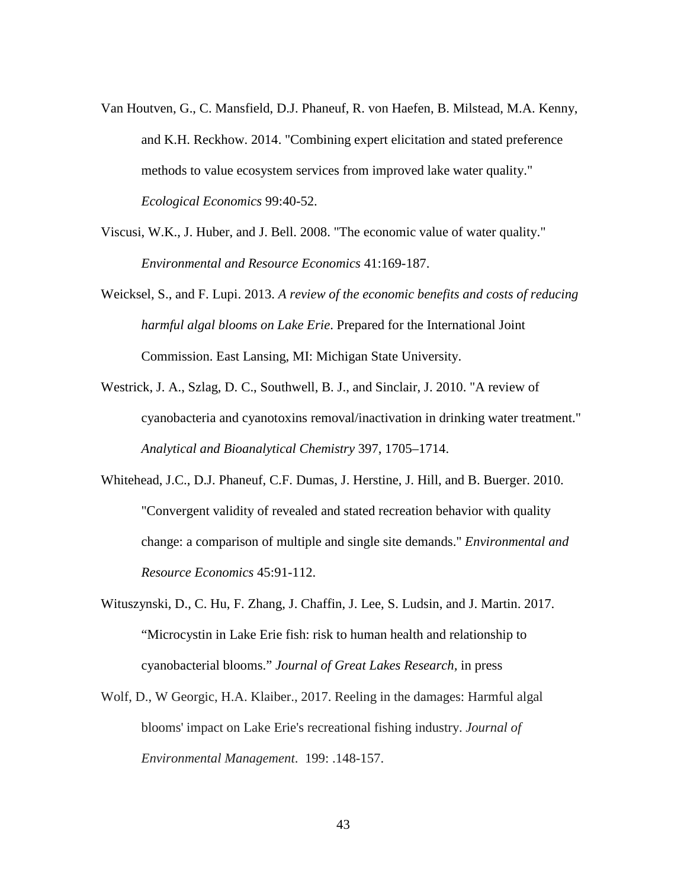Van Houtven, G., C. Mansfield, D.J. Phaneuf, R. von Haefen, B. Milstead, M.A. Kenny, and K.H. Reckhow. 2014. "Combining expert elicitation and stated preference methods to value ecosystem services from improved lake water quality." *Ecological Economics* 99:40-52.

Viscusi, W.K., J. Huber, and J. Bell. 2008. "The economic value of water quality." *Environmental and Resource Economics* 41:169-187.

Weicksel, S., and F. Lupi. 2013. *A review of the economic benefits and costs of reducing harmful algal blooms on Lake Erie*. Prepared for the International Joint Commission. East Lansing, MI: Michigan State University.

Westrick, J. A., Szlag, D. C., Southwell, B. J., and Sinclair, J. 2010. "A review of cyanobacteria and cyanotoxins removal/inactivation in drinking water treatment." *Analytical and Bioanalytical Chemistry* 397, 1705–1714.

Whitehead, J.C., D.J. Phaneuf, C.F. Dumas, J. Herstine, J. Hill, and B. Buerger. 2010. "Convergent validity of revealed and stated recreation behavior with quality change: a comparison of multiple and single site demands." *Environmental and Resource Economics* 45:91-112.

Wituszynski, D., C. Hu, F. Zhang, J. Chaffin, J. Lee, S. Ludsin, and J. Martin. 2017. "Microcystin in Lake Erie fish: risk to human health and relationship to cyanobacterial blooms." *Journal of Great Lakes Research*, in press

Wolf, D., W Georgic, H.A. Klaiber., 2017. Reeling in the damages: Harmful algal blooms' impact on Lake Erie's recreational fishing industry. *Journal of Environmental Management*. 199: .148-157.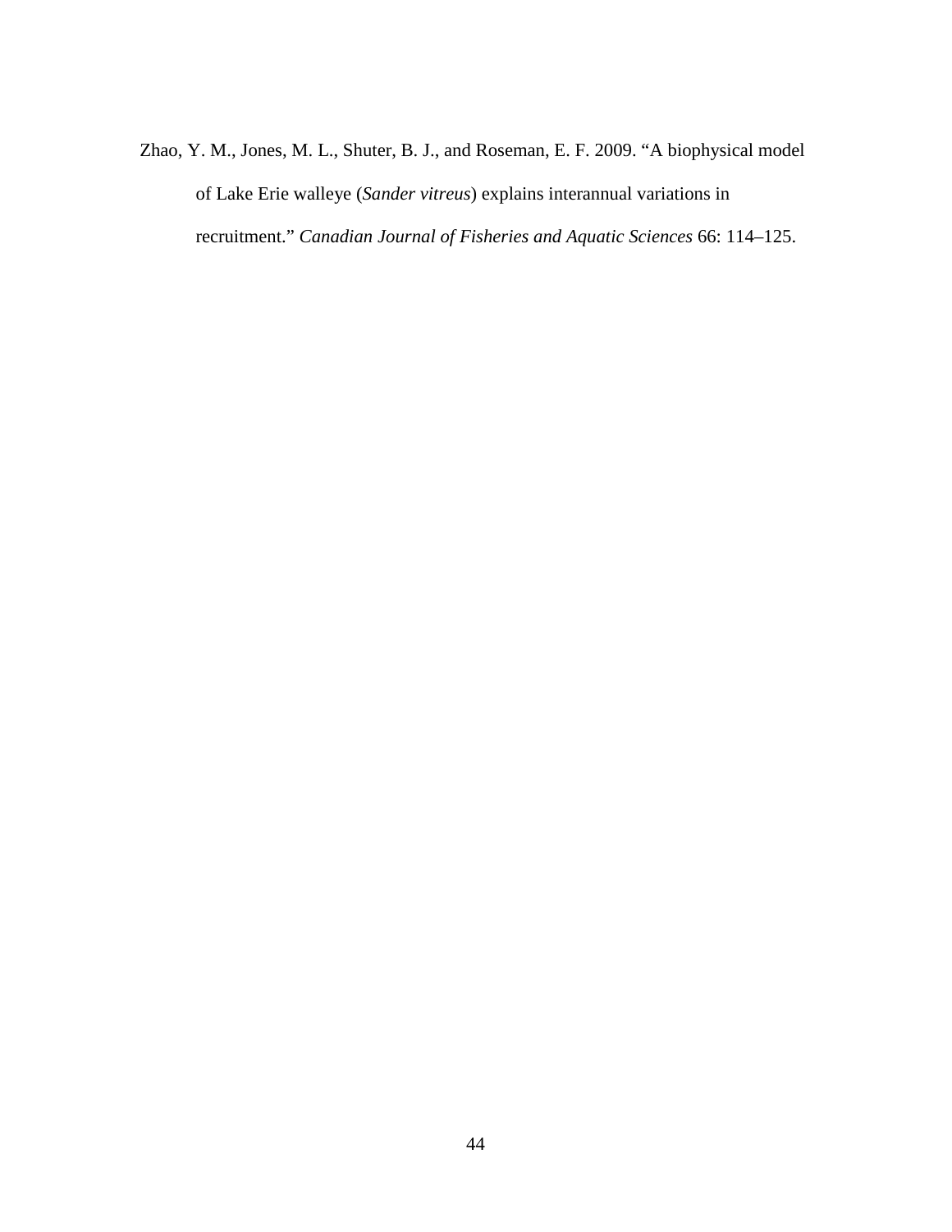Zhao, Y. M., Jones, M. L., Shuter, B. J., and Roseman, E. F. 2009. "A biophysical model of Lake Erie walleye (*Sander vitreus*) explains interannual variations in recruitment." *Canadian Journal of Fisheries and Aquatic Sciences* 66: 114–125.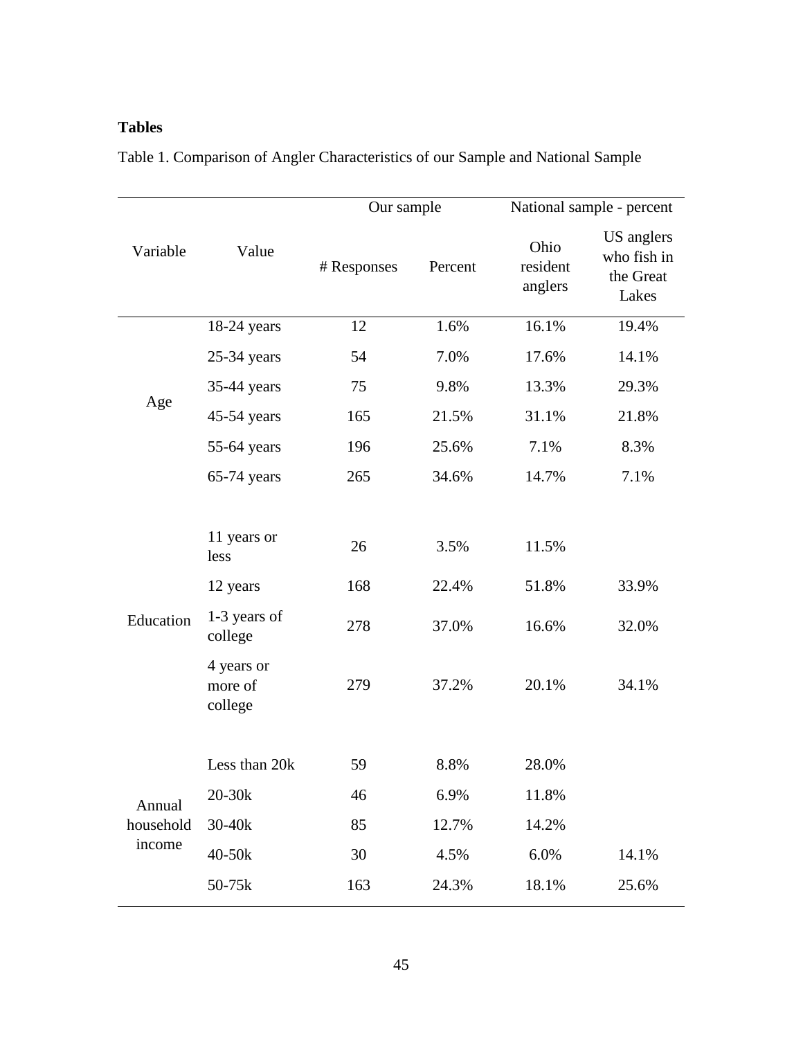**Tables**

Table 1. Comparison of Angler Characteristics of our Sample and National Sample

| Variable | Value | Our sample | | National sample - percent | |
|---|---|---|---|---|---|
| | | # Responses | Percent | Ohio resident anglers | US anglers who fish in the Great Lakes |
| Age | 18-24 years | 12 | 1.6% | 16.1% | 19.4% |
| | 25-34 years | 54 | 7.0% | 17.6% | 14.1% |
| | 35-44 years | 75 | 9.8% | 13.3% | 29.3% |
| | 45-54 years | 165 | 21.5% | 31.1% | 21.8% |
| | 55-64 years | 196 | 25.6% | 7.1% | 8.3% |
| | 65-74 years | 265 | 34.6% | 14.7% | 7.1% |
| Education | 11 years or less | 26 | 3.5% | 11.5% | |
| | 12 years | 168 | 22.4% | 51.8% | 33.9% |
| | 1-3 years of college | 278 | 37.0% | 16.6% | 32.0% |
| | 4 years or more of college | 279 | 37.2% | 20.1% | 34.1% |
| Annual household income | Less than 20k | 59 | 8.8% | 28.0% | |
| | 20-30k | 46 | 6.9% | 11.8% | |
| | 30-40k | 85 | 12.7% | 14.2% | |
| | 40-50k | 30 | 4.5% | 6.0% | 14.1% |
| | 50-75k | 163 | 24.3% | 18.1% | 25.6% |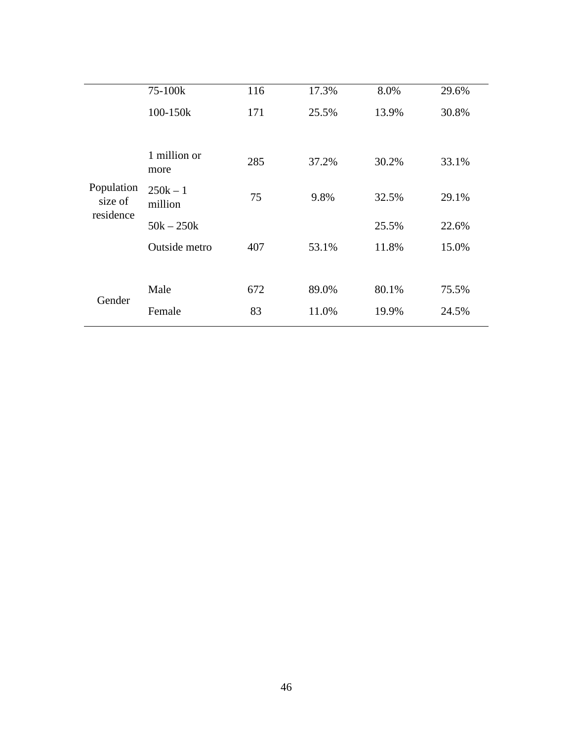| | | | | | |
|---|---|---|---|---|---|
| | 75-100k | 116 | 17.3% | 8.0% | 29.6% |
| | 100-150k | 171 | 25.5% | 13.9% | 30.8% |
| | | | | | |
| Population size of residence | 1 million or more | 285 | 37.2% | 30.2% | 33.1% |
| | 250k – 1 million | 75 | 9.8% | 32.5% | 29.1% |
| | 50k – 250k | | | 25.5% | 22.6% |
| | Outside metro | 407 | 53.1% | 11.8% | 15.0% |
| | | | | | |
| Gender | Male | 672 | 89.0% | 80.1% | 75.5% |
| | Female | 83 | 11.0% | 19.9% | 24.5% |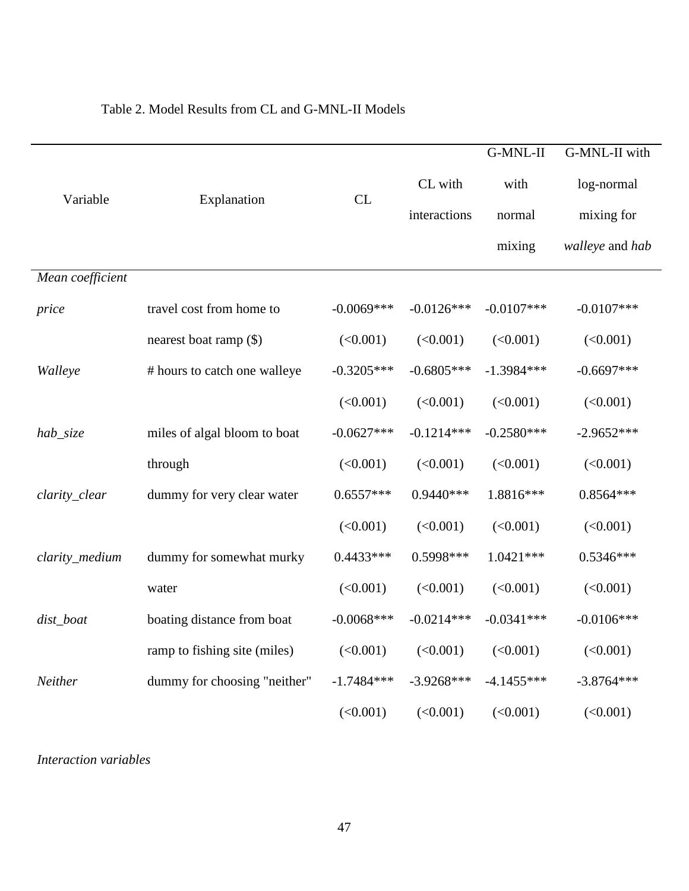Table 2. Model Results from CL and G-MNL-II Models

| Variable | Explanation | CL | CL with interactions | G-MNL-II with normal mixing | G-MNL-II with log-normal mixing for *walleye* and *hab* |
|---|---|---|---|---|---|
| *Mean coefficient* | | | | | |
| *price* | travel cost from home to nearest boat ramp ($) | -0.0069*** | -0.0126*** | -0.0107*** | -0.0107*** |
| | | (<0.001) | (<0.001) | (<0.001) | (<0.001) |
| *Walleye* | # hours to catch one walleye | -0.3205*** | -0.6805*** | -1.3984*** | -0.6697*** |
| | | (<0.001) | (<0.001) | (<0.001) | (<0.001) |
| *hab_size* | miles of algal bloom to boat through | -0.0627*** | -0.1214*** | -0.2580*** | -2.9652*** |
| | | (<0.001) | (<0.001) | (<0.001) | (<0.001) |
| *clarity_clear* | dummy for very clear water | 0.6557*** | 0.9440*** | 1.8816*** | 0.8564*** |
| | | (<0.001) | (<0.001) | (<0.001) | (<0.001) |
| *clarity_medium* | dummy for somewhat murky water | 0.4433*** | 0.5998*** | 1.0421*** | 0.5346*** |
| | | (<0.001) | (<0.001) | (<0.001) | (<0.001) |
| *dist_boat* | boating distance from boat ramp to fishing site (miles) | -0.0068*** | -0.0214*** | -0.0341*** | -0.0106*** |
| | | (<0.001) | (<0.001) | (<0.001) | (<0.001) |
| *Neither* | dummy for choosing "neither" | -1.7484*** | -3.9268*** | -4.1455*** | -3.8764*** |
| | | (<0.001) | (<0.001) | (<0.001) | (<0.001) |
| *Interaction variables* | | | | | |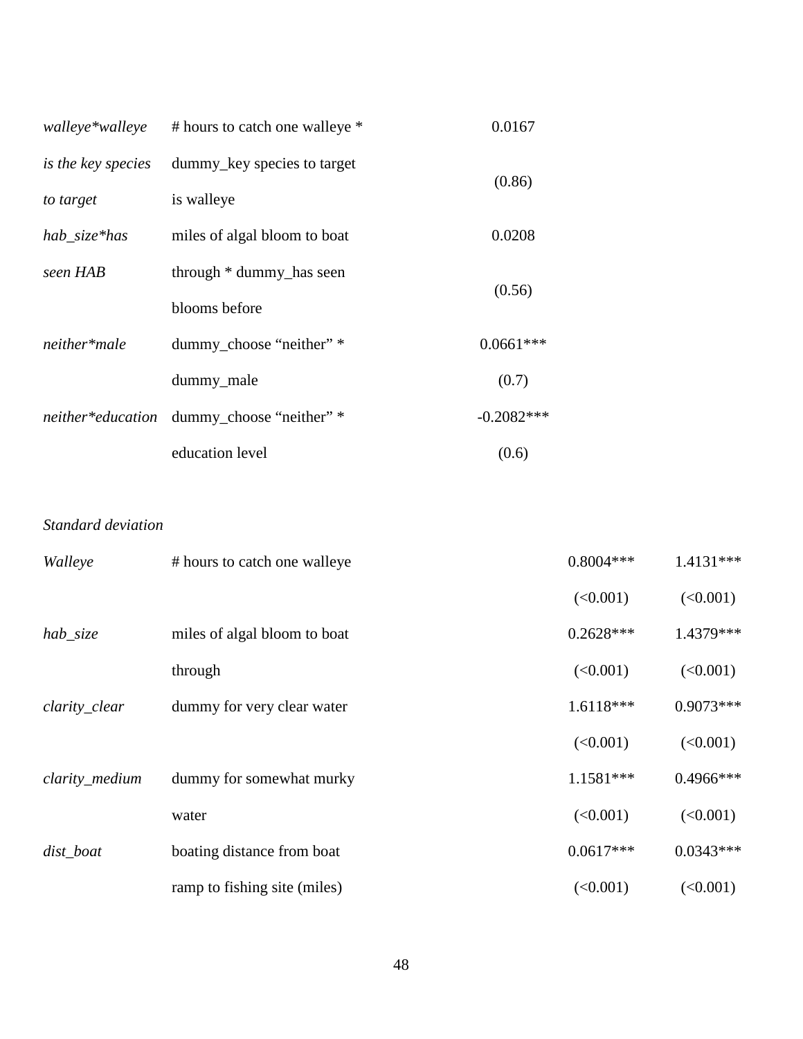| | | | | |
|---|---|---|---|---|
| *walleye*walleye is the key species to target* | # hours to catch one walleye * dummy_key species to target is walleye | 0.0167 | | |
| | | (0.86) | | |
| *hab_size*has seen HAB* | miles of algal bloom to boat through * dummy_has seen blooms before | 0.0208 | | |
| | | (0.56) | | |
| *neither*male* | dummy_choose "neither" * dummy_male | 0.0661*** | | |
| | | (0.7) | | |
| *neither*education* | dummy_choose "neither" * education level | -0.2082*** | | |
| | | (0.6) | | |
| *Standard deviation* | | | | |
| *Walleye* | # hours to catch one walleye | | 0.8004*** | 1.4131*** |
| | | | (<0.001) | (<0.001) |
| *hab_size* | miles of algal bloom to boat through | | 0.2628*** | 1.4379*** |
| | | | (<0.001) | (<0.001) |
| *clarity_clear* | dummy for very clear water | | 1.6118*** | 0.9073*** |
| | | | (<0.001) | (<0.001) |
| *clarity_medium* | dummy for somewhat murky water | | 1.1581*** | 0.4966*** |
| | | | (<0.001) | (<0.001) |
| *dist_boat* | boating distance from boat ramp to fishing site (miles) | | 0.0617*** | 0.0343*** |
| | | | (<0.001) | (<0.001) |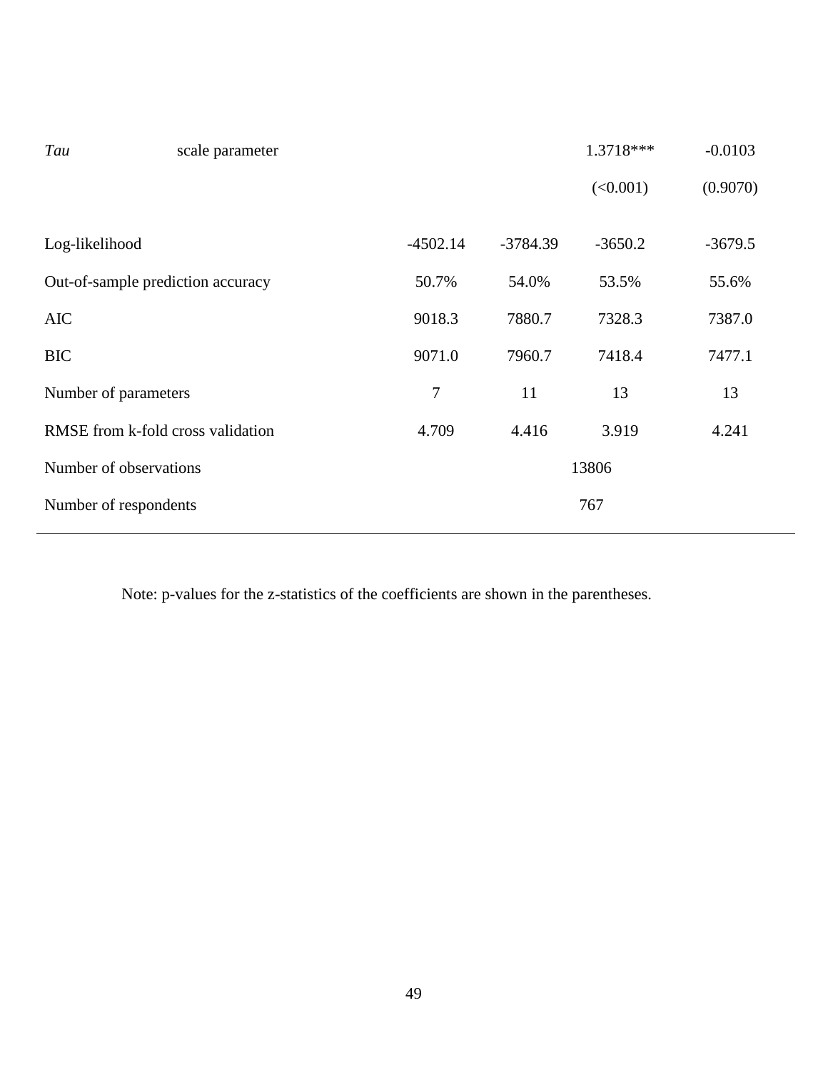| | | | | | |
|---|---|---|---|---|---|
| *Tau* | scale parameter | | | 1.3718*** | -0.0103 |
| | | | | (<0.001) | (0.9070) |
| Log-likelihood | | -4502.14 | -3784.39 | -3650.2 | -3679.5 |
| Out-of-sample prediction accuracy | | 50.7% | 54.0% | 53.5% | 55.6% |
| AIC | | 9018.3 | 7880.7 | 7328.3 | 7387.0 |
| BIC | | 9071.0 | 7960.7 | 7418.4 | 7477.1 |
| Number of parameters | | 7 | 11 | 13 | 13 |
| RMSE from k-fold cross validation | | 4.709 | 4.416 | 3.919 | 4.241 |
| Number of observations | | 13806 | | | |
| Number of respondents | | 767 | | | |

Note: p-values for the z-statistics of the coefficients are shown in the parentheses.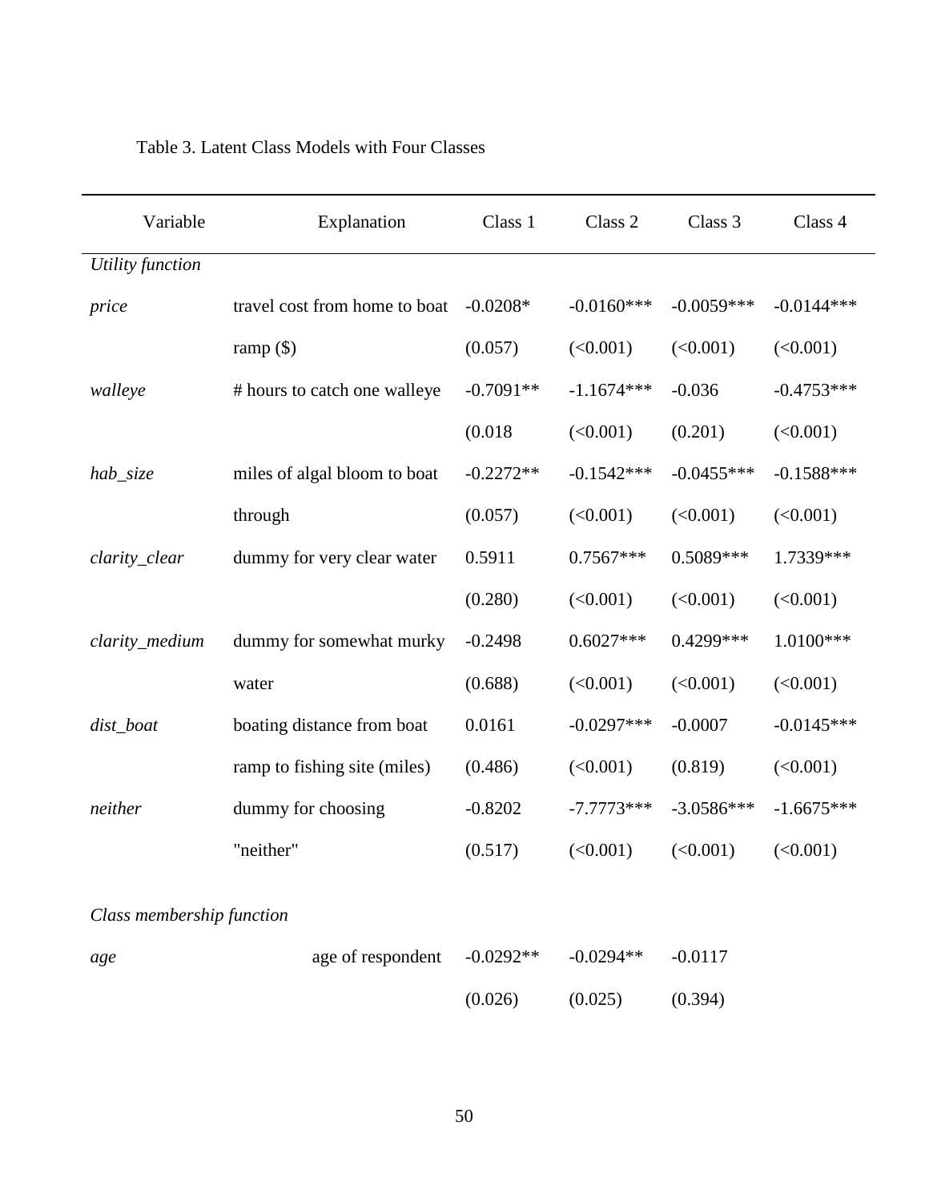Table 3. Latent Class Models with Four Classes

| Variable | Explanation | Class 1 | Class 2 | Class 3 | Class 4 |
|---|---|---|---|---|---|
| *Utility function* | | | | | |
| *price* | travel cost from home to boat | -0.0208* | -0.0160*** | -0.0059*** | -0.0144*** |
| | ramp ($) | (0.057) | (<0.001) | (<0.001) | (<0.001) |
| *walleye* | # hours to catch one walleye | -0.7091** | -1.1674*** | -0.036 | -0.4753*** |
| | | (0.018 | (<0.001) | (0.201) | (<0.001) |
| *hab_size* | miles of algal bloom to boat | -0.2272** | -0.1542*** | -0.0455*** | -0.1588*** |
| | through | (0.057) | (<0.001) | (<0.001) | (<0.001) |
| *clarity_clear* | dummy for very clear water | 0.5911 | 0.7567*** | 0.5089*** | 1.7339*** |
| | | (0.280) | (<0.001) | (<0.001) | (<0.001) |
| *clarity_medium* | dummy for somewhat murky | -0.2498 | 0.6027*** | 0.4299*** | 1.0100*** |
| | water | (0.688) | (<0.001) | (<0.001) | (<0.001) |
| *dist_boat* | boating distance from boat | 0.0161 | -0.0297*** | -0.0007 | -0.0145*** |
| | ramp to fishing site (miles) | (0.486) | (<0.001) | (0.819) | (<0.001) |
| *neither* | dummy for choosing | -0.8202 | -7.7773*** | -3.0586*** | -1.6675*** |
| | "neither" | (0.517) | (<0.001) | (<0.001) | (<0.001) |
| *Class membership function* | | | | | |
| *age* | age of respondent | -0.0292** | -0.0294** | -0.0117 | |
| | | (0.026) | (0.025) | (0.394) | |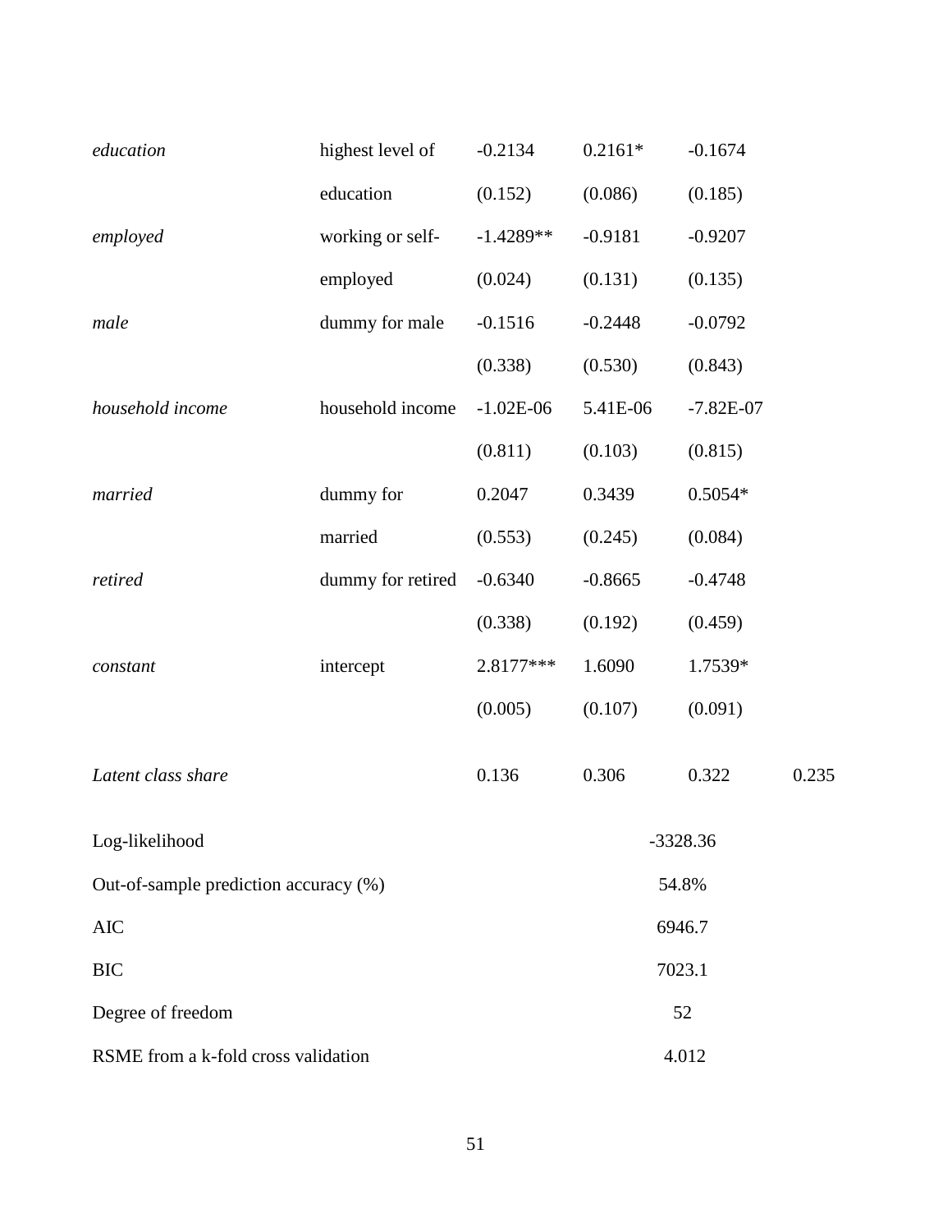| | | | | | |
|---|---|---|---|---|---|
| *education* | highest level of education | -0.2134 | 0.2161* | -0.1674 | |
| | | (0.152) | (0.086) | (0.185) | |
| *employed* | working or self-employed | -1.4289** | -0.9181 | -0.9207 | |
| | | (0.024) | (0.131) | (0.135) | |
| *male* | dummy for male | -0.1516 | -0.2448 | -0.0792 | |
| | | (0.338) | (0.530) | (0.843) | |
| *household income* | household income | -1.02E-06 | 5.41E-06 | -7.82E-07 | |
| | | (0.811) | (0.103) | (0.815) | |
| *married* | dummy for married | 0.2047 | 0.3439 | 0.5054* | |
| | | (0.553) | (0.245) | (0.084) | |
| *retired* | dummy for retired | -0.6340 | -0.8665 | -0.4748 | |
| | | (0.338) | (0.192) | (0.459) | |
| *constant* | intercept | 2.8177*** | 1.6090 | 1.7539* | |
| | | (0.005) | (0.107) | (0.091) | |
| *Latent class share* | | 0.136 | 0.306 | 0.322 | 0.235 |
| Log-likelihood | | | -3328.36 | | |
| Out-of-sample prediction accuracy (%) | | | 54.8% | | |
| AIC | | | 6946.7 | | |
| BIC | | | 7023.1 | | |
| Degree of freedom | | | 52 | | |
| RSME from a k-fold cross validation | | | 4.012 | | |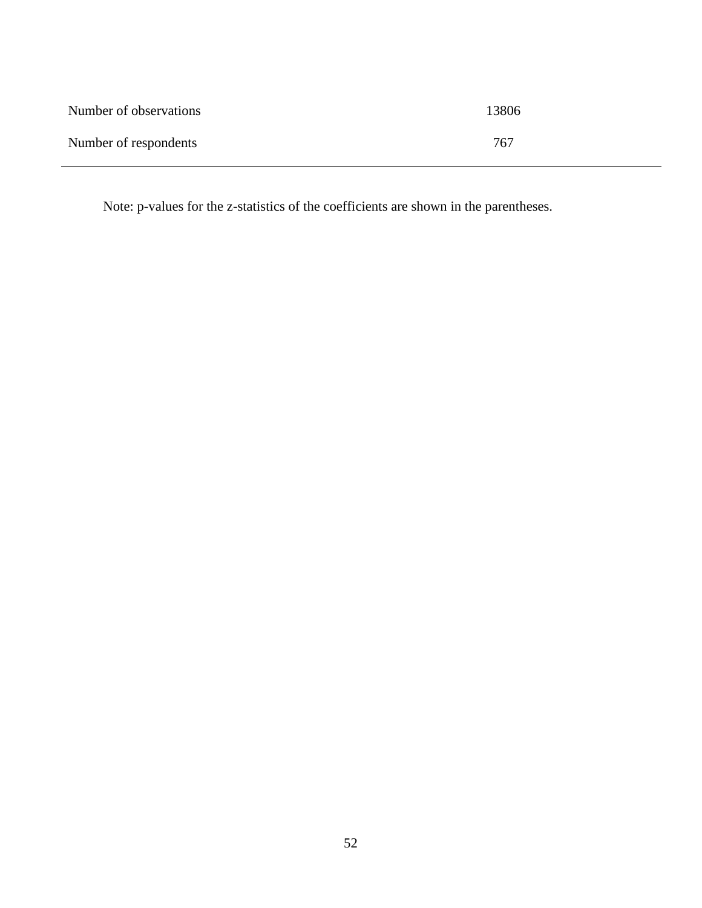| | |
|---|---|
| Number of observations | 13806 |
| Number of respondents | 767 |

Note: p-values for the z-statistics of the coefficients are shown in the parentheses.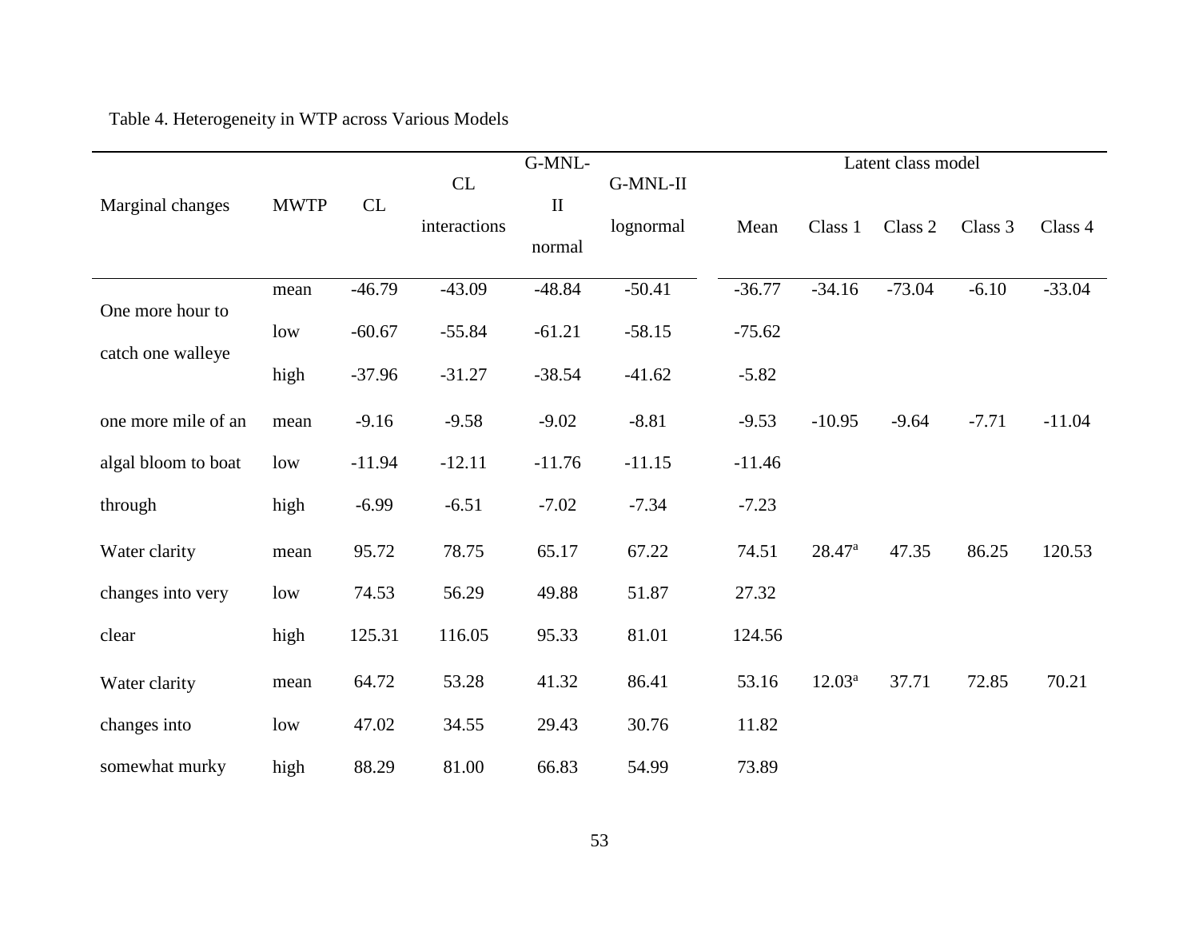Table 4. Heterogeneity in WTP across Various Models

| Marginal changes | MWTP | CL | CL interactions | G-MNL-II normal | G-MNL-II lognormal | Latent class model | | | | |
|---|---|---|---|---|---|---|---|---|---|---|
| | | | | | | Mean | Class 1 | Class 2 | Class 3 | Class 4 |
| One more hour to catch one walleye | mean | -46.79 | -43.09 | -48.84 | -50.41 | -36.77 | -34.16 | -73.04 | -6.10 | -33.04 |
| | low | -60.67 | -55.84 | -61.21 | -58.15 | -75.62 | | | | |
| | high | -37.96 | -31.27 | -38.54 | -41.62 | -5.82 | | | | |
| one more mile of an algal bloom to boat through | mean | -9.16 | -9.58 | -9.02 | -8.81 | -9.53 | -10.95 | -9.64 | -7.71 | -11.04 |
| | low | -11.94 | -12.11 | -11.76 | -11.15 | -11.46 | | | | |
| | high | -6.99 | -6.51 | -7.02 | -7.34 | -7.23 | | | | |
| Water clarity changes into very clear | mean | 95.72 | 78.75 | 65.17 | 67.22 | 74.51 | 28.47[a] | 47.35 | 86.25 | 120.53 |
| | low | 74.53 | 56.29 | 49.88 | 51.87 | 27.32 | | | | |
| | high | 125.31 | 116.05 | 95.33 | 81.01 | 124.56 | | | | |
| Water clarity changes into somewhat murky | mean | 64.72 | 53.28 | 41.32 | 86.41 | 53.16 | 12.03[a] | 37.71 | 72.85 | 70.21 |
| | low | 47.02 | 34.55 | 29.43 | 30.76 | 11.82 | | | | |
| | high | 88.29 | 81.00 | 66.83 | 54.99 | 73.89 | | | | |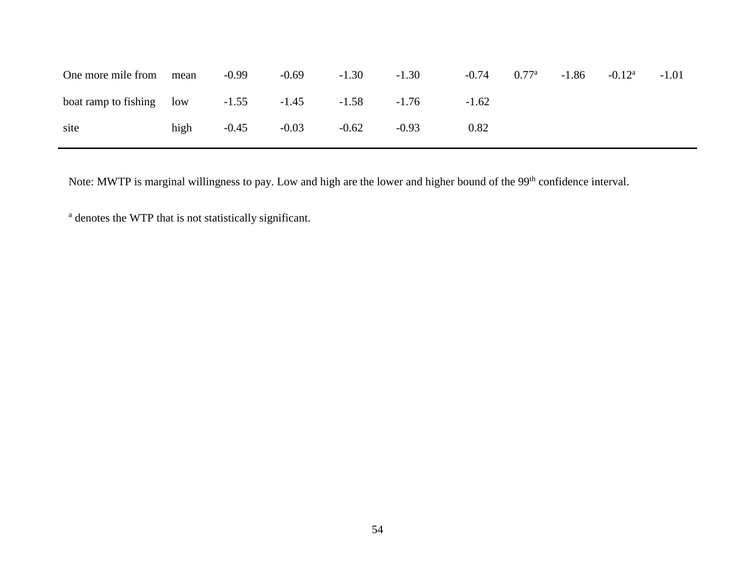| | | | | | | | | | | |
|---|---|---|---|---|---|---|---|---|---|---|
| One more mile from | mean | -0.99 | -0.69 | -1.30 | -1.30 | -0.74 | 0.77[a] | -1.86 | -0.12[a] | -1.01 |
| boat ramp to fishing | low | -1.55 | -1.45 | -1.58 | -1.76 | -1.62 | | | | |
| site | high | -0.45 | -0.03 | -0.62 | -0.93 | 0.82 | | | | |

Note: MWTP is marginal willingness to pay. Low and high are the lower and higher bound of the 99th confidence interval.

[a] denotes the WTP that is not statistically significant.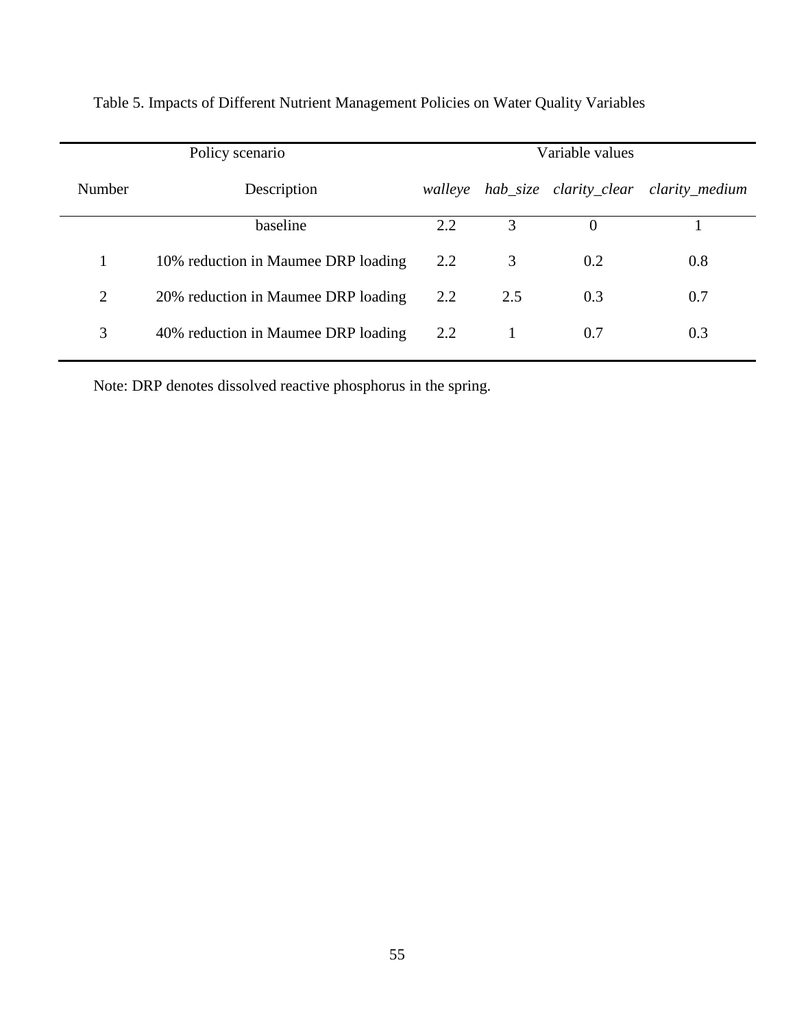Table 5. Impacts of Different Nutrient Management Policies on Water Quality Variables

| Policy scenario | | Variable values | | | |
|---|---|---|---|---|---|
| Number | Description | *walleye* | *hab_size* | *clarity_clear* | *clarity_medium* |
| | baseline | 2.2 | 3 | 0 | 1 |
| 1 | 10% reduction in Maumee DRP loading | 2.2 | 3 | 0.2 | 0.8 |
| 2 | 20% reduction in Maumee DRP loading | 2.2 | 2.5 | 0.3 | 0.7 |
| 3 | 40% reduction in Maumee DRP loading | 2.2 | 1 | 0.7 | 0.3 |

Note: DRP denotes dissolved reactive phosphorus in the spring.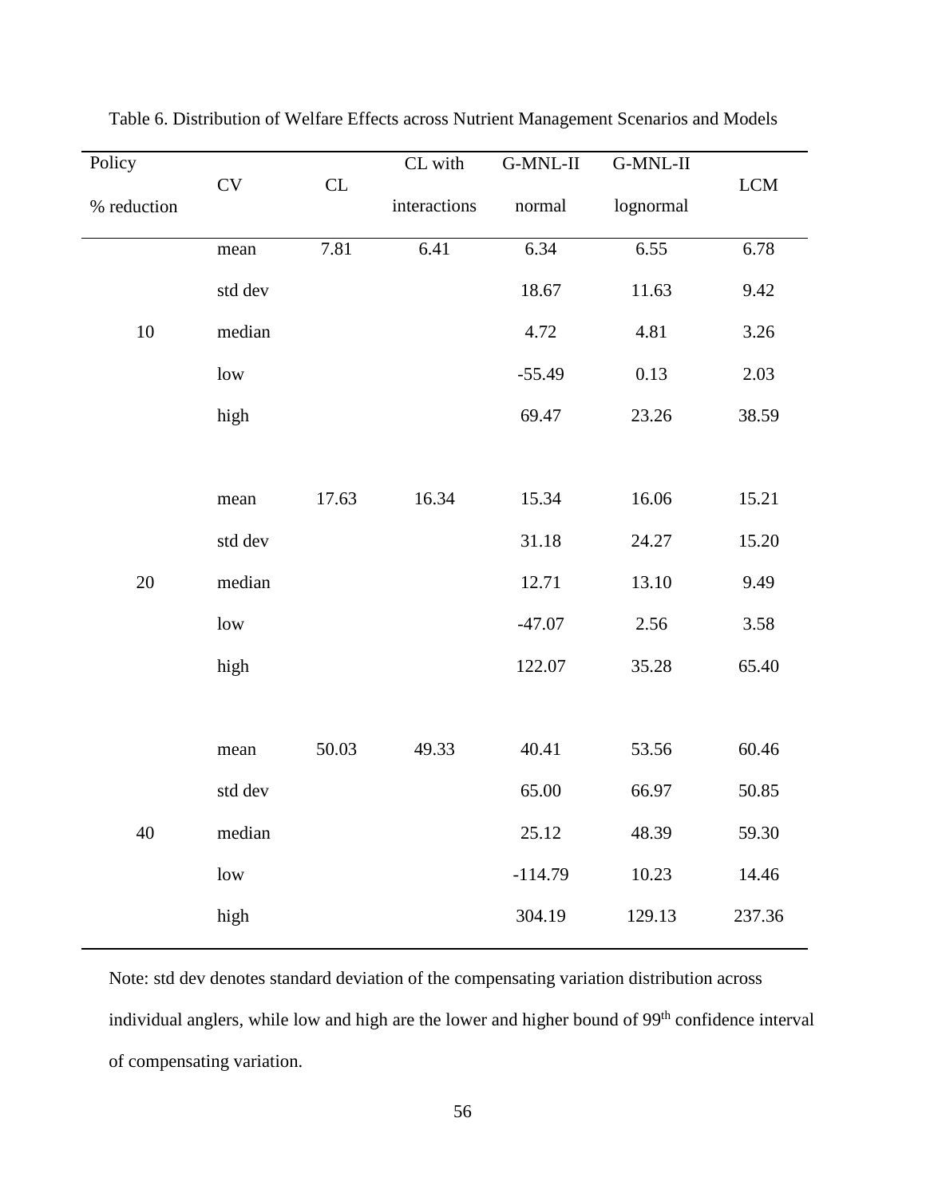Table 6. Distribution of Welfare Effects across Nutrient Management Scenarios and Models

| Policy % reduction | CV | CL | CL with interactions | G-MNL-II normal | G-MNL-II lognormal | LCM |
|---|---|---|---|---|---|---|
| 10 | mean | 7.81 | 6.41 | 6.34 | 6.55 | 6.78 |
| | std dev | | | 18.67 | 11.63 | 9.42 |
| | median | | | 4.72 | 4.81 | 3.26 |
| | low | | | -55.49 | 0.13 | 2.03 |
| | high | | | 69.47 | 23.26 | 38.59 |
| 20 | mean | 17.63 | 16.34 | 15.34 | 16.06 | 15.21 |
| | std dev | | | 31.18 | 24.27 | 15.20 |
| | median | | | 12.71 | 13.10 | 9.49 |
| | low | | | -47.07 | 2.56 | 3.58 |
| | high | | | 122.07 | 35.28 | 65.40 |
| 40 | mean | 50.03 | 49.33 | 40.41 | 53.56 | 60.46 |
| | std dev | | | 65.00 | 66.97 | 50.85 |
| | median | | | 25.12 | 48.39 | 59.30 |
| | low | | | -114.79 | 10.23 | 14.46 |
| | high | | | 304.19 | 129.13 | 237.36 |

Note: std dev denotes standard deviation of the compensating variation distribution across individual anglers, while low and high are the lower and higher bound of 99th confidence interval of compensating variation.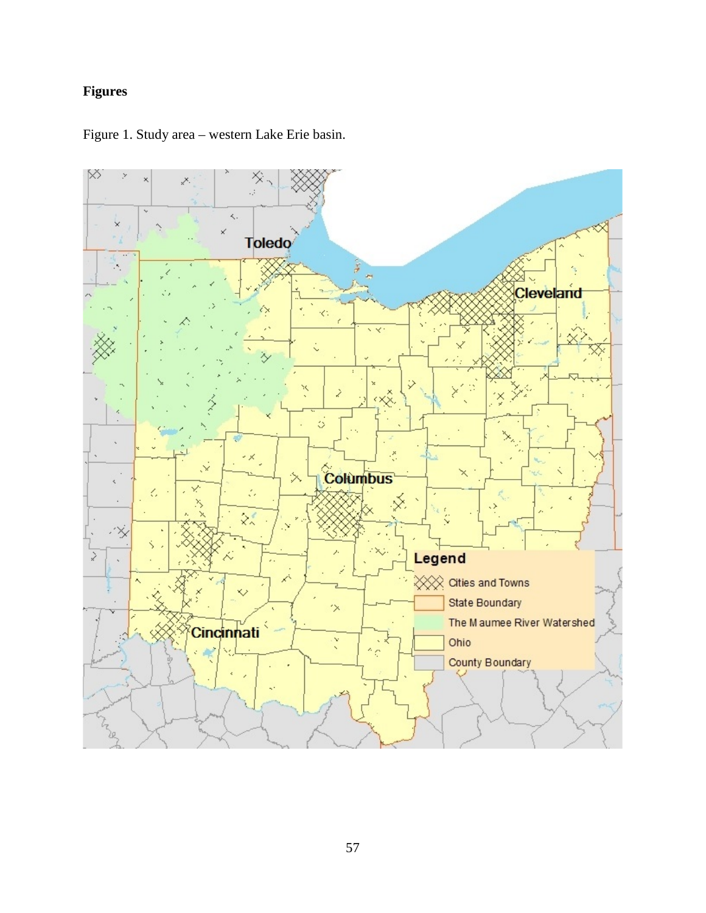**Figures**

Figure 1. Study area – western Lake Erie basin.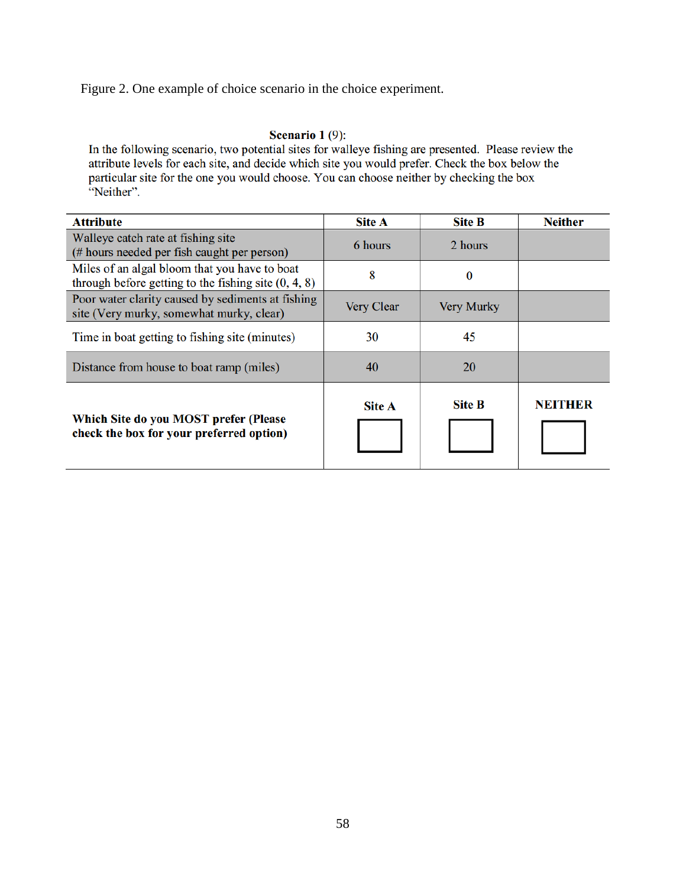Figure 2. One example of choice scenario in the choice experiment.

**Scenario 1** (9):

In the following scenario, two potential sites for walleye fishing are presented. Please review the attribute levels for each site, and decide which site you would prefer. Check the box below the particular site for the one you would choose. You can choose neither by checking the box "Neither".

| **Attribute** | **Site A** | **Site B** | **Neither** |
|---|---|---|---|
| Walleye catch rate at fishing site (# hours needed per fish caught per person) | 6 hours | 2 hours | |
| Miles of an algal bloom that you have to boat through before getting to the fishing site (0, 4, 8) | 8 | 0 | |
| Poor water clarity caused by sediments at fishing site (Very murky, somewhat murky, clear) | Very Clear | Very Murky | |
| Time in boat getting to fishing site (minutes) | 30 | 45 | |
| Distance from house to boat ramp (miles) | 40 | 20 | |
| **Which Site do you MOST prefer (Please check the box for your preferred option)** | **Site A** ☐ | **Site B** ☐ | **NEITHER** ☐ |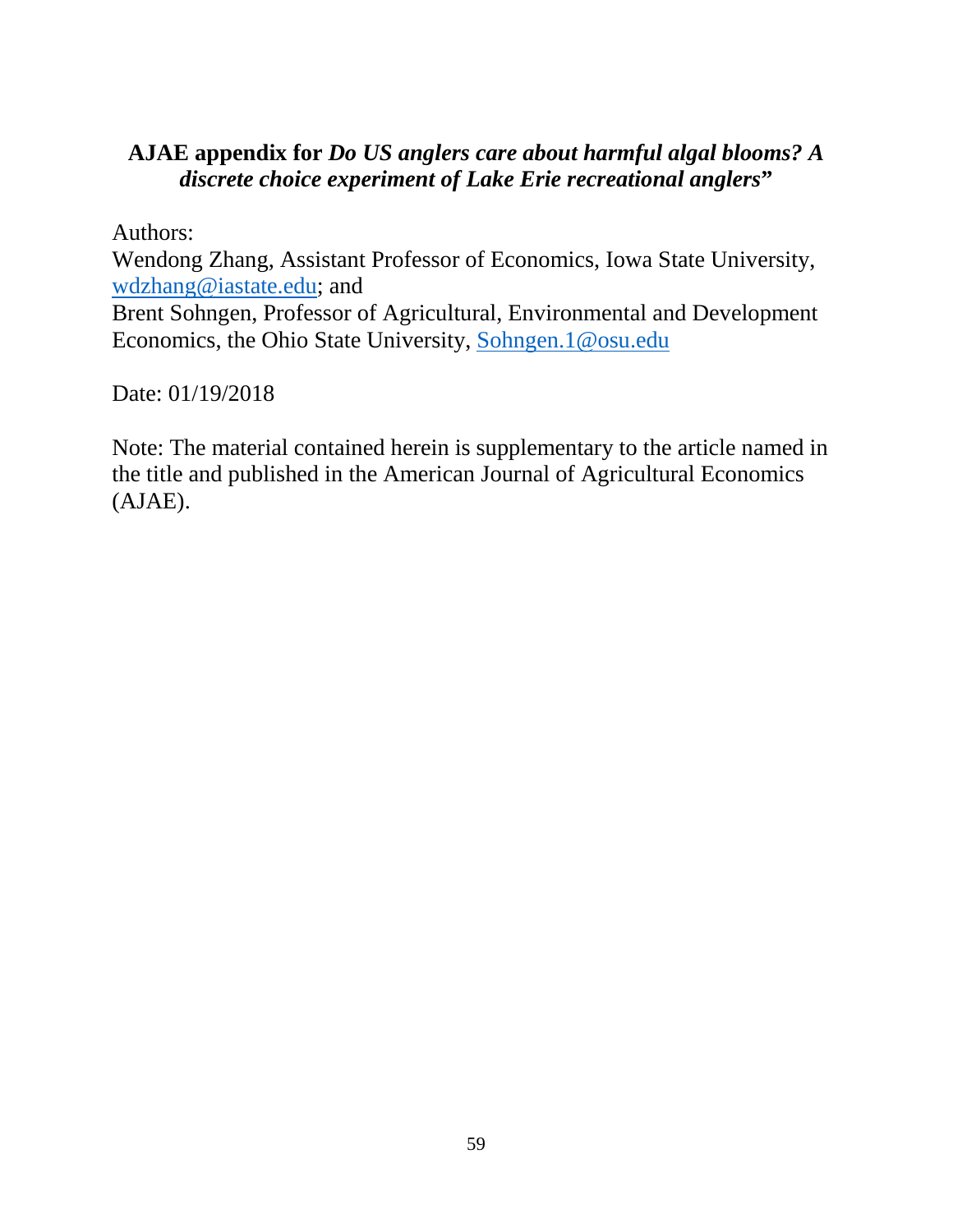**AJAE appendix for *Do US anglers care about harmful algal blooms? A discrete choice experiment of Lake Erie recreational anglers*"**

Authors:
Wendong Zhang, Assistant Professor of Economics, Iowa State University, wdzhang@iastate.edu; and
Brent Sohngen, Professor of Agricultural, Environmental and Development Economics, the Ohio State University, Sohngen.1@osu.edu

Date: 01/19/2018

Note: The material contained herein is supplementary to the article named in the title and published in the American Journal of Agricultural Economics (AJAE).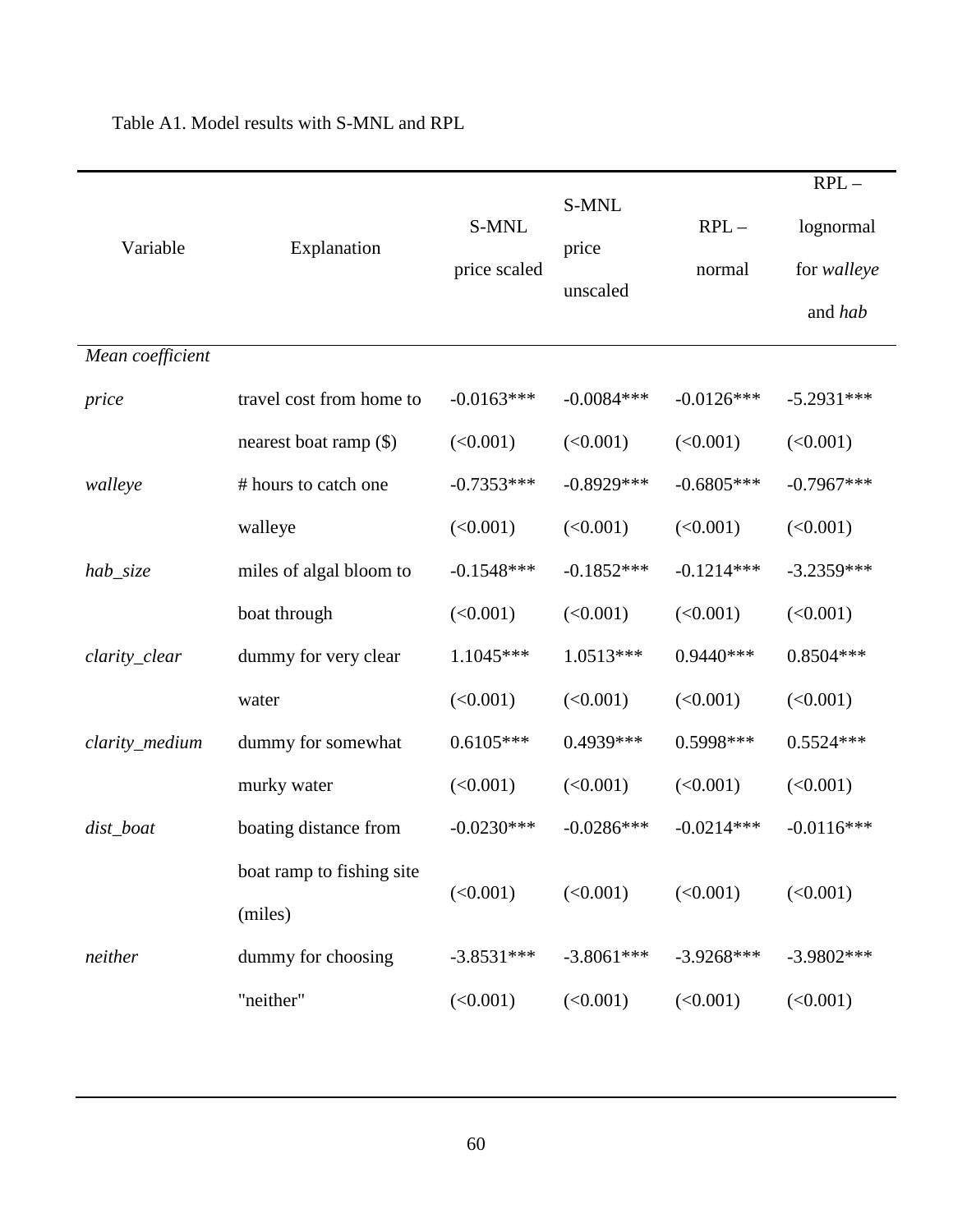Table A1. Model results with S-MNL and RPL

| Variable | Explanation | S-MNL price scaled | S-MNL price unscaled | RPL – normal | RPL – lognormal for *walleye* and *hab* |
|---|---|---|---|---|---|
| *Mean coefficient* | | | | | |
| *price* | travel cost from home to nearest boat ramp ($) | -0.0163*** | -0.0084*** | -0.0126*** | -5.2931*** |
| | | (<0.001) | (<0.001) | (<0.001) | (<0.001) |
| *walleye* | # hours to catch one walleye | -0.7353*** | -0.8929*** | -0.6805*** | -0.7967*** |
| | | (<0.001) | (<0.001) | (<0.001) | (<0.001) |
| *hab_size* | miles of algal bloom to boat through | -0.1548*** | -0.1852*** | -0.1214*** | -3.2359*** |
| | | (<0.001) | (<0.001) | (<0.001) | (<0.001) |
| *clarity_clear* | dummy for very clear water | 1.1045*** | 1.0513*** | 0.9440*** | 0.8504*** |
| | | (<0.001) | (<0.001) | (<0.001) | (<0.001) |
| *clarity_medium* | dummy for somewhat murky water | 0.6105*** | 0.4939*** | 0.5998*** | 0.5524*** |
| | | (<0.001) | (<0.001) | (<0.001) | (<0.001) |
| *dist_boat* | boating distance from boat ramp to fishing site (miles) | -0.0230*** | -0.0286*** | -0.0214*** | -0.0116*** |
| | | (<0.001) | (<0.001) | (<0.001) | (<0.001) |
| *neither* | dummy for choosing "neither" | -3.8531*** | -3.8061*** | -3.9268*** | -3.9802*** |
| | | (<0.001) | (<0.001) | (<0.001) | (<0.001) |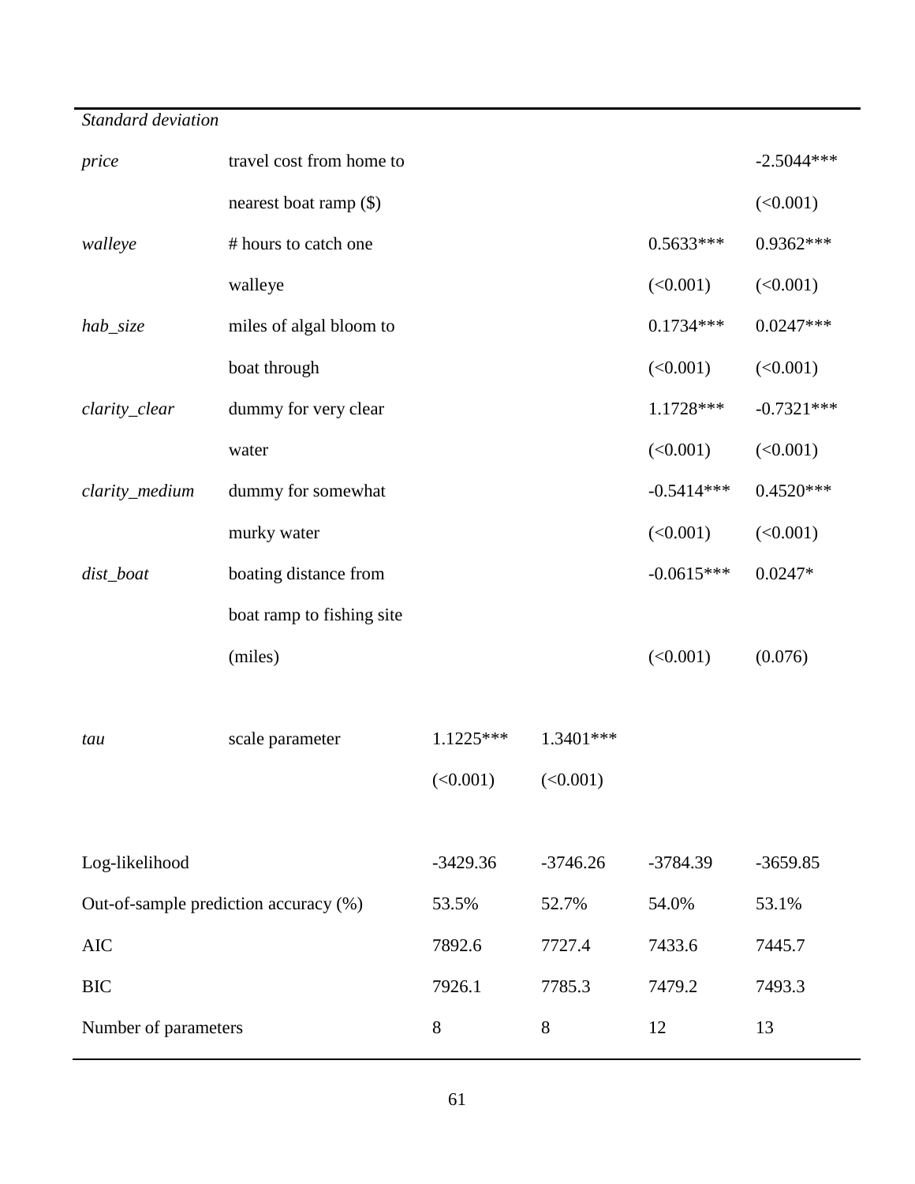| | | | | | |
|---|---|---|---|---|---|
| *Standard deviation* | | | | | |
| *price* | travel cost from home to nearest boat ramp ($) | | | | -2.5044*** |
| | | | | | (<0.001) |
| *walleye* | # hours to catch one walleye | | | 0.5633*** | 0.9362*** |
| | | | | (<0.001) | (<0.001) |
| *hab_size* | miles of algal bloom to boat through | | | 0.1734*** | 0.0247*** |
| | | | | (<0.001) | (<0.001) |
| *clarity_clear* | dummy for very clear water | | | 1.1728*** | -0.7321*** |
| | | | | (<0.001) | (<0.001) |
| *clarity_medium* | dummy for somewhat murky water | | | -0.5414*** | 0.4520*** |
| | | | | (<0.001) | (<0.001) |
| *dist_boat* | boating distance from boat ramp to fishing site (miles) | | | -0.0615*** | 0.0247* |
| | | | | (<0.001) | (0.076) |
| | | | | | |
| *tau* | scale parameter | 1.1225*** | 1.3401*** | | |
| | | (<0.001) | (<0.001) | | |
| | | | | | |
| Log-likelihood | | -3429.36 | -3746.26 | -3784.39 | -3659.85 |
| Out-of-sample prediction accuracy (%) | | 53.5% | 52.7% | 54.0% | 53.1% |
| AIC | | 7892.6 | 7727.4 | 7433.6 | 7445.7 |
| BIC | | 7926.1 | 7785.3 | 7479.2 | 7493.3 |
| Number of parameters | | 8 | 8 | 12 | 13 |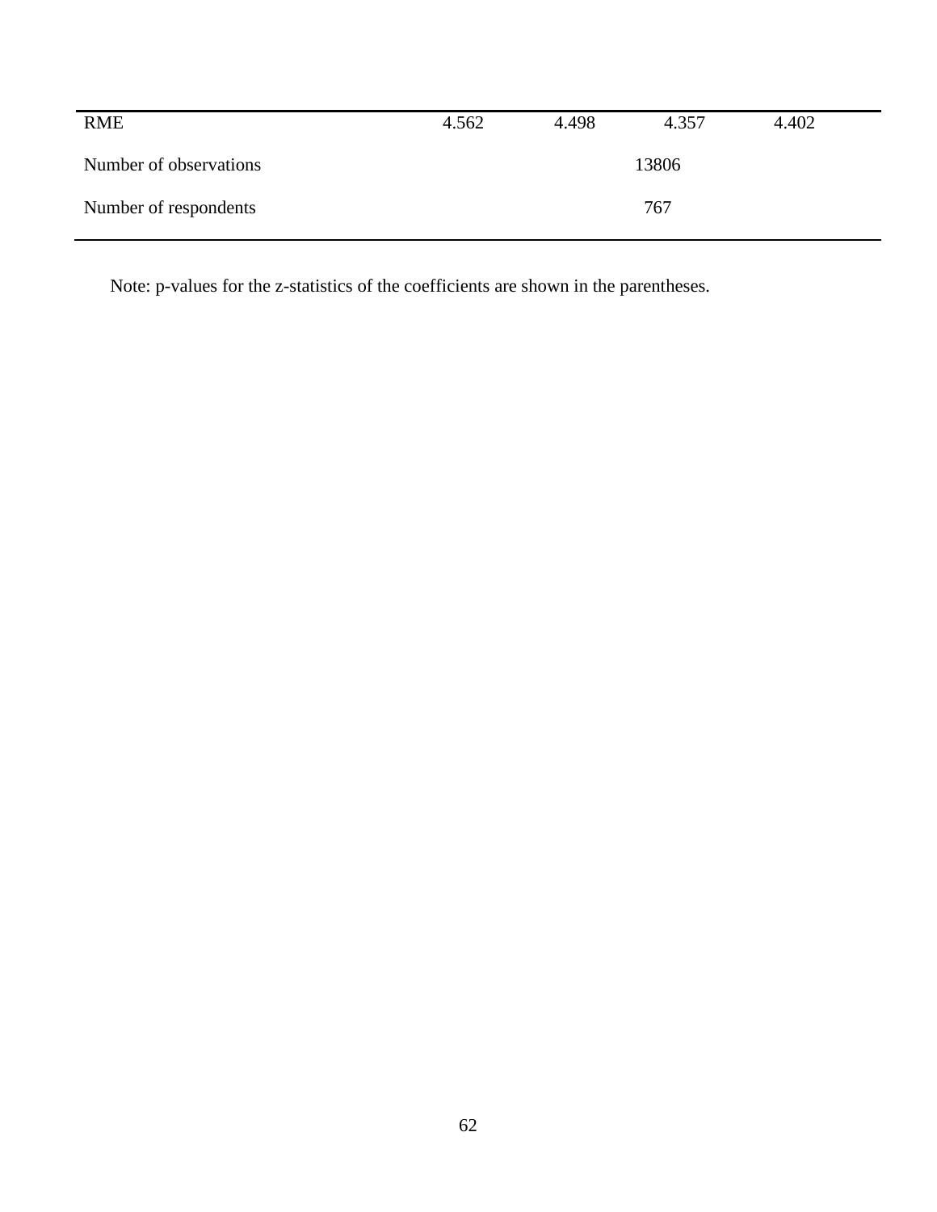| | | | | |
|---|---|---|---|---|
| RME | 4.562 | 4.498 | 4.357 | 4.402 |
| Number of observations | 13806 | | | |
| Number of respondents | 767 | | | |

Note: p-values for the z-statistics of the coefficients are shown in the parentheses.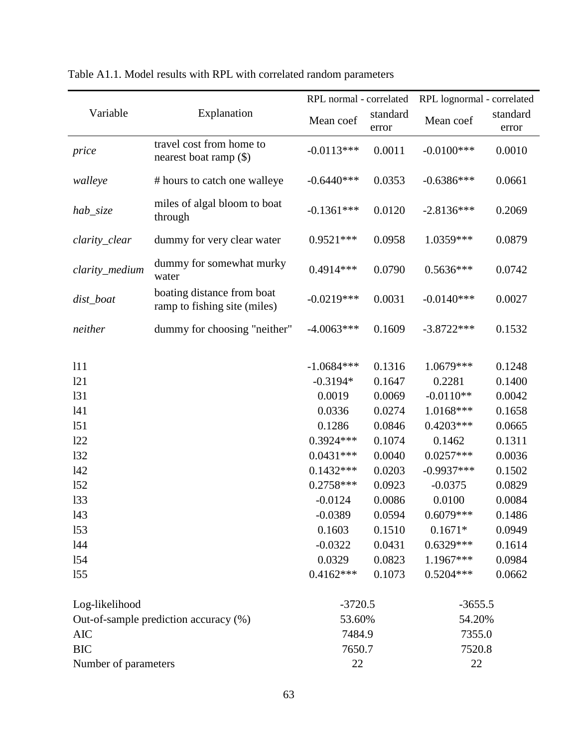Table A1.1. Model results with RPL with correlated random parameters

| Variable | Explanation | RPL normal - correlated | | RPL lognormal - correlated | |
|---|---|---|---|---|---|
| | | Mean coef | standard error | Mean coef | standard error |
| *price* | travel cost from home to nearest boat ramp ($) | -0.0113*** | 0.0011 | -0.0100*** | 0.0010 |
| *walleye* | # hours to catch one walleye | -0.6440*** | 0.0353 | -0.6386*** | 0.0661 |
| *hab_size* | miles of algal bloom to boat through | -0.1361*** | 0.0120 | -2.8136*** | 0.2069 |
| *clarity_clear* | dummy for very clear water | 0.9521*** | 0.0958 | 1.0359*** | 0.0879 |
| *clarity_medium* | dummy for somewhat murky water | 0.4914*** | 0.0790 | 0.5636*** | 0.0742 |
| *dist_boat* | boating distance from boat ramp to fishing site (miles) | -0.0219*** | 0.0031 | -0.0140*** | 0.0027 |
| *neither* | dummy for choosing "neither" | -4.0063*** | 0.1609 | -3.8722*** | 0.1532 |
| l11 | | -1.0684*** | 0.1316 | 1.0679*** | 0.1248 |
| l21 | | -0.3194* | 0.1647 | 0.2281 | 0.1400 |
| l31 | | 0.0019 | 0.0069 | -0.0110** | 0.0042 |
| l41 | | 0.0336 | 0.0274 | 1.0168*** | 0.1658 |
| l51 | | 0.1286 | 0.0846 | 0.4203*** | 0.0665 |
| l22 | | 0.3924*** | 0.1074 | 0.1462 | 0.1311 |
| l32 | | 0.0431*** | 0.0040 | 0.0257*** | 0.0036 |
| l42 | | 0.1432*** | 0.0203 | -0.9937*** | 0.1502 |
| l52 | | 0.2758*** | 0.0923 | -0.0375 | 0.0829 |
| l33 | | -0.0124 | 0.0086 | 0.0100 | 0.0084 |
| l43 | | -0.0389 | 0.0594 | 0.6079*** | 0.1486 |
| l53 | | 0.1603 | 0.1510 | 0.1671* | 0.0949 |
| l44 | | -0.0322 | 0.0431 | 0.6329*** | 0.1614 |
| l54 | | 0.0329 | 0.0823 | 1.1967*** | 0.0984 |
| l55 | | 0.4162*** | 0.1073 | 0.5204*** | 0.0662 |
| Log-likelihood | | -3720.5 | | -3655.5 | |
| Out-of-sample prediction accuracy (%) | | 53.60% | | 54.20% | |
| AIC | | 7484.9 | | 7355.0 | |
| BIC | | 7650.7 | | 7520.8 | |
| Number of parameters | | 22 | | 22 | |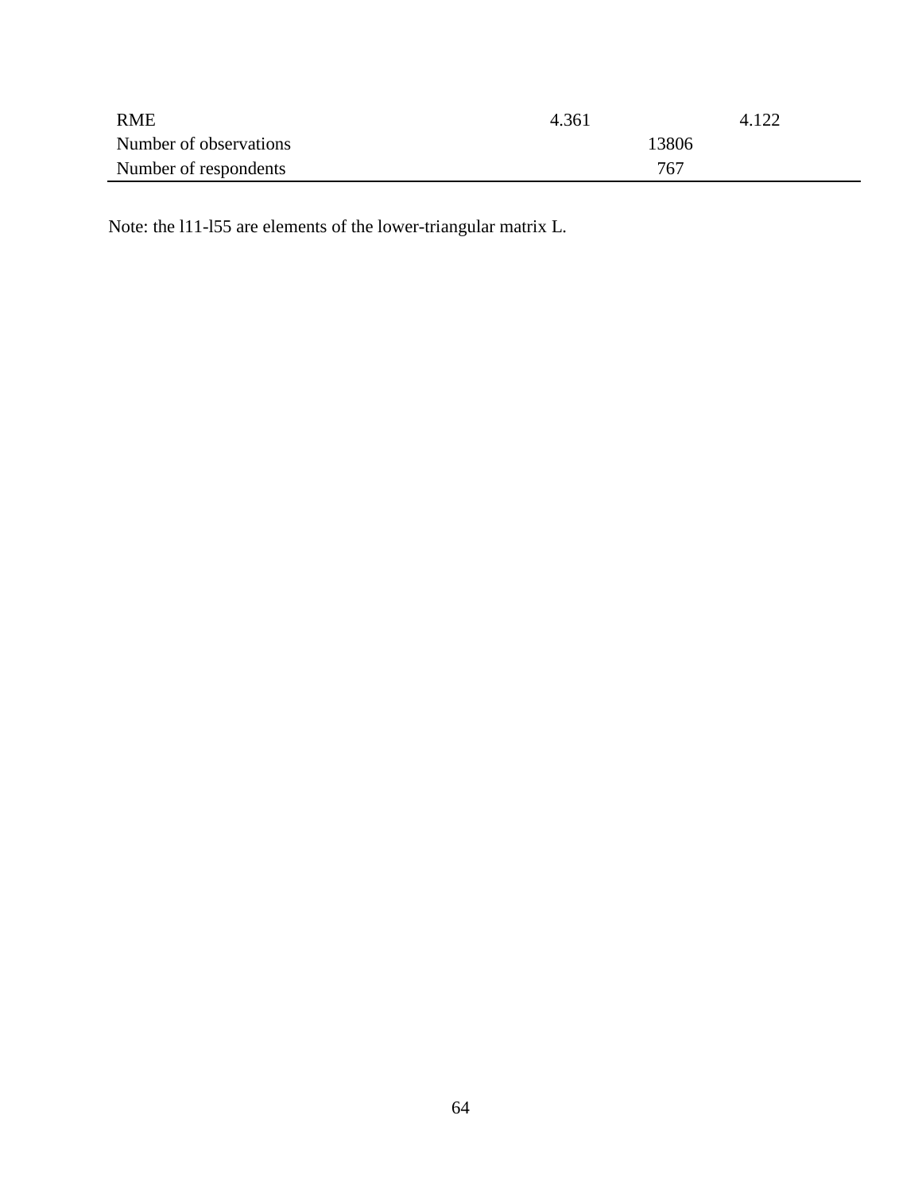| | | |
|---|---|---|
| RME | 4.361 | 4.122 |
| Number of observations | 13806 | |
| Number of respondents | 767 | |

Note: the l11-l55 are elements of the lower-triangular matrix L.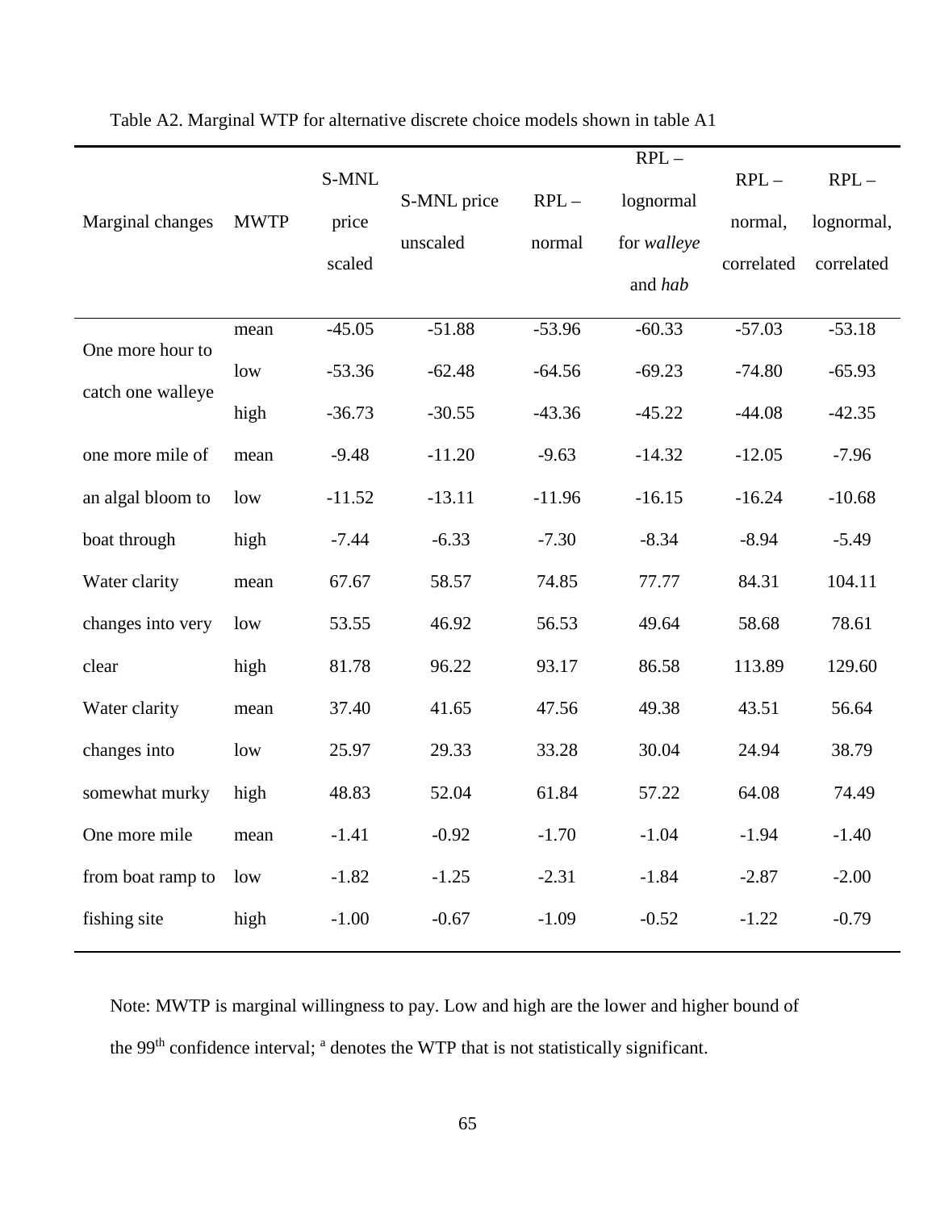Table A2. Marginal WTP for alternative discrete choice models shown in table A1

| Marginal changes | MWTP | S-MNL price scaled | S-MNL price unscaled | RPL – normal | RPL – lognormal for *walleye* and *hab* | RPL – normal, correlated | RPL – lognormal, correlated |
|---|---|---|---|---|---|---|---|
| One more hour to catch one walleye | mean | -45.05 | -51.88 | -53.96 | -60.33 | -57.03 | -53.18 |
| | low | -53.36 | -62.48 | -64.56 | -69.23 | -74.80 | -65.93 |
| | high | -36.73 | -30.55 | -43.36 | -45.22 | -44.08 | -42.35 |
| one more mile of an algal bloom to boat through | mean | -9.48 | -11.20 | -9.63 | -14.32 | -12.05 | -7.96 |
| | low | -11.52 | -13.11 | -11.96 | -16.15 | -16.24 | -10.68 |
| | high | -7.44 | -6.33 | -7.30 | -8.34 | -8.94 | -5.49 |
| Water clarity changes into very clear | mean | 67.67 | 58.57 | 74.85 | 77.77 | 84.31 | 104.11 |
| | low | 53.55 | 46.92 | 56.53 | 49.64 | 58.68 | 78.61 |
| | high | 81.78 | 96.22 | 93.17 | 86.58 | 113.89 | 129.60 |
| Water clarity changes into somewhat murky | mean | 37.40 | 41.65 | 47.56 | 49.38 | 43.51 | 56.64 |
| | low | 25.97 | 29.33 | 33.28 | 30.04 | 24.94 | 38.79 |
| | high | 48.83 | 52.04 | 61.84 | 57.22 | 64.08 | 74.49 |
| One more mile from boat ramp to fishing site | mean | -1.41 | -0.92 | -1.70 | -1.04 | -1.94 | -1.40 |
| | low | -1.82 | -1.25 | -2.31 | -1.84 | -2.87 | -2.00 |
| | high | -1.00 | -0.67 | -1.09 | -0.52 | -1.22 | -0.79 |

Note: MWTP is marginal willingness to pay. Low and high are the lower and higher bound of the 99th confidence interval; [a] denotes the WTP that is not statistically significant.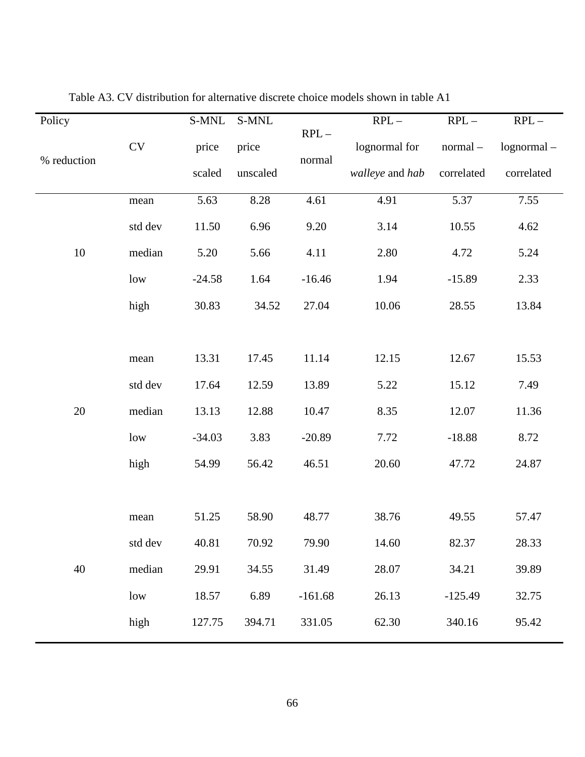Table A3. CV distribution for alternative discrete choice models shown in table A1

| Policy % reduction | CV | S-MNL price scaled | S-MNL price unscaled | RPL – normal | RPL – lognormal for *walleye* and *hab* | RPL – normal – correlated | RPL – lognormal – correlated |
|---|---|---|---|---|---|---|---|
| 10 | mean | 5.63 | 8.28 | 4.61 | 4.91 | 5.37 | 7.55 |
| | std dev | 11.50 | 6.96 | 9.20 | 3.14 | 10.55 | 4.62 |
| | median | 5.20 | 5.66 | 4.11 | 2.80 | 4.72 | 5.24 |
| | low | -24.58 | 1.64 | -16.46 | 1.94 | -15.89 | 2.33 |
| | high | 30.83 | 34.52 | 27.04 | 10.06 | 28.55 | 13.84 |
| 20 | mean | 13.31 | 17.45 | 11.14 | 12.15 | 12.67 | 15.53 |
| | std dev | 17.64 | 12.59 | 13.89 | 5.22 | 15.12 | 7.49 |
| | median | 13.13 | 12.88 | 10.47 | 8.35 | 12.07 | 11.36 |
| | low | -34.03 | 3.83 | -20.89 | 7.72 | -18.88 | 8.72 |
| | high | 54.99 | 56.42 | 46.51 | 20.60 | 47.72 | 24.87 |
| 40 | mean | 51.25 | 58.90 | 48.77 | 38.76 | 49.55 | 57.47 |
| | std dev | 40.81 | 70.92 | 79.90 | 14.60 | 82.37 | 28.33 |
| | median | 29.91 | 34.55 | 31.49 | 28.07 | 34.21 | 39.89 |
| | low | 18.57 | 6.89 | -161.68 | 26.13 | -125.49 | 32.75 |
| | high | 127.75 | 394.71 | 331.05 | 62.30 | 340.16 | 95.42 |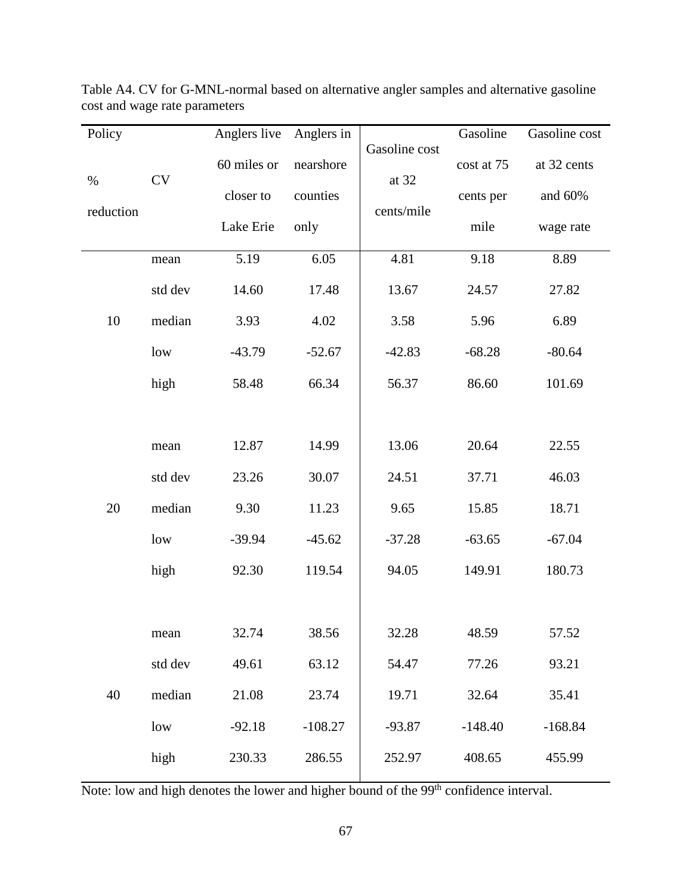Table A4. CV for G-MNL-normal based on alternative angler samples and alternative gasoline cost and wage rate parameters

| Policy % reduction | CV | Anglers live 60 miles or closer to Lake Erie | Anglers in nearshore counties only | Gasoline cost at 32 cents/mile | Gasoline cost at 75 cents per mile | Gasoline cost at 32 cents and 60% wage rate |
|---|---|---|---|---|---|---|
| 10 | mean | 5.19 | 6.05 | 4.81 | 9.18 | 8.89 |
| | std dev | 14.60 | 17.48 | 13.67 | 24.57 | 27.82 |
| | median | 3.93 | 4.02 | 3.58 | 5.96 | 6.89 |
| | low | -43.79 | -52.67 | -42.83 | -68.28 | -80.64 |
| | high | 58.48 | 66.34 | 56.37 | 86.60 | 101.69 |
| 20 | mean | 12.87 | 14.99 | 13.06 | 20.64 | 22.55 |
| | std dev | 23.26 | 30.07 | 24.51 | 37.71 | 46.03 |
| | median | 9.30 | 11.23 | 9.65 | 15.85 | 18.71 |
| | low | -39.94 | -45.62 | -37.28 | -63.65 | -67.04 |
| | high | 92.30 | 119.54 | 94.05 | 149.91 | 180.73 |
| 40 | mean | 32.74 | 38.56 | 32.28 | 48.59 | 57.52 |
| | std dev | 49.61 | 63.12 | 54.47 | 77.26 | 93.21 |
| | median | 21.08 | 23.74 | 19.71 | 32.64 | 35.41 |
| | low | -92.18 | -108.27 | -93.87 | -148.40 | -168.84 |
| | high | 230.33 | 286.55 | 252.97 | 408.65 | 455.99 |

Note: low and high denotes the lower and higher bound of the 99th confidence interval.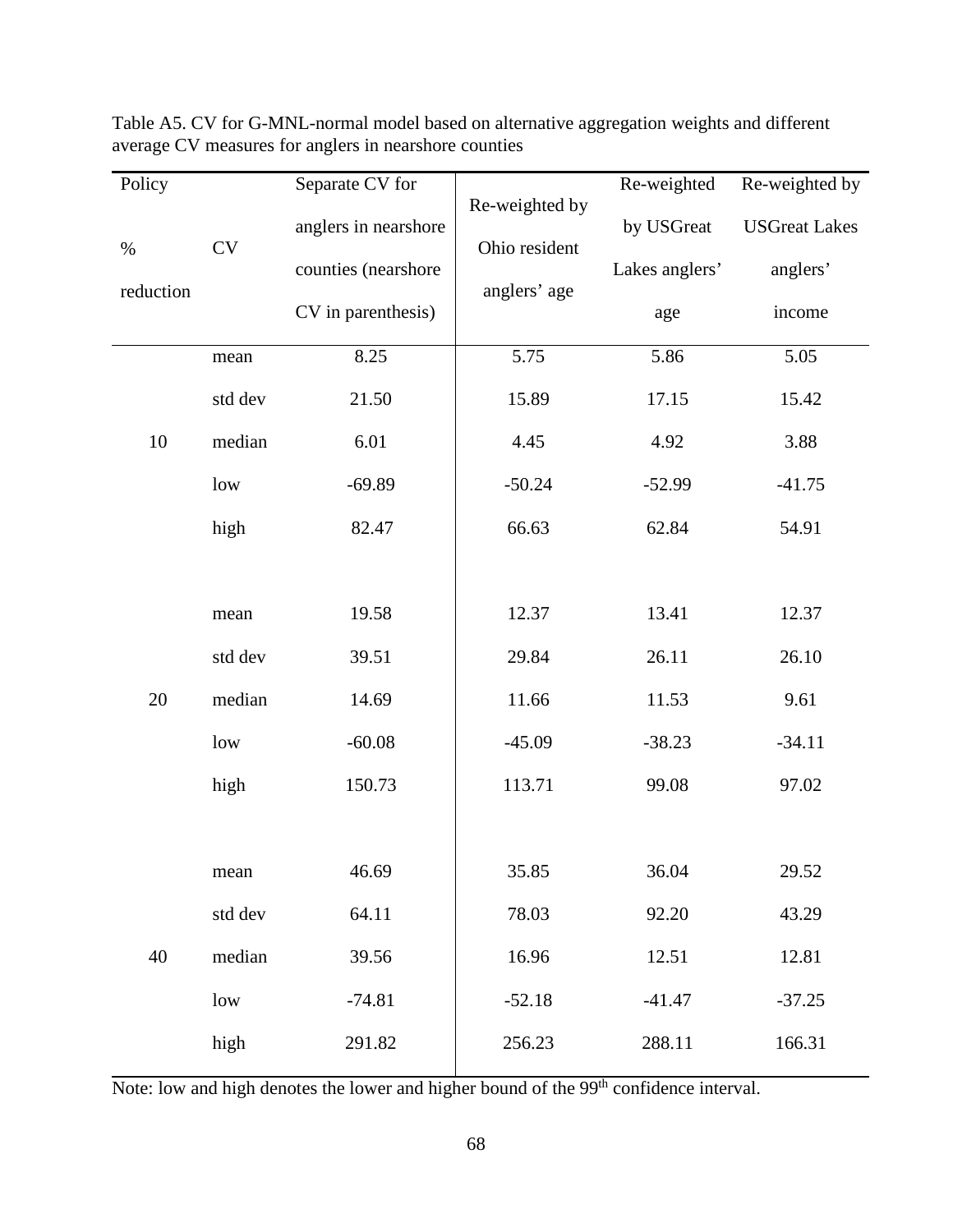Table A5. CV for G-MNL-normal model based on alternative aggregation weights and different average CV measures for anglers in nearshore counties

| Policy % reduction | CV | Separate CV for anglers in nearshore counties (nearshore CV in parenthesis) | Re-weighted by Ohio resident anglers' age | Re-weighted by USGreat Lakes anglers' age | Re-weighted by USGreat Lakes anglers' income |
|---|---|---|---|---|---|
| 10 | mean | 8.25 | 5.75 | 5.86 | 5.05 |
| | std dev | 21.50 | 15.89 | 17.15 | 15.42 |
| | median | 6.01 | 4.45 | 4.92 | 3.88 |
| | low | -69.89 | -50.24 | -52.99 | -41.75 |
| | high | 82.47 | 66.63 | 62.84 | 54.91 |
| 20 | mean | 19.58 | 12.37 | 13.41 | 12.37 |
| | std dev | 39.51 | 29.84 | 26.11 | 26.10 |
| | median | 14.69 | 11.66 | 11.53 | 9.61 |
| | low | -60.08 | -45.09 | -38.23 | -34.11 |
| | high | 150.73 | 113.71 | 99.08 | 97.02 |
| 40 | mean | 46.69 | 35.85 | 36.04 | 29.52 |
| | std dev | 64.11 | 78.03 | 92.20 | 43.29 |
| | median | 39.56 | 16.96 | 12.51 | 12.81 |
| | low | -74.81 | -52.18 | -41.47 | -37.25 |
| | high | 291.82 | 256.23 | 288.11 | 166.31 |

Note: low and high denotes the lower and higher bound of the 99th confidence interval.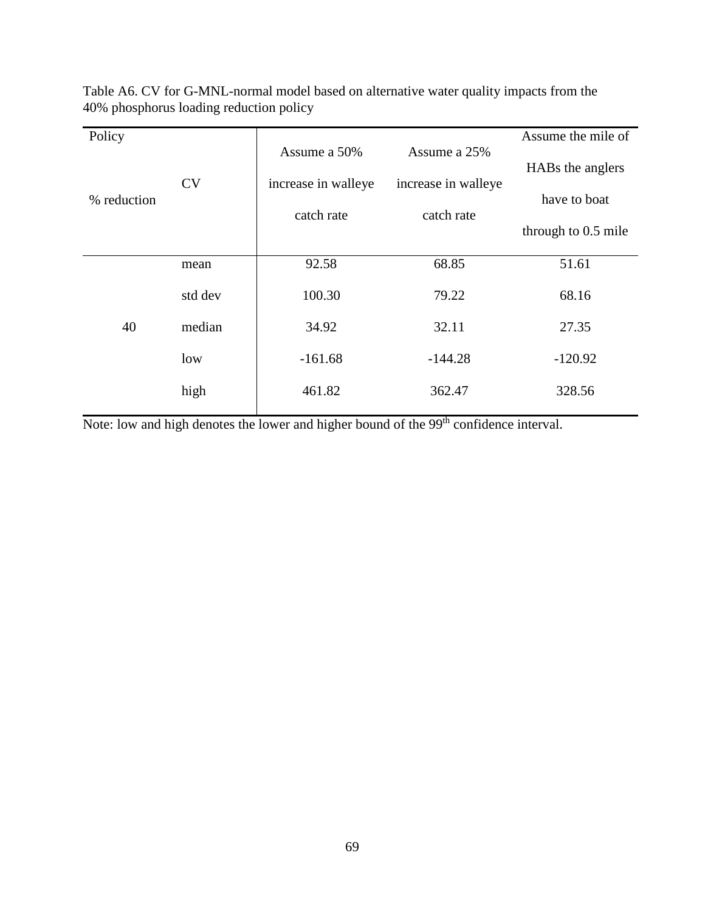Table A6. CV for G-MNL-normal model based on alternative water quality impacts from the 40% phosphorus loading reduction policy

| Policy % reduction | CV | Assume a 50% increase in walleye catch rate | Assume a 25% increase in walleye catch rate | Assume the mile of HABs the anglers have to boat through to 0.5 mile |
|---|---|---|---|---|
| 40 | mean | 92.58 | 68.85 | 51.61 |
| | std dev | 100.30 | 79.22 | 68.16 |
| | median | 34.92 | 32.11 | 27.35 |
| | low | -161.68 | -144.28 | -120.92 |
| | high | 461.82 | 362.47 | 328.56 |

Note: low and high denotes the lower and higher bound of the 99th confidence interval.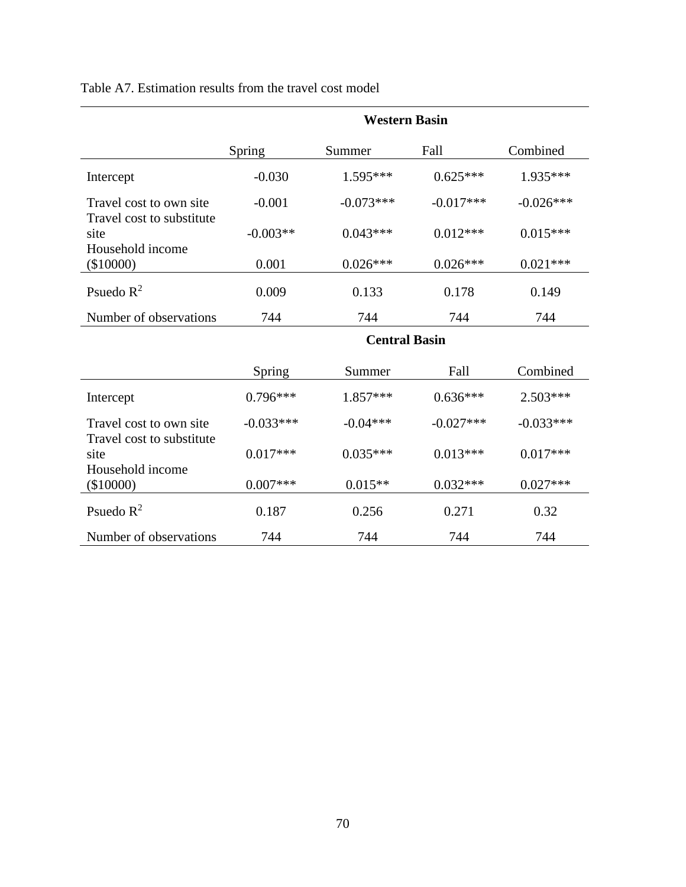Table A7. Estimation results from the travel cost model

| | Western Basin | | | |
|---|---|---|---|---|
| | Spring | Summer | Fall | Combined |
| Intercept | -0.030 | 1.595*** | 0.625*** | 1.935*** |
| Travel cost to own site | -0.001 | -0.073*** | -0.017*** | -0.026*** |
| Travel cost to substitute site | -0.003** | 0.043*** | 0.012*** | 0.015*** |
| Household income ($10000) | 0.001 | 0.026*** | 0.026*** | 0.021*** |
| Psuedo $R^2$ | 0.009 | 0.133 | 0.178 | 0.149 |
| Number of observations | 744 | 744 | 744 | 744 |

| | Central Basin | | | |
|---|---|---|---|---|
| | Spring | Summer | Fall | Combined |
| Intercept | 0.796*** | 1.857*** | 0.636*** | 2.503*** |
| Travel cost to own site | -0.033*** | -0.04*** | -0.027*** | -0.033*** |
| Travel cost to substitute site | 0.017*** | 0.035*** | 0.013*** | 0.017*** |
| Household income ($10000) | 0.007*** | 0.015** | 0.032*** | 0.027*** |
| Psuedo $R^2$ | 0.187 | 0.256 | 0.271 | 0.32 |
| Number of observations | 744 | 744 | 744 | 744 |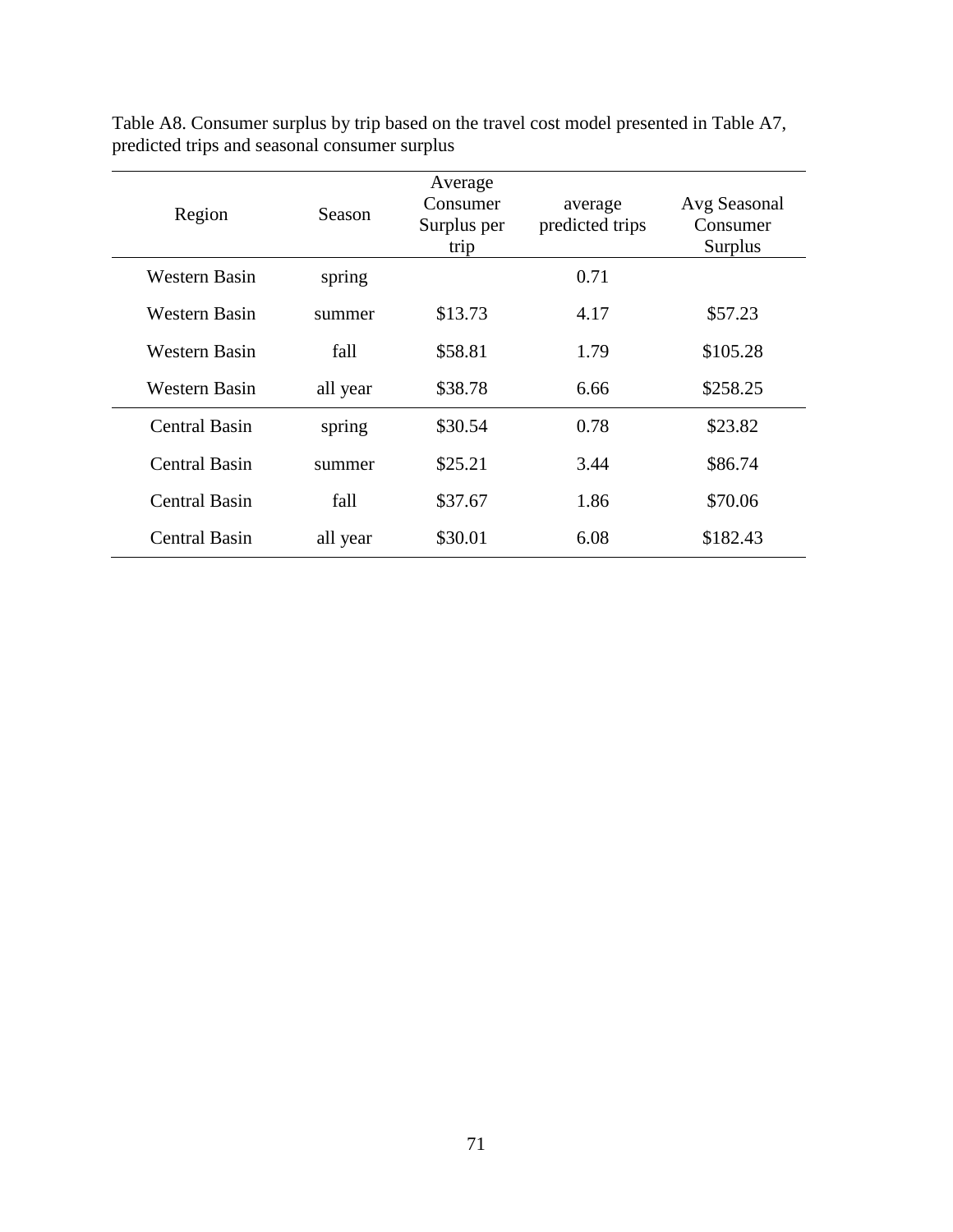Table A8. Consumer surplus by trip based on the travel cost model presented in Table A7, predicted trips and seasonal consumer surplus

| Region | Season | Average Consumer Surplus per trip | average predicted trips | Avg Seasonal Consumer Surplus |
|---|---|---|---|---|
| Western Basin | spring | | 0.71 | |
| Western Basin | summer | $13.73 | 4.17 | $57.23 |
| Western Basin | fall | $58.81 | 1.79 | $105.28 |
| Western Basin | all year | $38.78 | 6.66 | $258.25 |
| Central Basin | spring | $30.54 | 0.78 | $23.82 |
| Central Basin | summer | $25.21 | 3.44 | $86.74 |
| Central Basin | fall | $37.67 | 1.86 | $70.06 |
| Central Basin | all year | $30.01 | 6.08 | $182.43 |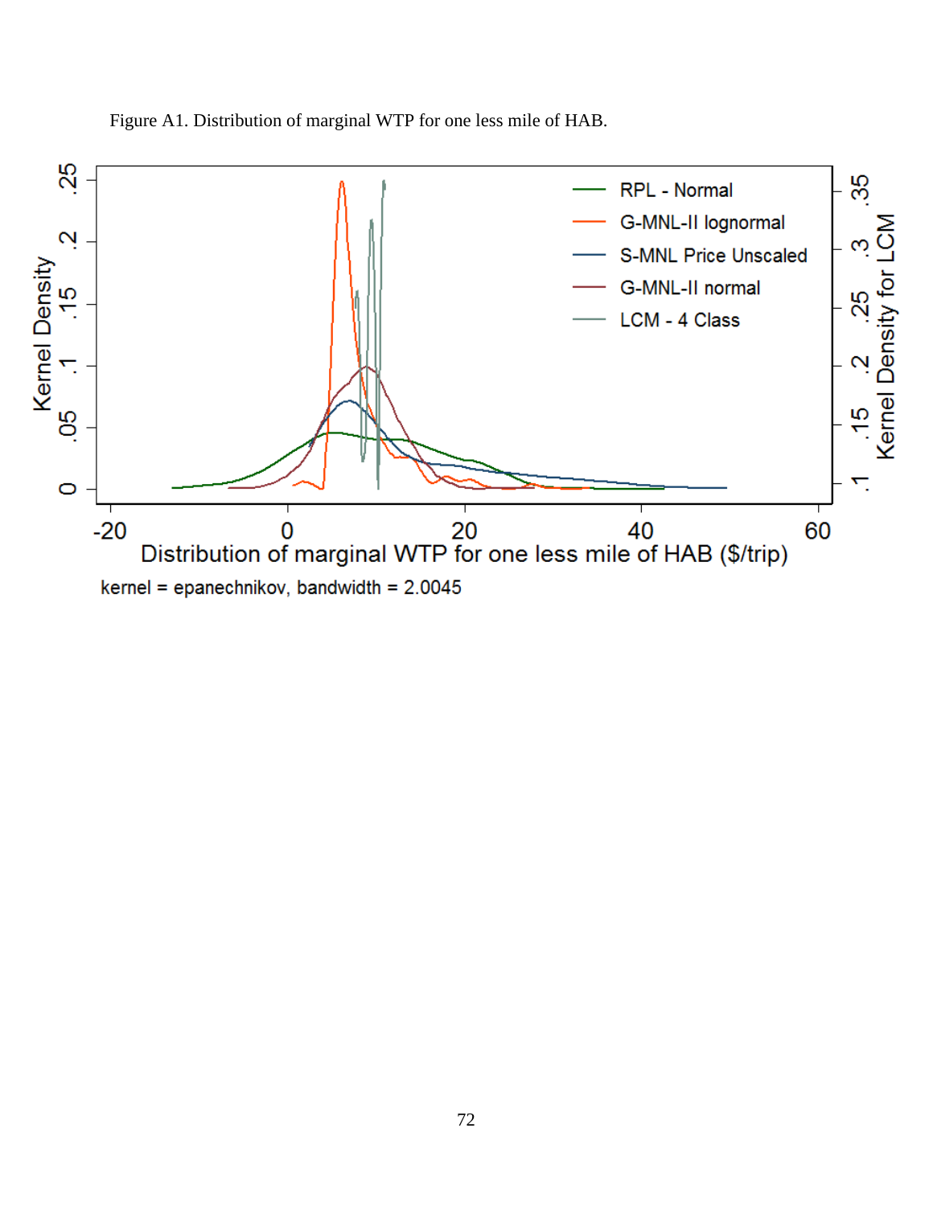Figure A1. Distribution of marginal WTP for one less mile of HAB.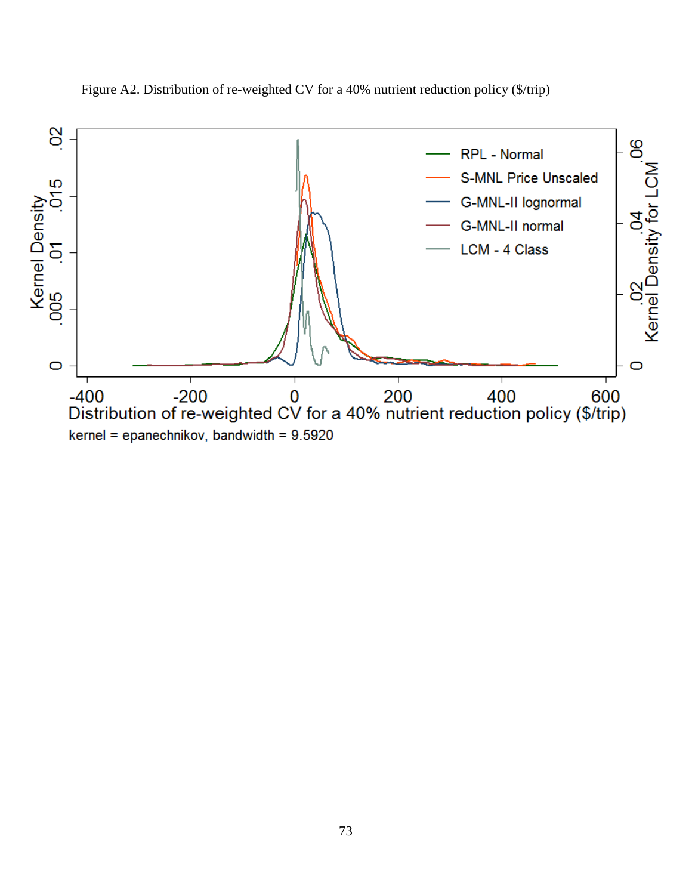Figure A2. Distribution of re-weighted CV for a 40% nutrient reduction policy ($/trip)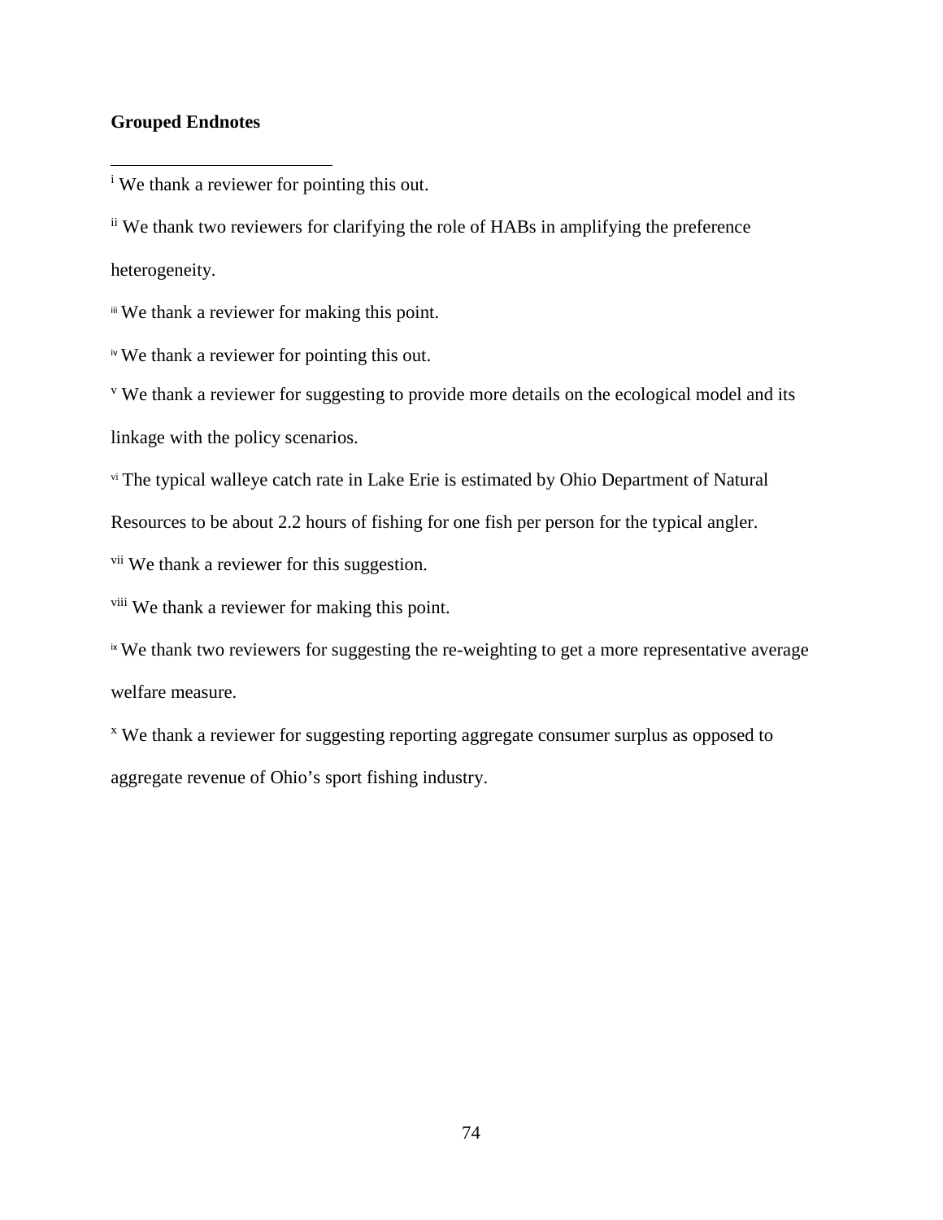**Grouped Endnotes**

[i] We thank a reviewer for pointing this out.

[ii] We thank two reviewers for clarifying the role of HABs in amplifying the preference heterogeneity.

[iii] We thank a reviewer for making this point.

[iv] We thank a reviewer for pointing this out.

[v] We thank a reviewer for suggesting to provide more details on the ecological model and its linkage with the policy scenarios.

[vi] The typical walleye catch rate in Lake Erie is estimated by Ohio Department of Natural Resources to be about 2.2 hours of fishing for one fish per person for the typical angler.

[vii] We thank a reviewer for this suggestion.

[viii] We thank a reviewer for making this point.

[ix] We thank two reviewers for suggesting the re-weighting to get a more representative average welfare measure.

[x] We thank a reviewer for suggesting reporting aggregate consumer surplus as opposed to aggregate revenue of Ohio's sport fishing industry.